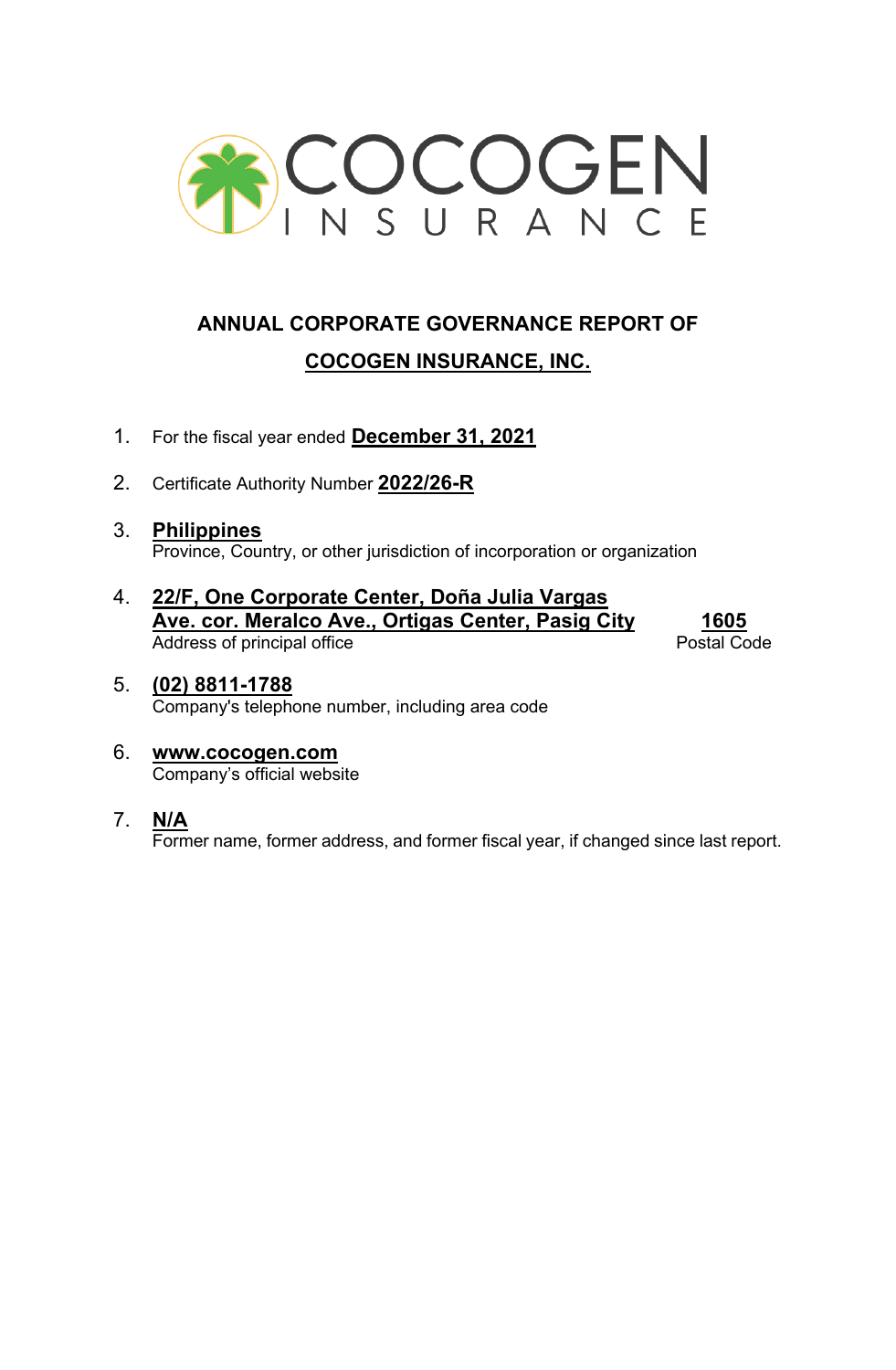COCOGEN INSURANCE

# ANNUAL CORPORATE GOVERNANCE REPORT OF

# COCOGEN INSURANCE, INC.

1. For the fiscal year ended **December 31, 2021**

2. Certificate Authority Number **2022/26-R**

3. **Philippines**
   Province, Country, or other jurisdiction of incorporation or organization

4. **22/F, One Corporate Center, Doña Julia Vargas Ave. cor. Meralco Ave., Ortigas Center, Pasig City** — **1605**
   Address of principal office — Postal Code

5. **(02) 8811-1788**
   Company's telephone number, including area code

6. **www.cocogen.com**
   Company's official website

7. **N/A**
   Former name, former address, and former fiscal year, if changed since last report.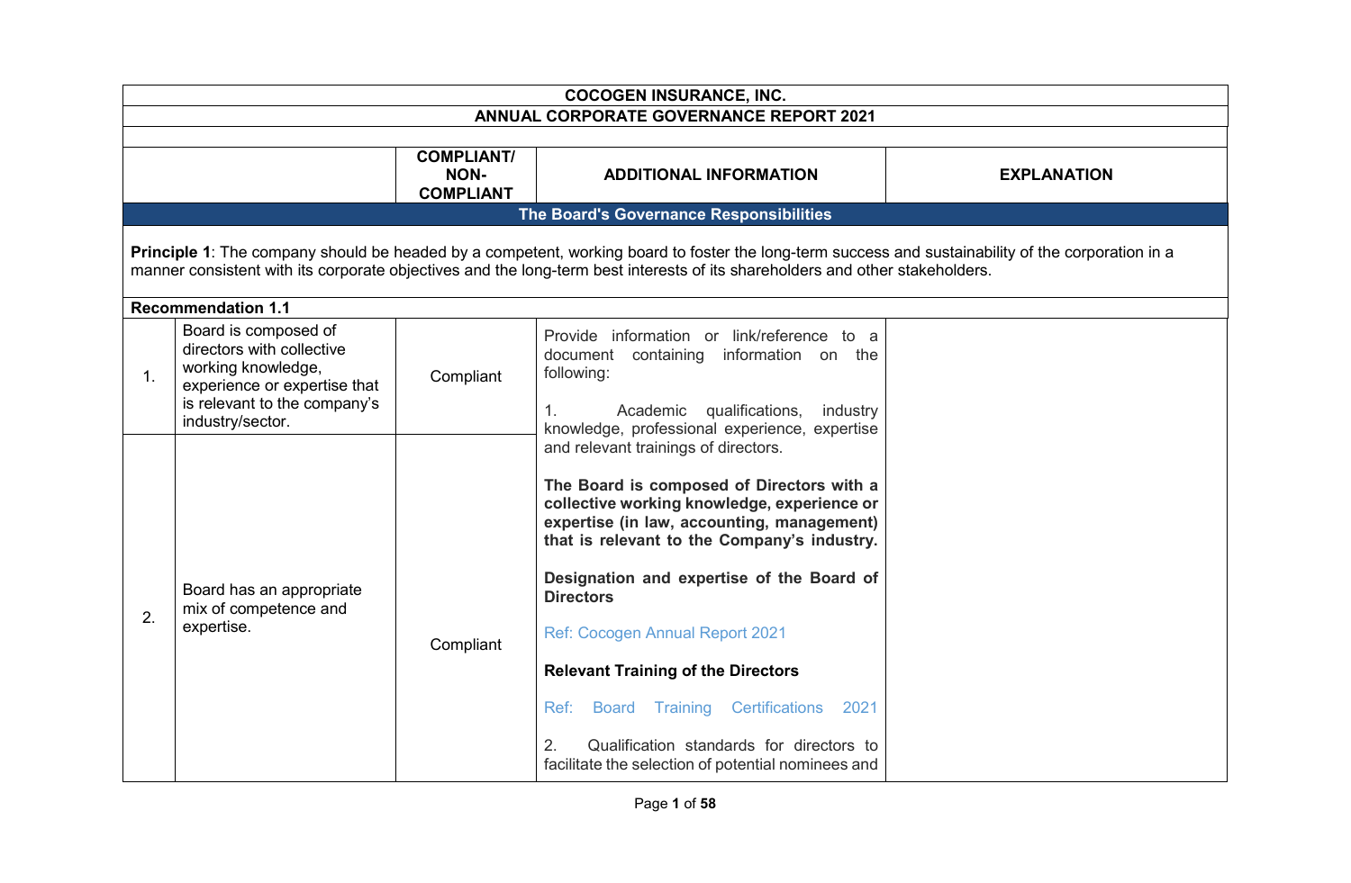| COCOGEN INSURANCE, INC. | | | | |
|---|---|---|---|---|
| **ANNUAL CORPORATE GOVERNANCE REPORT 2021** | | | | |
| | | **COMPLIANT/ NON-COMPLIANT** | **ADDITIONAL INFORMATION** | **EXPLANATION** |
| **The Board's Governance Responsibilities** | | | | |
| **Principle 1**: The company should be headed by a competent, working board to foster the long-term success and sustainability of the corporation in a manner consistent with its corporate objectives and the long-term best interests of its shareholders and other stakeholders. | | | | |
| **Recommendation 1.1** | | | | |
| 1. | Board is composed of directors with collective working knowledge, experience or expertise that is relevant to the company's industry/sector. | Compliant | Provide information or link/reference to a document containing information on the following:<br><br>1. Academic qualifications, industry knowledge, professional experience, expertise and relevant trainings of directors.<br><br>**The Board is composed of Directors with a collective working knowledge, experience or expertise (in law, accounting, management) that is relevant to the Company's industry.**<br><br>**Designation and expertise of the Board of Directors**<br><br>Ref: Cocogen Annual Report 2021<br><br>**Relevant Training of the Directors**<br><br>Ref: Board Training Certifications 2021<br><br>2. Qualification standards for directors to facilitate the selection of potential nominees and | |
| 2. | Board has an appropriate mix of competence and expertise. | Compliant | | |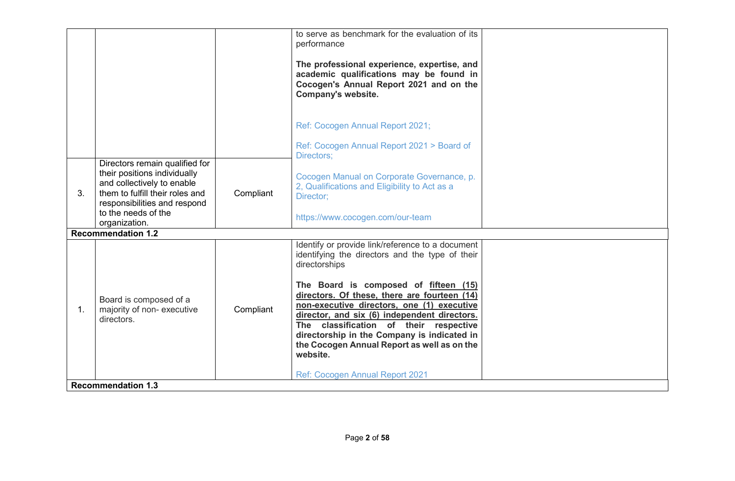| | | | | |
|---|---|---|---|---|
| | | | to serve as benchmark for the evaluation of its performance<br><br>**The professional experience, expertise, and academic qualifications may be found in Cocogen's Annual Report 2021 and on the Company's website.**<br><br>Ref: Cocogen Annual Report 2021;<br><br>Ref: Cocogen Annual Report 2021 > Board of Directors; | |
| 3. | Directors remain qualified for their positions individually and collectively to enable them to fulfill their roles and responsibilities and respond to the needs of the organization. | Compliant | Cocogen Manual on Corporate Governance, p. 2, Qualifications and Eligibility to Act as a Director;<br><br>https://www.cocogen.com/our-team | |
| **Recommendation 1.2** | | | | |
| 1. | Board is composed of a majority of non- executive directors. | Compliant | Identify or provide link/reference to a document identifying the directors and the type of their directorships<br><br>**The Board is composed of fifteen (15) directors. Of these, there are fourteen (14) non-executive directors, one (1) executive director, and six (6) independent directors. The classification of their respective directorship in the Company is indicated in the Cocogen Annual Report as well as on the website.**<br><br>Ref: Cocogen Annual Report 2021 | |
| **Recommendation 1.3** | | | | |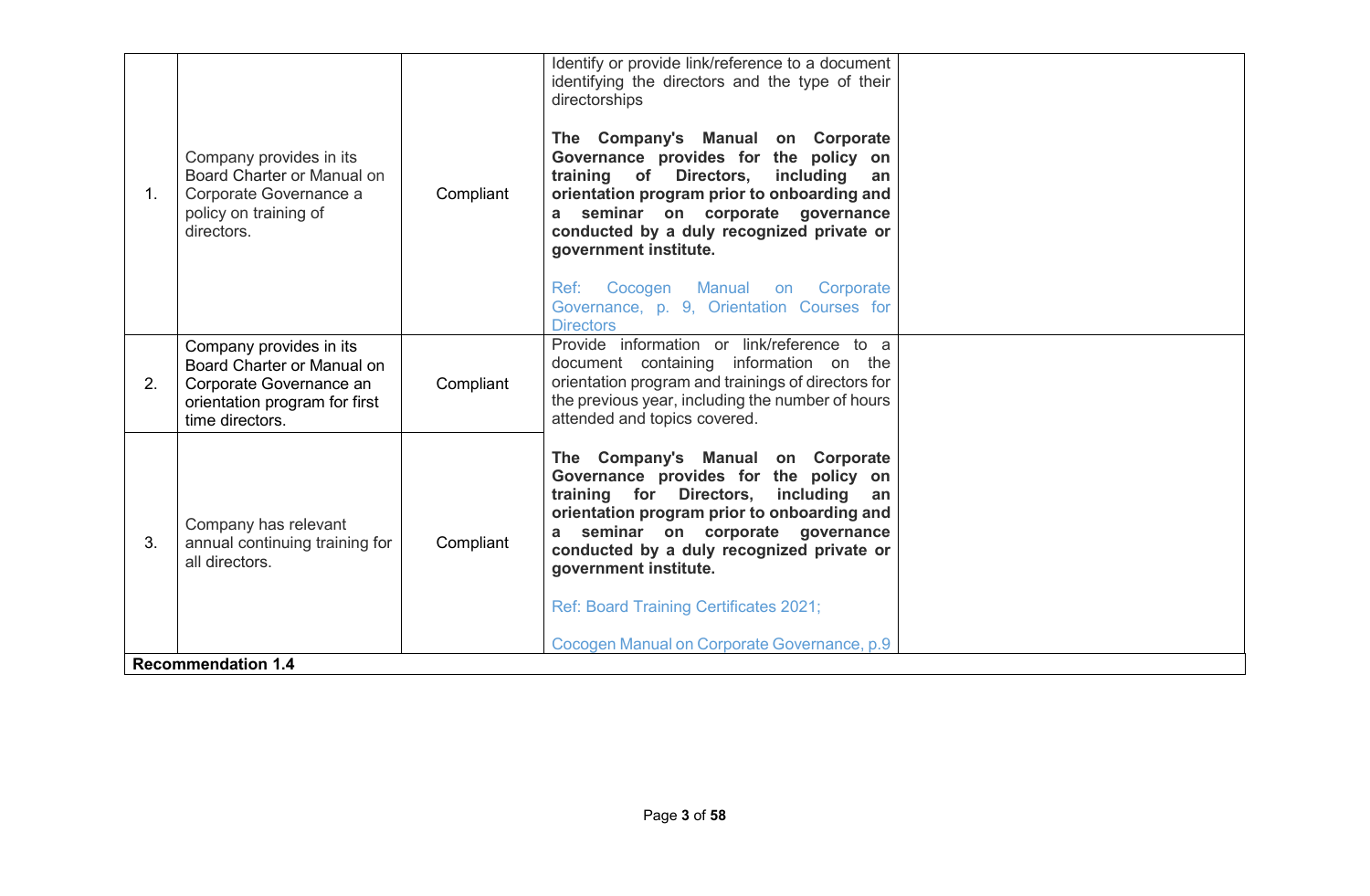| | | | | |
|---|---|---|---|---|
| 1. | Company provides in its Board Charter or Manual on Corporate Governance a policy on training of directors. | Compliant | Identify or provide link/reference to a document identifying the directors and the type of their directorships<br><br>**The Company's Manual on Corporate Governance provides for the policy on training of Directors, including an orientation program prior to onboarding and a seminar on corporate governance conducted by a duly recognized private or government institute.**<br><br>Ref: Cocogen Manual on Corporate Governance, p. 9, Orientation Courses for Directors | |
| 2. | Company provides in its Board Charter or Manual on Corporate Governance an orientation program for first time directors. | Compliant | Provide information or link/reference to a document containing information on the orientation program and trainings of directors for the previous year, including the number of hours attended and topics covered.<br><br>**The Company's Manual on Corporate Governance provides for the policy on training for Directors, including an orientation program prior to onboarding and a seminar on corporate governance conducted by a duly recognized private or government institute.**<br><br>Ref: Board Training Certificates 2021;<br><br>Cocogen Manual on Corporate Governance, p.9 | |
| 3. | Company has relevant annual continuing training for all directors. | Compliant | | |
| **Recommendation 1.4** | | | | |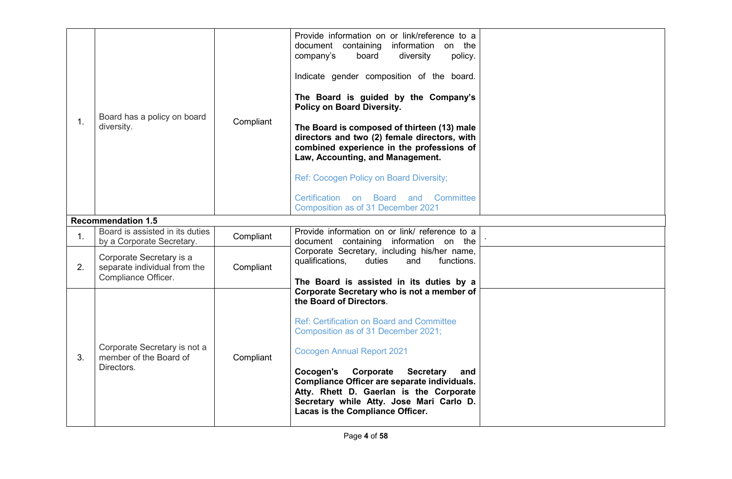| | | | | |
|---|---|---|---|---|
| 1. | Board has a policy on board diversity. | Compliant | Provide information on or link/reference to a document containing information on the company's board diversity policy.<br><br>Indicate gender composition of the board.<br><br>**The Board is guided by the Company's Policy on Board Diversity.**<br><br>**The Board is composed of thirteen (13) male directors and two (2) female directors, with combined experience in the professions of Law, Accounting, and Management.**<br><br>Ref: Cocogen Policy on Board Diversity;<br><br>Certification on Board and Committee Composition as of 31 December 2021 | |
| **Recommendation 1.5** | | | | |
| 1. | Board is assisted in its duties by a Corporate Secretary. | Compliant | Provide information on or link/ reference to a document containing information on the Corporate Secretary, including his/her name, qualifications, duties and functions.<br><br>**The Board is assisted in its duties by a Corporate Secretary who is not a member of the Board of Directors**.<br><br>Ref: Certification on Board and Committee Composition as of 31 December 2021;<br><br>Cocogen Annual Report 2021<br><br>**Cocogen's Corporate Secretary and Compliance Officer are separate individuals. Atty. Rhett D. Gaerlan is the Corporate Secretary while Atty. Jose Mari Carlo D. Lacas is the Compliance Officer.** | . |
| 2. | Corporate Secretary is a separate individual from the Compliance Officer. | Compliant | | |
| 3. | Corporate Secretary is not a member of the Board of Directors. | Compliant | | |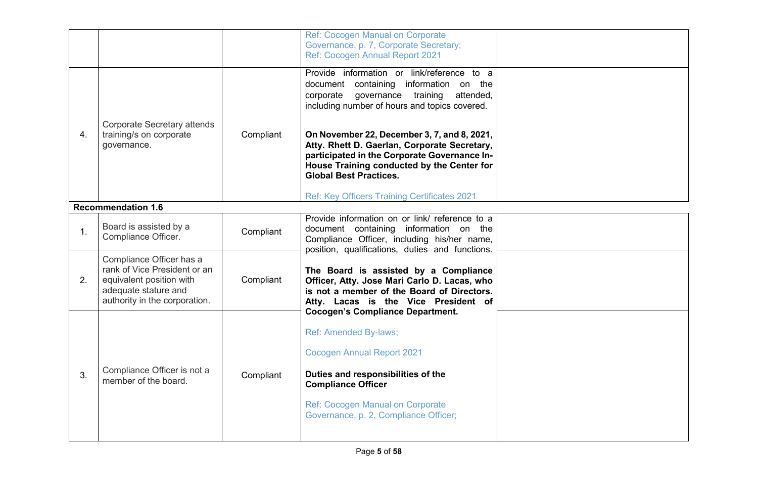| | | | | |
|---|---|---|---|---|
| | | | Ref: Cocogen Manual on Corporate Governance, p. 7, Corporate Secretary; Ref: Cocogen Annual Report 2021 | |
| 4. | Corporate Secretary attends training/s on corporate governance. | Compliant | Provide information or link/reference to a document containing information on the corporate governance training attended, including number of hours and topics covered.<br><br>**On November 22, December 3, 7, and 8, 2021, Atty. Rhett D. Gaerlan, Corporate Secretary, participated in the Corporate Governance In-House Training conducted by the Center for Global Best Practices.**<br><br>Ref: Key Officers Training Certificates 2021 | |
| **Recommendation 1.6** | | | | |
| 1. | Board is assisted by a Compliance Officer. | Compliant | Provide information on or link/ reference to a document containing information on the Compliance Officer, including his/her name, position, qualifications, duties and functions.<br><br>**The Board is assisted by a Compliance Officer, Atty. Jose Mari Carlo D. Lacas, who is not a member of the Board of Directors. Atty. Lacas is the Vice President of Cocogen's Compliance Department.**<br><br>Ref: Amended By-laws;<br><br>Cocogen Annual Report 2021<br><br>**Duties and responsibilities of the Compliance Officer**<br><br>Ref: Cocogen Manual on Corporate Governance, p. 2, Compliance Officer; | |
| 2. | Compliance Officer has a rank of Vice President or an equivalent position with adequate stature and authority in the corporation. | Compliant | | |
| 3. | Compliance Officer is not a member of the board. | Compliant | | |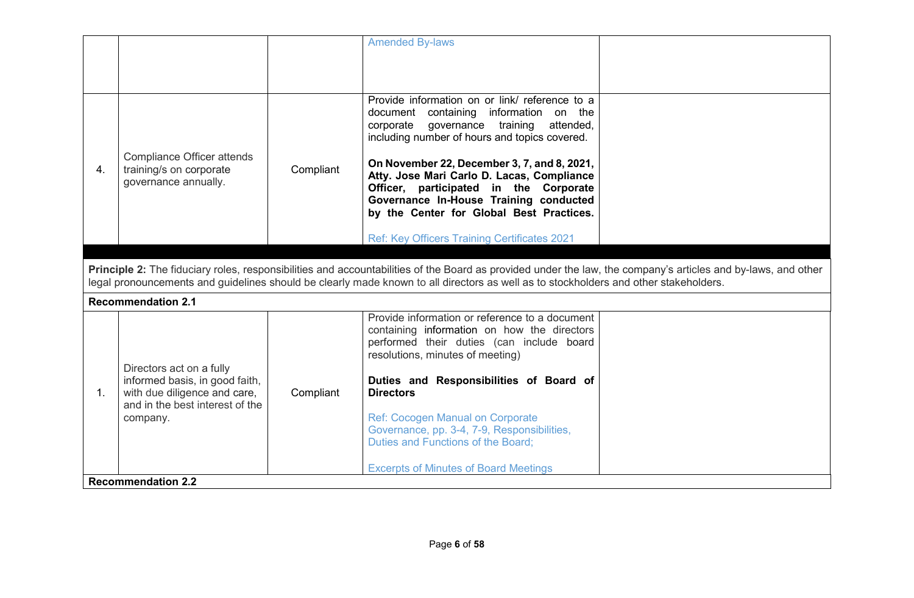| | | | | |
|---|---|---|---|---|
| | | | Amended By-laws | |
| 4. | Compliance Officer attends training/s on corporate governance annually. | Compliant | Provide information on or link/ reference to a document containing information on the corporate governance training attended, including number of hours and topics covered.<br><br>**On November 22, December 3, 7, and 8, 2021, Atty. Jose Mari Carlo D. Lacas, Compliance Officer, participated in the Corporate Governance In-House Training conducted by the Center for Global Best Practices.**<br><br>Ref: Key Officers Training Certificates 2021 | |

**Principle 2:** The fiduciary roles, responsibilities and accountabilities of the Board as provided under the law, the company's articles and by-laws, and other legal pronouncements and guidelines should be clearly made known to all directors as well as to stockholders and other stakeholders.

**Recommendation 2.1**

| | | | | |
|---|---|---|---|---|
| 1. | Directors act on a fully informed basis, in good faith, with due diligence and care, and in the best interest of the company. | Compliant | Provide information or reference to a document containing information on how the directors performed their duties (can include board resolutions, minutes of meeting)<br><br>**Duties and Responsibilities of Board of Directors**<br><br>Ref: Cocogen Manual on Corporate Governance, pp. 3-4, 7-9, Responsibilities, Duties and Functions of the Board;<br><br>Excerpts of Minutes of Board Meetings | |

**Recommendation 2.2**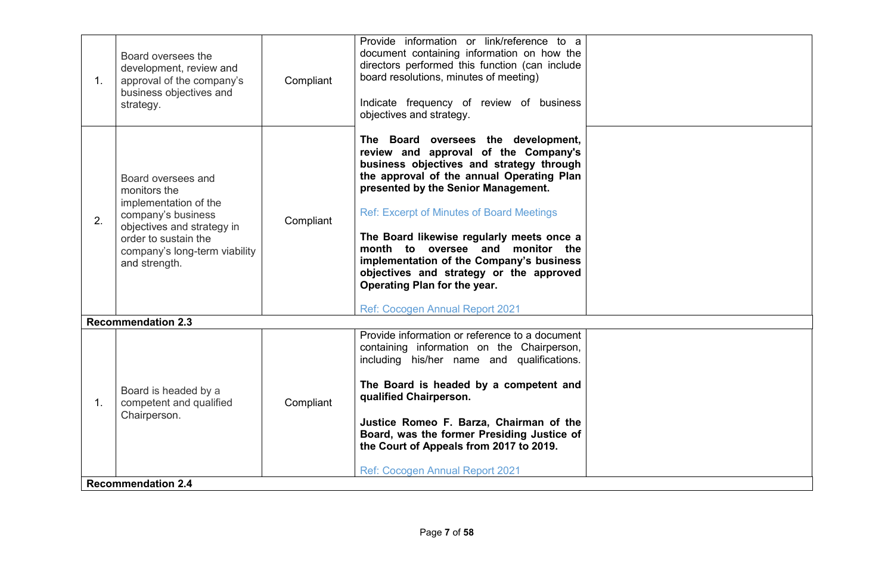| | | | | |
|---|---|---|---|---|
| 1. | Board oversees the development, review and approval of the company's business objectives and strategy. | Compliant | Provide information or link/reference to a document containing information on how the directors performed this function (can include board resolutions, minutes of meeting)<br><br>Indicate frequency of review of business objectives and strategy.<br><br>**The Board oversees the development, review and approval of the Company's business objectives and strategy through the approval of the annual Operating Plan presented by the Senior Management.**<br><br>Ref: Excerpt of Minutes of Board Meetings<br><br>**The Board likewise regularly meets once a month to oversee and monitor the implementation of the Company's business objectives and strategy or the approved Operating Plan for the year.**<br><br>Ref: Cocogen Annual Report 2021 | |
| 2. | Board oversees and monitors the implementation of the company's business objectives and strategy in order to sustain the company's long-term viability and strength. | Compliant | | |
| **Recommendation 2.3** | | | | |
| 1. | Board is headed by a competent and qualified Chairperson. | Compliant | Provide information or reference to a document containing information on the Chairperson, including his/her name and qualifications.<br><br>**The Board is headed by a competent and qualified Chairperson.**<br><br>**Justice Romeo F. Barza, Chairman of the Board, was the former Presiding Justice of the Court of Appeals from 2017 to 2019.**<br><br>Ref: Cocogen Annual Report 2021 | |
| **Recommendation 2.4** | | | | |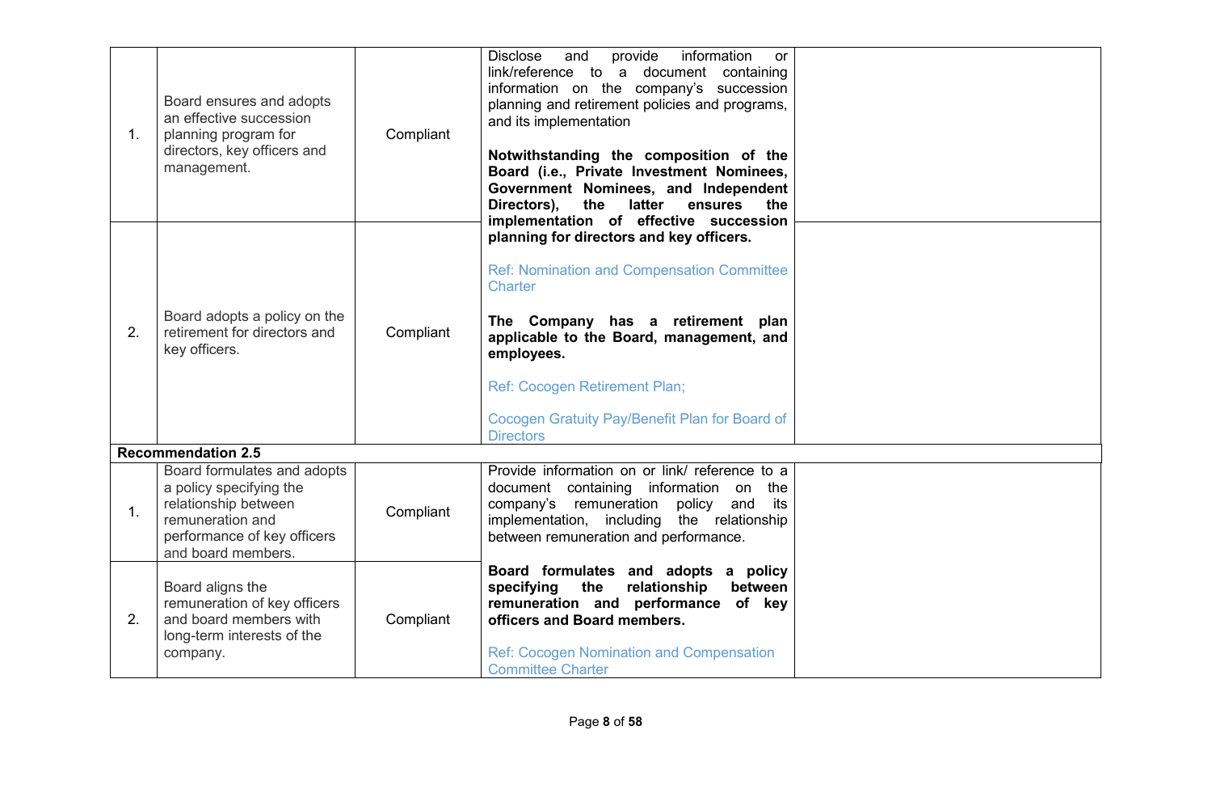| | | | | |
|---|---|---|---|---|
| 1. | Board ensures and adopts an effective succession planning program for directors, key officers and management. | Compliant | Disclose and provide information or link/reference to a document containing information on the company's succession planning and retirement policies and programs, and its implementation<br><br>**Notwithstanding the composition of the Board (i.e., Private Investment Nominees, Government Nominees, and Independent Directors), the latter ensures the implementation of effective succession planning for directors and key officers.**<br><br>Ref: Nomination and Compensation Committee Charter<br><br>**The Company has a retirement plan applicable to the Board, management, and employees.**<br><br>Ref: Cocogen Retirement Plan;<br><br>Cocogen Gratuity Pay/Benefit Plan for Board of Directors | |
| 2. | Board adopts a policy on the retirement for directors and key officers. | Compliant | | |
| **Recommendation 2.5** | | | | |
| 1. | Board formulates and adopts a policy specifying the relationship between remuneration and performance of key officers and board members. | Compliant | Provide information on or link/ reference to a document containing information on the company's remuneration policy and its implementation, including the relationship between remuneration and performance.<br><br>**Board formulates and adopts a policy specifying the relationship between remuneration and performance of key officers and Board members.**<br><br>Ref: Cocogen Nomination and Compensation Committee Charter | |
| 2. | Board aligns the remuneration of key officers and board members with long-term interests of the company. | Compliant | | |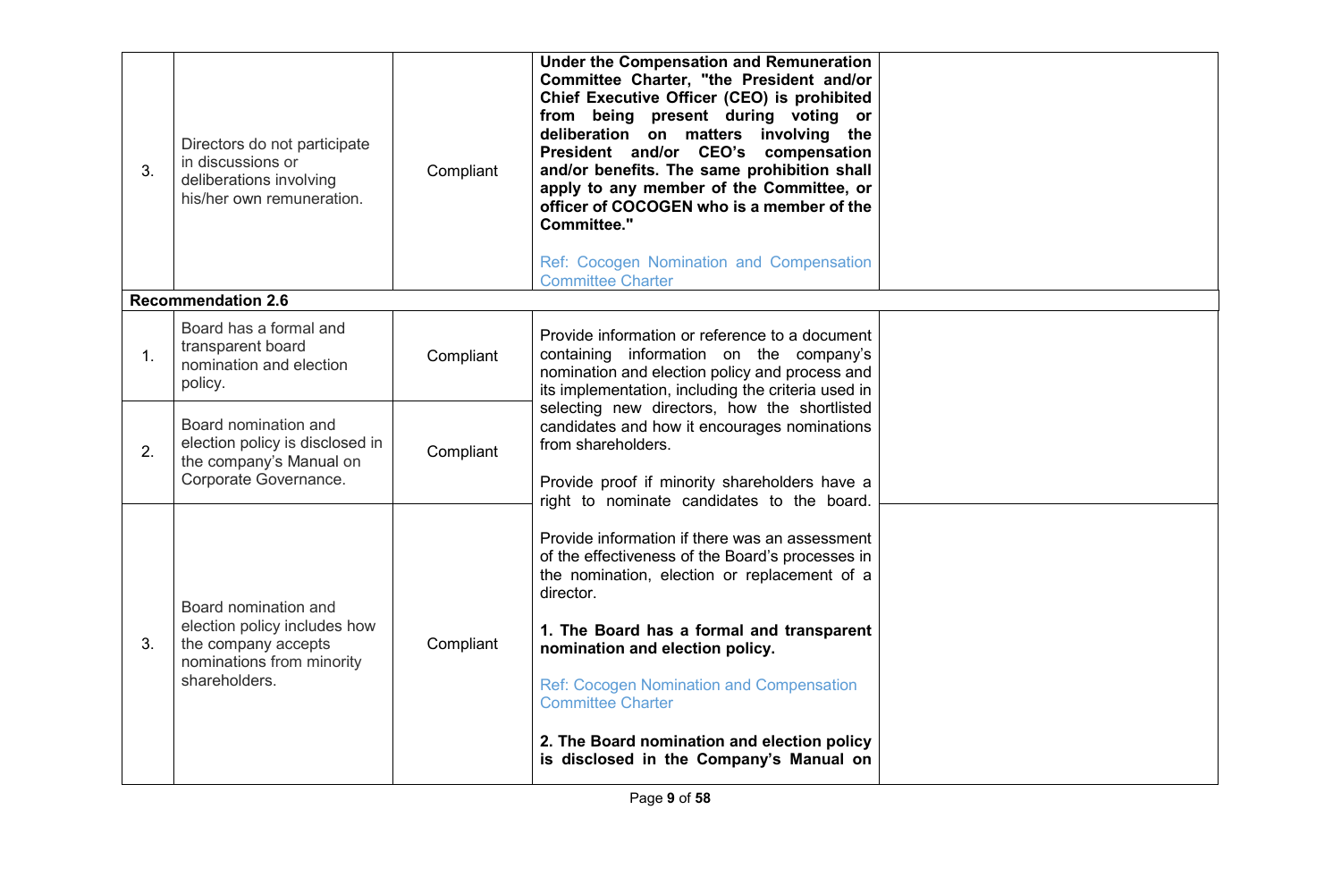| | | | | |
|---|---|---|---|---|
| 3. | Directors do not participate in discussions or deliberations involving his/her own remuneration. | Compliant | **Under the Compensation and Remuneration Committee Charter, "the President and/or Chief Executive Officer (CEO) is prohibited from being present during voting or deliberation on matters involving the President and/or CEO's compensation and/or benefits. The same prohibition shall apply to any member of the Committee, or officer of COCOGEN who is a member of the Committee."**<br><br>Ref: Cocogen Nomination and Compensation Committee Charter | |
| **Recommendation 2.6** | | | | |
| 1. | Board has a formal and transparent board nomination and election policy. | Compliant | Provide information or reference to a document containing information on the company's nomination and election policy and process and its implementation, including the criteria used in selecting new directors, how the shortlisted candidates and how it encourages nominations from shareholders.<br><br>Provide proof if minority shareholders have a right to nominate candidates to the board.<br><br>Provide information if there was an assessment of the effectiveness of the Board's processes in the nomination, election or replacement of a director.<br><br>**1. The Board has a formal and transparent nomination and election policy.**<br><br>Ref: Cocogen Nomination and Compensation Committee Charter<br><br>**2. The Board nomination and election policy is disclosed in the Company's Manual on** | |
| 2. | Board nomination and election policy is disclosed in the company's Manual on Corporate Governance. | Compliant | | |
| 3. | Board nomination and election policy includes how the company accepts nominations from minority shareholders. | Compliant | | |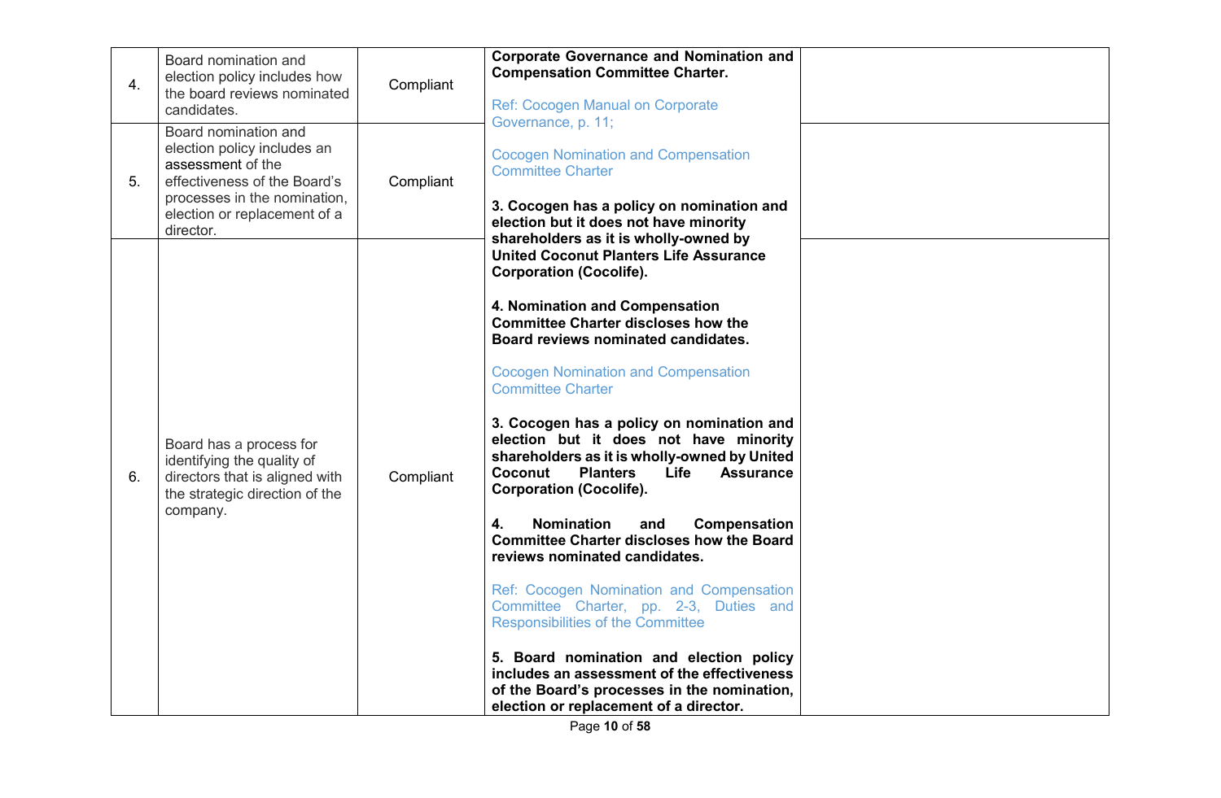| | | | | |
|---|---|---|---|---|
| 4. | Board nomination and election policy includes how the board reviews nominated candidates. | Compliant | **Corporate Governance and Nomination and Compensation Committee Charter.**<br><br>Ref: Cocogen Manual on Corporate Governance, p. 11;<br><br>Cocogen Nomination and Compensation Committee Charter<br><br>**3. Cocogen has a policy on nomination and election but it does not have minority shareholders as it is wholly-owned by United Coconut Planters Life Assurance Corporation (Cocolife).**<br><br>**4. Nomination and Compensation Committee Charter discloses how the Board reviews nominated candidates.**<br><br>Cocogen Nomination and Compensation Committee Charter<br><br>**3. Cocogen has a policy on nomination and election but it does not have minority shareholders as it is wholly-owned by United Coconut Planters Life Assurance Corporation (Cocolife).**<br><br>**4. Nomination and Compensation Committee Charter discloses how the Board reviews nominated candidates.**<br><br>Ref: Cocogen Nomination and Compensation Committee Charter, pp. 2-3, Duties and Responsibilities of the Committee<br><br>**5. Board nomination and election policy includes an assessment of the effectiveness of the Board's processes in the nomination, election or replacement of a director.** | |
| 5. | Board nomination and election policy includes an assessment of the effectiveness of the Board's processes in the nomination, election or replacement of a director. | Compliant | | |
| 6. | Board has a process for identifying the quality of directors that is aligned with the strategic direction of the company. | Compliant | | |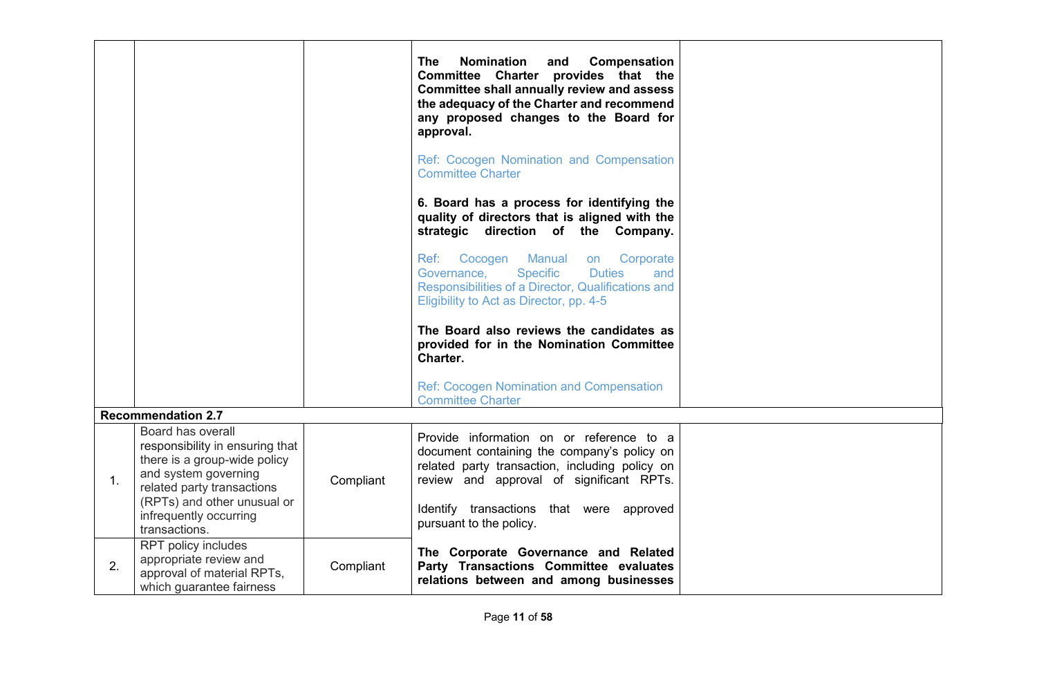| | | | | |
|---|---|---|---|---|
| | | | **The Nomination and Compensation Committee Charter provides that the Committee shall annually review and assess the adequacy of the Charter and recommend any proposed changes to the Board for approval.**<br><br>Ref: Cocogen Nomination and Compensation Committee Charter<br><br>**6. Board has a process for identifying the quality of directors that is aligned with the strategic direction of the Company.**<br><br>Ref: Cocogen Manual on Corporate Governance, Specific Duties and Responsibilities of a Director, Qualifications and Eligibility to Act as Director, pp. 4-5<br><br>**The Board also reviews the candidates as provided for in the Nomination Committee Charter.**<br><br>Ref: Cocogen Nomination and Compensation Committee Charter | |
| **Recommendation 2.7** | | | | |
| 1. | Board has overall responsibility in ensuring that there is a group-wide policy and system governing related party transactions (RPTs) and other unusual or infrequently occurring transactions. | Compliant | Provide information on or reference to a document containing the company's policy on related party transaction, including policy on review and approval of significant RPTs.<br><br>Identify transactions that were approved pursuant to the policy.<br><br>**The Corporate Governance and Related Party Transactions Committee evaluates relations between and among businesses** | |
| 2. | RPT policy includes appropriate review and approval of material RPTs, which guarantee fairness | Compliant | | |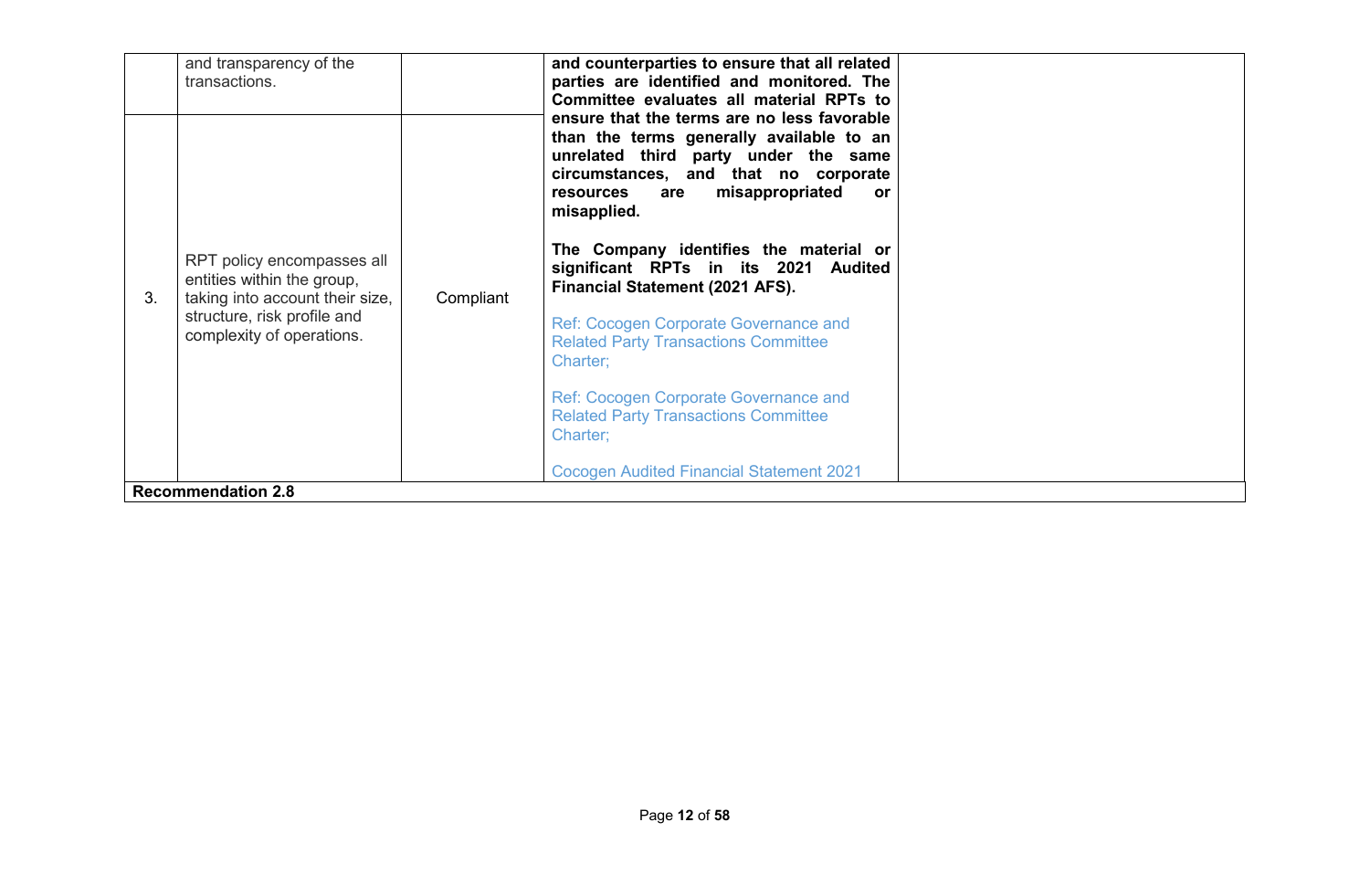|  |  |  |  |  |
|---|---|---|---|---|
|  | and transparency of the transactions. |  | **and counterparties to ensure that all related parties are identified and monitored. The Committee evaluates all material RPTs to ensure that the terms are no less favorable than the terms generally available to an unrelated third party under the same circumstances, and that no corporate resources are misappropriated or misapplied.**<br><br>**The Company identifies the material or significant RPTs in its 2021 Audited Financial Statement (2021 AFS).**<br><br>Ref: Cocogen Corporate Governance and Related Party Transactions Committee Charter;<br><br>Ref: Cocogen Corporate Governance and Related Party Transactions Committee Charter;<br><br>Cocogen Audited Financial Statement 2021 |  |
| 3. | RPT policy encompasses all entities within the group, taking into account their size, structure, risk profile and complexity of operations. | Compliant |  |  |
| **Recommendation 2.8** |  |  |  |  |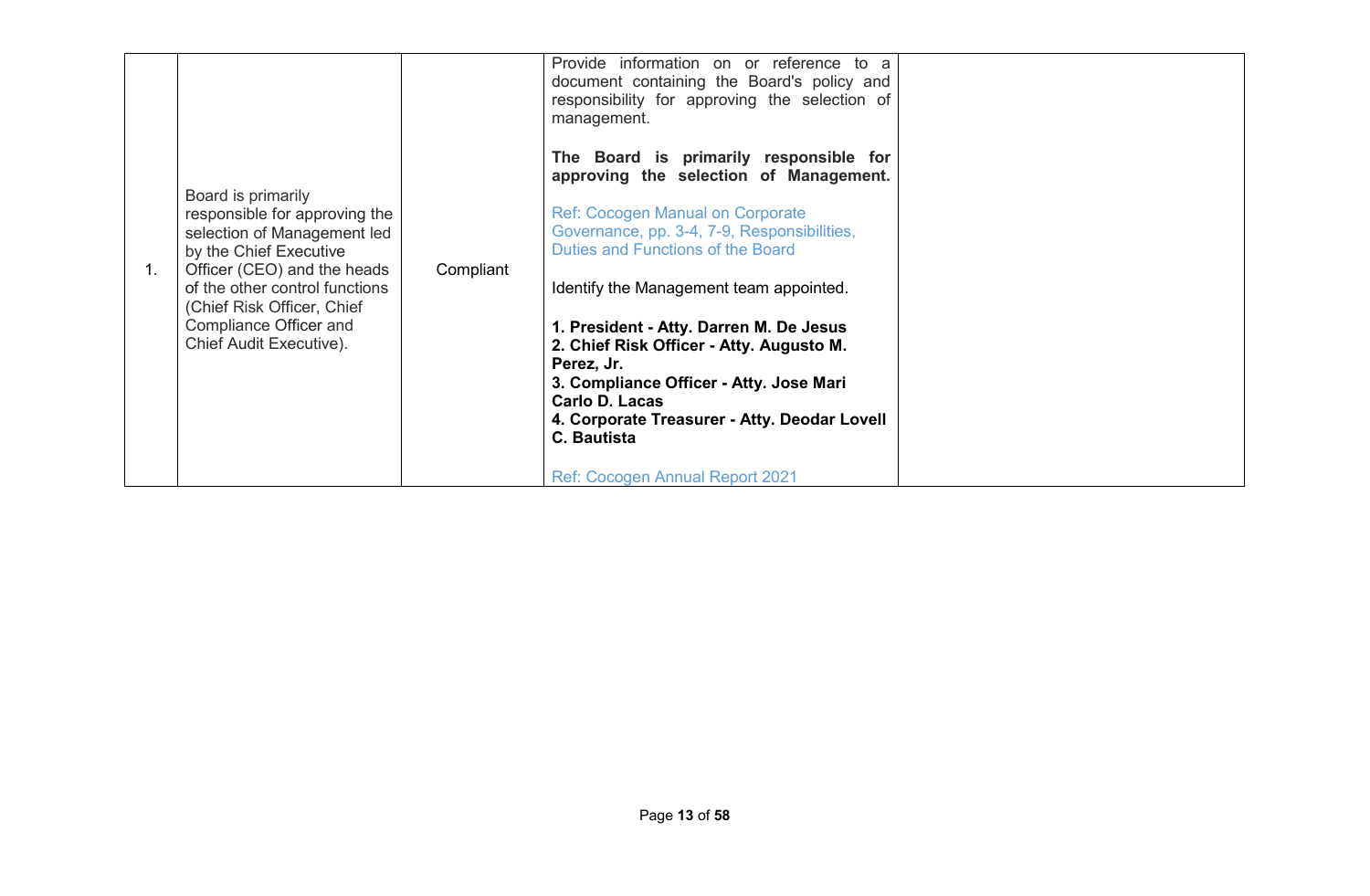| | | | | |
|---|---|---|---|---|
| 1. | Board is primarily responsible for approving the selection of Management led by the Chief Executive Officer (CEO) and the heads of the other control functions (Chief Risk Officer, Chief Compliance Officer and Chief Audit Executive). | Compliant | Provide information on or reference to a document containing the Board's policy and responsibility for approving the selection of management.<br><br>**The Board is primarily responsible for approving the selection of Management.**<br><br>Ref: Cocogen Manual on Corporate Governance, pp. 3-4, 7-9, Responsibilities, Duties and Functions of the Board<br><br>Identify the Management team appointed.<br><br>**1. President - Atty. Darren M. De Jesus**<br>**2. Chief Risk Officer - Atty. Augusto M. Perez, Jr.**<br>**3. Compliance Officer - Atty. Jose Mari Carlo D. Lacas**<br>**4. Corporate Treasurer - Atty. Deodar Lovell C. Bautista**<br><br>Ref: Cocogen Annual Report 2021 | |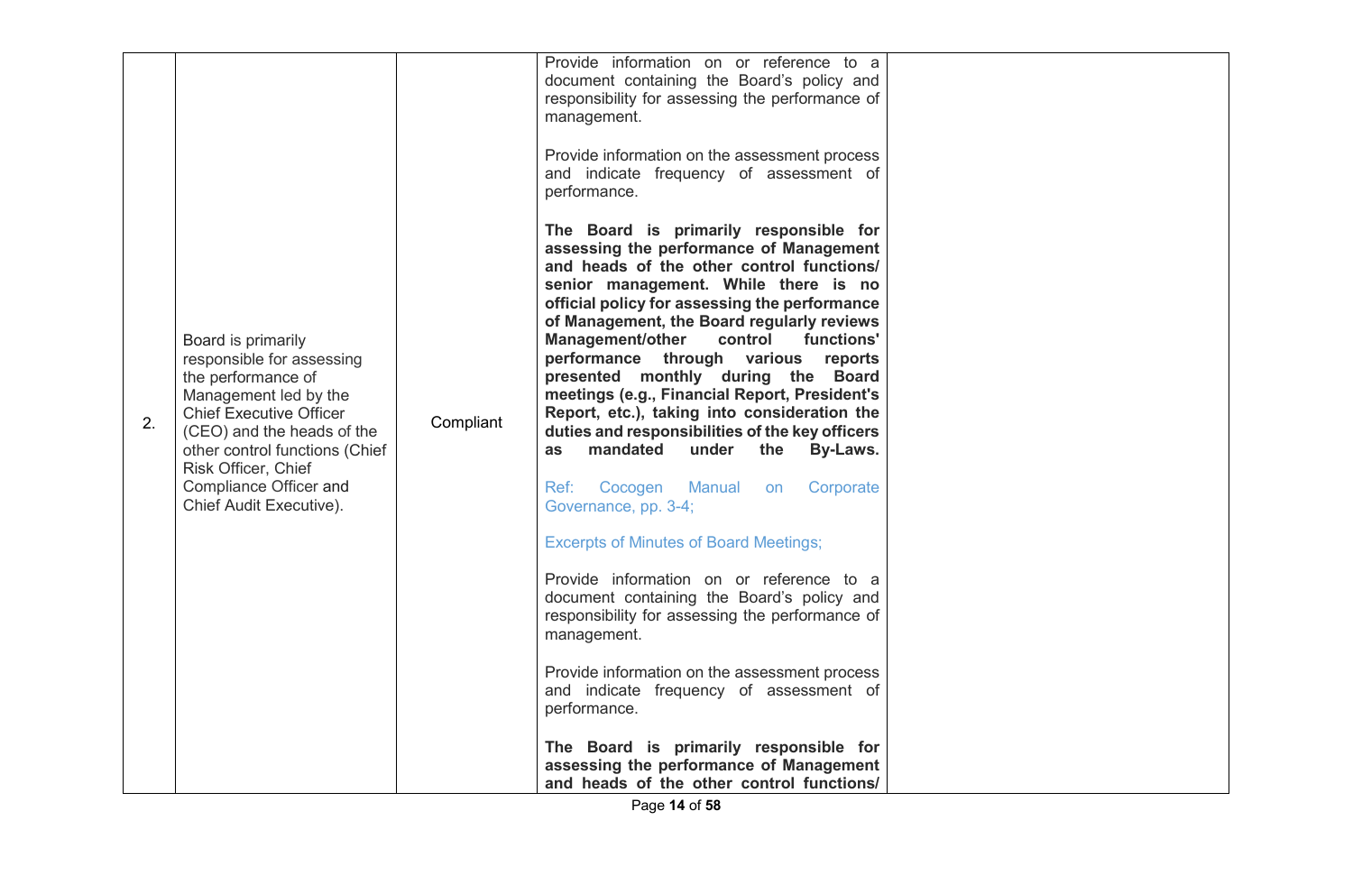| | | | | |
|---|---|---|---|---|
| 2. | Board is primarily responsible for assessing the performance of Management led by the Chief Executive Officer (CEO) and the heads of the other control functions (Chief Risk Officer, Chief Compliance Officer and Chief Audit Executive). | Compliant | Provide information on or reference to a document containing the Board's policy and responsibility for assessing the performance of management.<br><br>Provide information on the assessment process and indicate frequency of assessment of performance.<br><br>**The Board is primarily responsible for assessing the performance of Management and heads of the other control functions/ senior management. While there is no official policy for assessing the performance of Management, the Board regularly reviews Management/other control functions' performance through various reports presented monthly during the Board meetings (e.g., Financial Report, President's Report, etc.), taking into consideration the duties and responsibilities of the key officers as mandated under the By-Laws.**<br><br>Ref: Cocogen Manual on Corporate Governance, pp. 3-4;<br><br>Excerpts of Minutes of Board Meetings;<br><br>Provide information on or reference to a document containing the Board's policy and responsibility for assessing the performance of management.<br><br>Provide information on the assessment process and indicate frequency of assessment of performance.<br><br>**The Board is primarily responsible for assessing the performance of Management and heads of the other control functions/** | |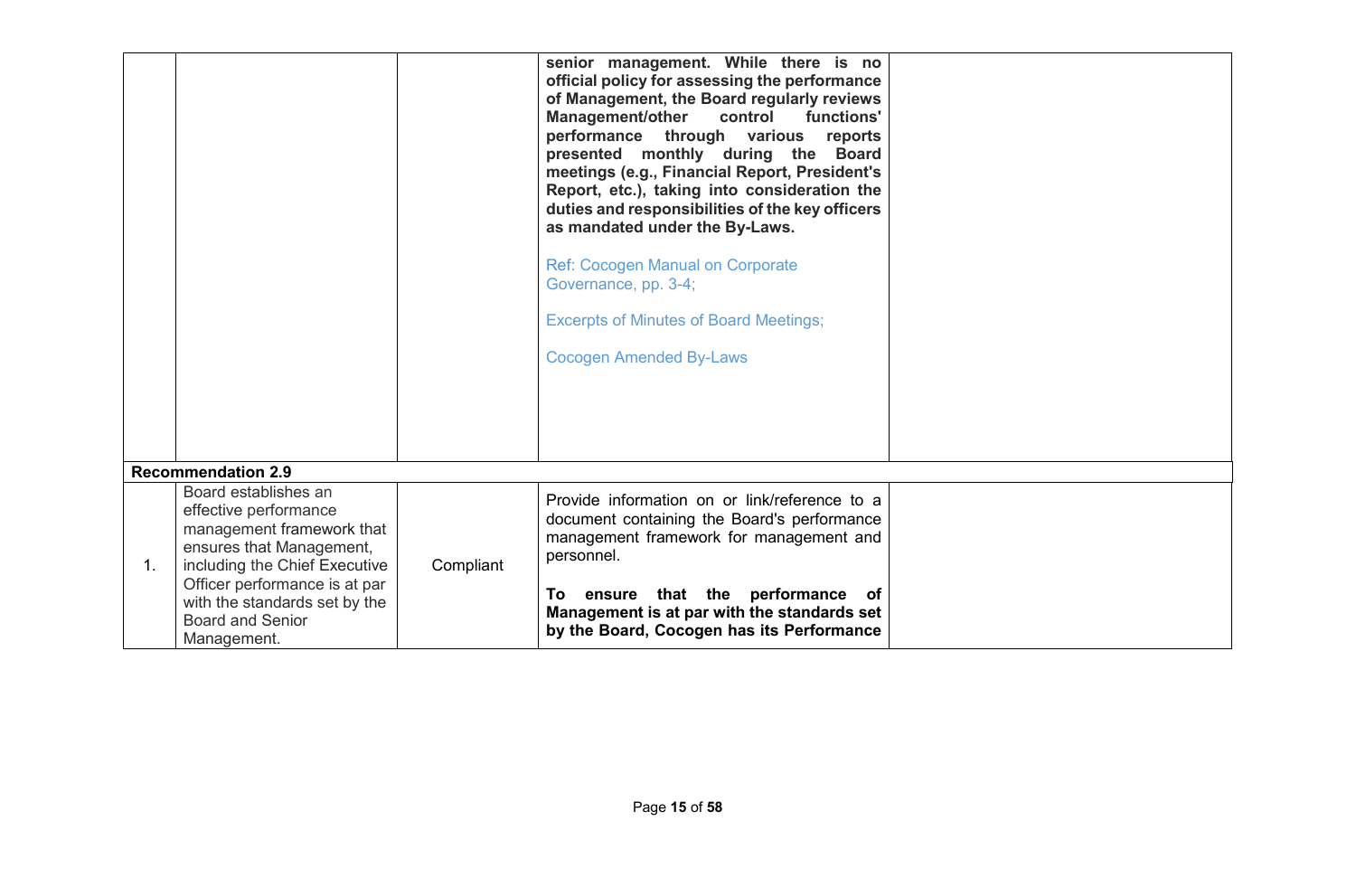| | | | | |
|---|---|---|---|---|
| | | | **senior management. While there is no official policy for assessing the performance of Management, the Board regularly reviews Management/other control functions' performance through various reports presented monthly during the Board meetings (e.g., Financial Report, President's Report, etc.), taking into consideration the duties and responsibilities of the key officers as mandated under the By-Laws.**<br><br>Ref: Cocogen Manual on Corporate Governance, pp. 3-4;<br><br>Excerpts of Minutes of Board Meetings;<br><br>Cocogen Amended By-Laws | |
| **Recommendation 2.9** | | | | |
| 1. | Board establishes an effective performance management framework that ensures that Management, including the Chief Executive Officer performance is at par with the standards set by the Board and Senior Management. | Compliant | Provide information on or link/reference to a document containing the Board's performance management framework for management and personnel.<br><br>**To ensure that the performance of Management is at par with the standards set by the Board, Cocogen has its Performance** | |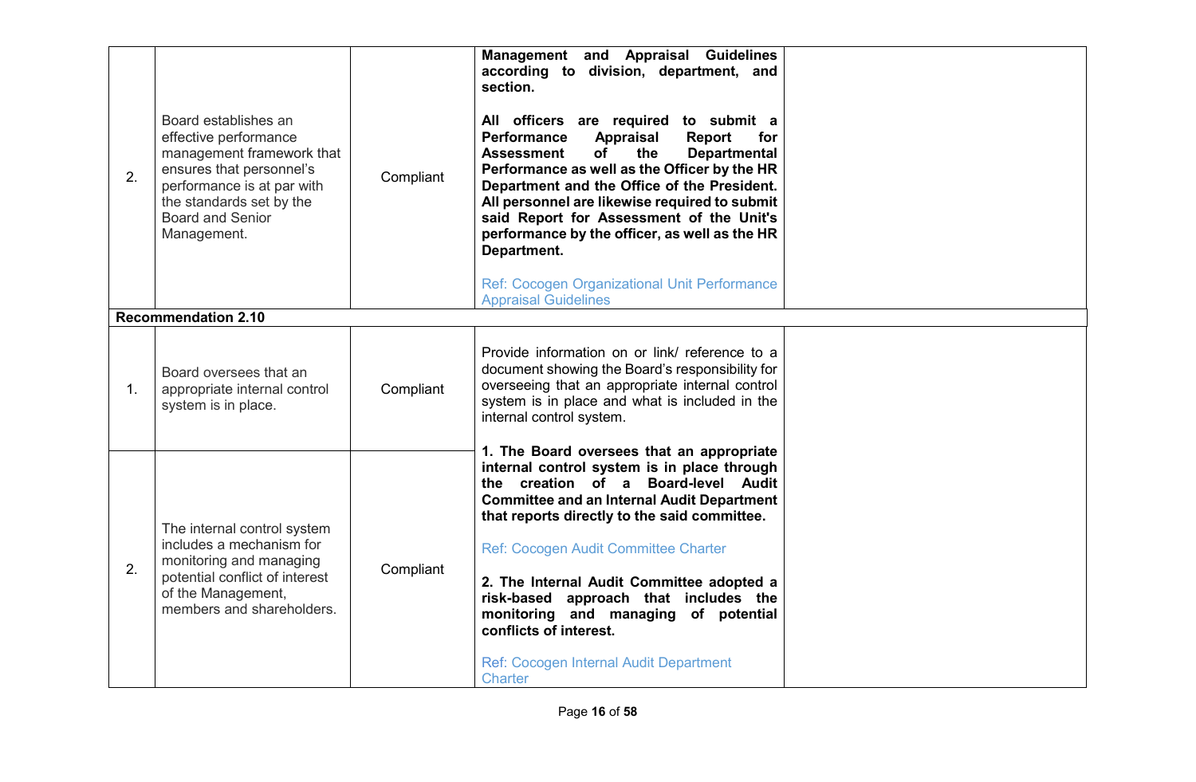| | | | | |
|---|---|---|---|---|
| 2. | Board establishes an effective performance management framework that ensures that personnel's performance is at par with the standards set by the Board and Senior Management. | Compliant | **Management and Appraisal Guidelines according to division, department, and section.**<br><br>**All officers are required to submit a Performance Appraisal Report for Assessment of the Departmental Performance as well as the Officer by the HR Department and the Office of the President. All personnel are likewise required to submit said Report for Assessment of the Unit's performance by the officer, as well as the HR Department.**<br><br>Ref: Cocogen Organizational Unit Performance Appraisal Guidelines | |
| **Recommendation 2.10** | | | | |
| 1. | Board oversees that an appropriate internal control system is in place. | Compliant | Provide information on or link/ reference to a document showing the Board's responsibility for overseeing that an appropriate internal control system is in place and what is included in the internal control system.<br><br>**1. The Board oversees that an appropriate internal control system is in place through the creation of a Board-level Audit Committee and an Internal Audit Department that reports directly to the said committee.**<br><br>Ref: Cocogen Audit Committee Charter<br><br>**2. The Internal Audit Committee adopted a risk-based approach that includes the monitoring and managing of potential conflicts of interest.**<br><br>Ref: Cocogen Internal Audit Department Charter | |
| 2. | The internal control system includes a mechanism for monitoring and managing potential conflict of interest of the Management, members and shareholders. | Compliant | | |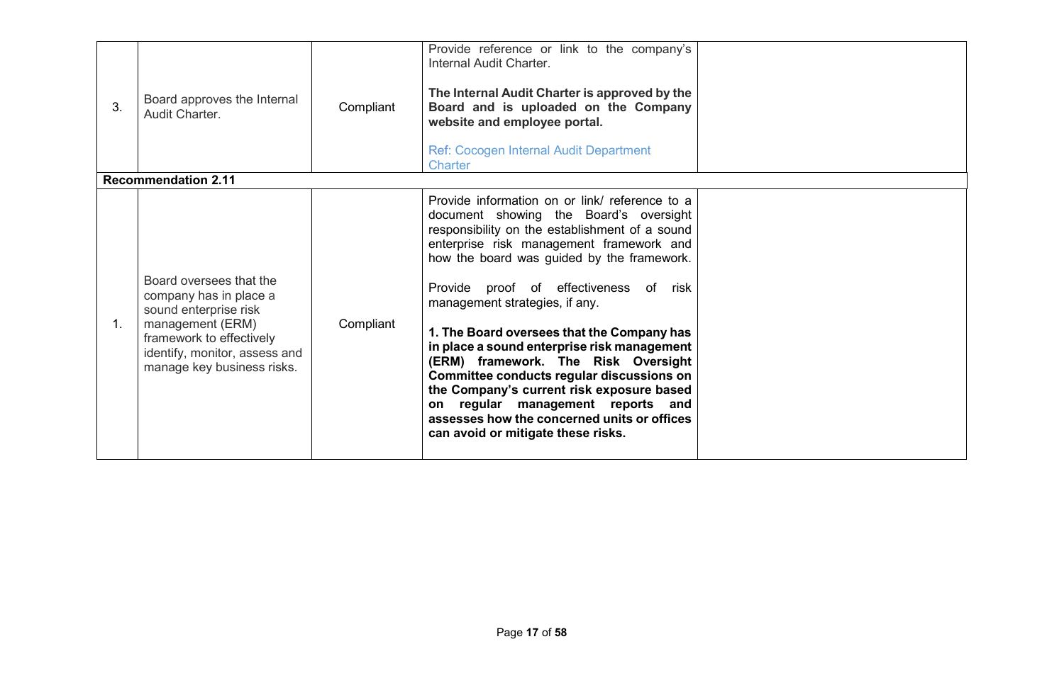| | | | | |
|---|---|---|---|---|
| 3. | Board approves the Internal Audit Charter. | Compliant | Provide reference or link to the company's Internal Audit Charter.<br><br>**The Internal Audit Charter is approved by the Board and is uploaded on the Company website and employee portal.**<br><br>Ref: Cocogen Internal Audit Department Charter | |
| **Recommendation 2.11** | | | | |
| 1. | Board oversees that the company has in place a sound enterprise risk management (ERM) framework to effectively identify, monitor, assess and manage key business risks. | Compliant | Provide information on or link/ reference to a document showing the Board's oversight responsibility on the establishment of a sound enterprise risk management framework and how the board was guided by the framework.<br><br>Provide proof of effectiveness of risk management strategies, if any.<br><br>**1. The Board oversees that the Company has in place a sound enterprise risk management (ERM) framework. The Risk Oversight Committee conducts regular discussions on the Company's current risk exposure based on regular management reports and assesses how the concerned units or offices can avoid or mitigate these risks.** | |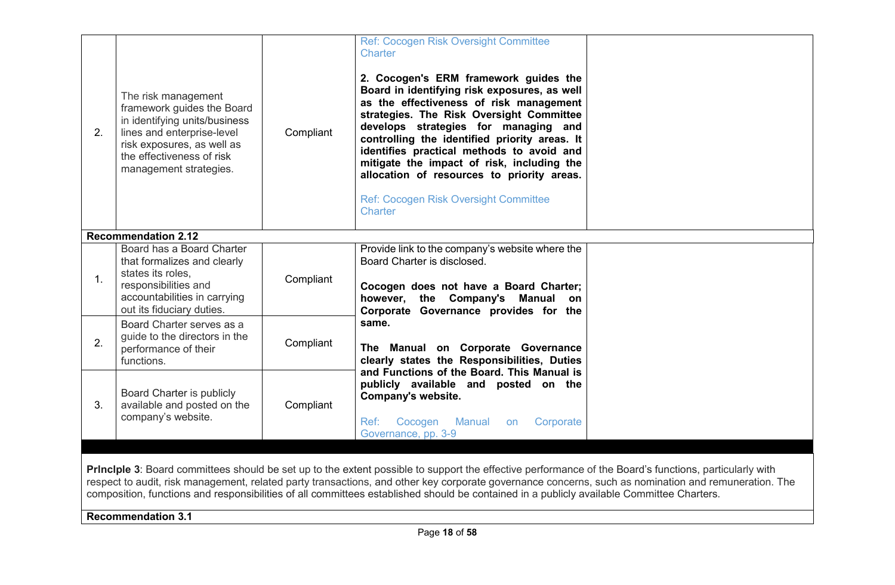| | | | | |
|---|---|---|---|---|
| 2. | The risk management framework guides the Board in identifying units/business lines and enterprise-level risk exposures, as well as the effectiveness of risk management strategies. | Compliant | Ref: Cocogen Risk Oversight Committee Charter<br><br>**2. Cocogen's ERM framework guides the Board in identifying risk exposures, as well as the effectiveness of risk management strategies. The Risk Oversight Committee develops strategies for managing and controlling the identified priority areas. It identifies practical methods to avoid and mitigate the impact of risk, including the allocation of resources to priority areas.**<br><br>Ref: Cocogen Risk Oversight Committee Charter | |
| **Recommendation 2.12** | | | | |
| 1. | Board has a Board Charter that formalizes and clearly states its roles, responsibilities and accountabilities in carrying out its fiduciary duties. | Compliant | Provide link to the company's website where the Board Charter is disclosed.<br><br>**Cocogen does not have a Board Charter; however, the Company's Manual on Corporate Governance provides for the same.**<br><br>**The Manual on Corporate Governance clearly states the Responsibilities, Duties and Functions of the Board. This Manual is publicly available and posted on the Company's website.**<br><br>Ref: Cocogen Manual on Corporate Governance, pp. 3-9 | |
| 2. | Board Charter serves as a guide to the directors in the performance of their functions. | Compliant | | |
| 3. | Board Charter is publicly available and posted on the company's website. | Compliant | | |

**Principle 3**: Board committees should be set up to the extent possible to support the effective performance of the Board's functions, particularly with respect to audit, risk management, related party transactions, and other key corporate governance concerns, such as nomination and remuneration. The composition, functions and responsibilities of all committees established should be contained in a publicly available Committee Charters.

**Recommendation 3.1**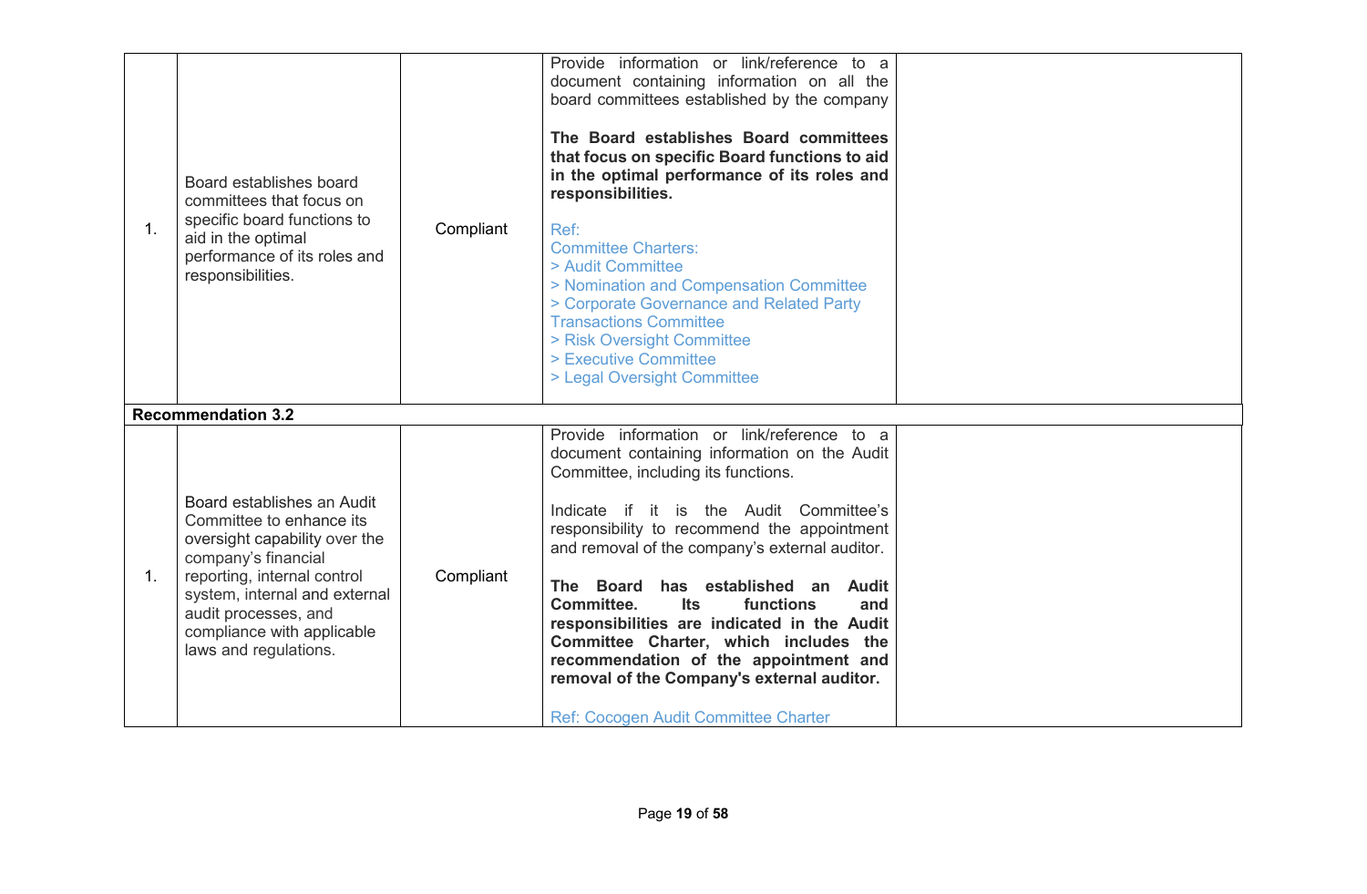| | | | | |
|---|---|---|---|---|
| 1. | Board establishes board committees that focus on specific board functions to aid in the optimal performance of its roles and responsibilities. | Compliant | Provide information or link/reference to a document containing information on all the board committees established by the company<br><br>**The Board establishes Board committees that focus on specific Board functions to aid in the optimal performance of its roles and responsibilities.**<br><br>Ref:<br>Committee Charters:<br>> Audit Committee<br>> Nomination and Compensation Committee<br>> Corporate Governance and Related Party Transactions Committee<br>> Risk Oversight Committee<br>> Executive Committee<br>> Legal Oversight Committee | |
| **Recommendation 3.2** | | | | |
| 1. | Board establishes an Audit Committee to enhance its oversight capability over the company's financial reporting, internal control system, internal and external audit processes, and compliance with applicable laws and regulations. | Compliant | Provide information or link/reference to a document containing information on the Audit Committee, including its functions.<br><br>Indicate if it is the Audit Committee's responsibility to recommend the appointment and removal of the company's external auditor.<br><br>**The Board has established an Audit Committee. Its functions and responsibilities are indicated in the Audit Committee Charter, which includes the recommendation of the appointment and removal of the Company's external auditor.**<br><br>Ref: Cocogen Audit Committee Charter | |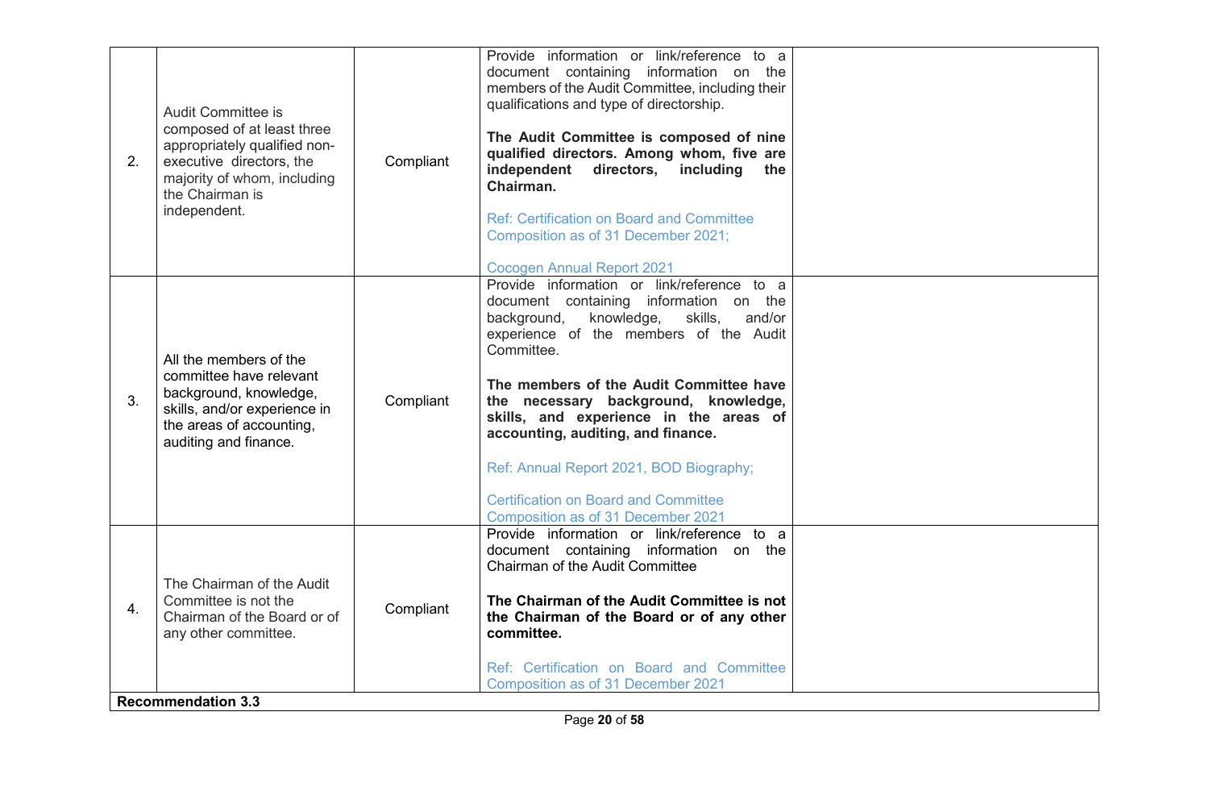| | | | | |
|---|---|---|---|---|
| 2. | Audit Committee is composed of at least three appropriately qualified non-executive directors, the majority of whom, including the Chairman is independent. | Compliant | Provide information or link/reference to a document containing information on the members of the Audit Committee, including their qualifications and type of directorship.<br><br>**The Audit Committee is composed of nine qualified directors. Among whom, five are independent directors, including the Chairman.**<br><br>Ref: Certification on Board and Committee Composition as of 31 December 2021;<br><br>Cocogen Annual Report 2021 | |
| 3. | All the members of the committee have relevant background, knowledge, skills, and/or experience in the areas of accounting, auditing and finance. | Compliant | Provide information or link/reference to a document containing information on the background, knowledge, skills, and/or experience of the members of the Audit Committee.<br><br>**The members of the Audit Committee have the necessary background, knowledge, skills, and experience in the areas of accounting, auditing, and finance.**<br><br>Ref: Annual Report 2021, BOD Biography;<br><br>Certification on Board and Committee Composition as of 31 December 2021 | |
| 4. | The Chairman of the Audit Committee is not the Chairman of the Board or of any other committee. | Compliant | Provide information or link/reference to a document containing information on the Chairman of the Audit Committee<br><br>**The Chairman of the Audit Committee is not the Chairman of the Board or of any other committee.**<br><br>Ref: Certification on Board and Committee Composition as of 31 December 2021 | |
| **Recommendation 3.3** | | | | |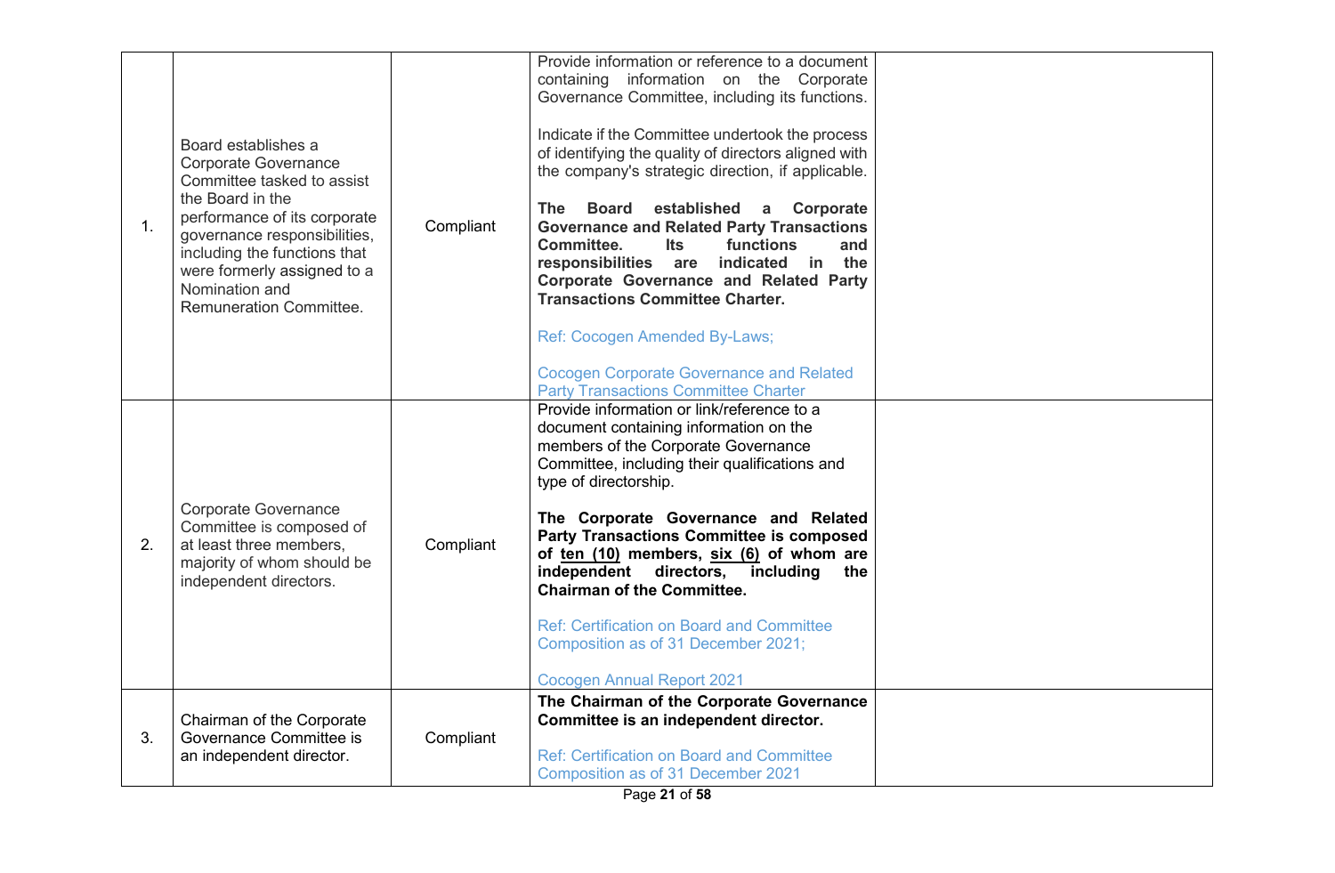| | | | | |
|---|---|---|---|---|
| 1. | Board establishes a Corporate Governance Committee tasked to assist the Board in the performance of its corporate governance responsibilities, including the functions that were formerly assigned to a Nomination and Remuneration Committee. | Compliant | Provide information or reference to a document containing information on the Corporate Governance Committee, including its functions.<br><br>Indicate if the Committee undertook the process of identifying the quality of directors aligned with the company's strategic direction, if applicable.<br><br>**The Board established a Corporate Governance and Related Party Transactions Committee. Its functions and responsibilities are indicated in the Corporate Governance and Related Party Transactions Committee Charter.**<br><br>Ref: Cocogen Amended By-Laws;<br><br>Cocogen Corporate Governance and Related Party Transactions Committee Charter | |
| 2. | Corporate Governance Committee is composed of at least three members, majority of whom should be independent directors. | Compliant | Provide information or link/reference to a document containing information on the members of the Corporate Governance Committee, including their qualifications and type of directorship.<br><br>**The Corporate Governance and Related Party Transactions Committee is composed of <u>ten (10)</u> members, <u>six (6)</u> of whom are independent directors, including the Chairman of the Committee.**<br><br>Ref: Certification on Board and Committee Composition as of 31 December 2021;<br><br>Cocogen Annual Report 2021 | |
| 3. | Chairman of the Corporate Governance Committee is an independent director. | Compliant | **The Chairman of the Corporate Governance Committee is an independent director.**<br><br>Ref: Certification on Board and Committee Composition as of 31 December 2021 | |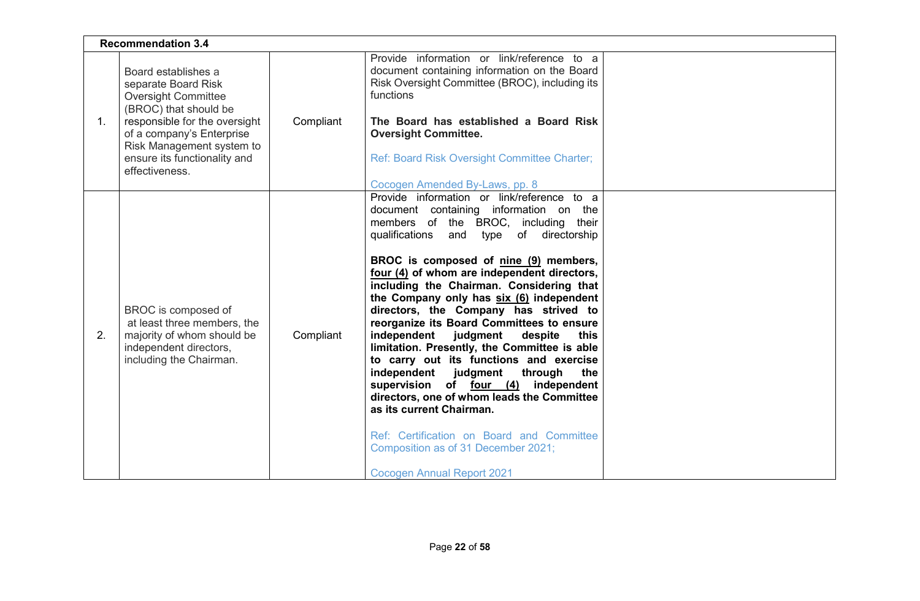| **Recommendation 3.4** | | | | |
|---|---|---|---|---|
| 1. | Board establishes a separate Board Risk Oversight Committee (BROC) that should be responsible for the oversight of a company's Enterprise Risk Management system to ensure its functionality and effectiveness. | Compliant | Provide information or link/reference to a document containing information on the Board Risk Oversight Committee (BROC), including its functions<br><br>**The Board has established a Board Risk Oversight Committee.**<br><br>Ref: Board Risk Oversight Committee Charter;<br><br>Cocogen Amended By-Laws, pp. 8 | |
| 2. | BROC is composed of at least three members, the majority of whom should be independent directors, including the Chairman. | Compliant | Provide information or link/reference to a document containing information on the members of the BROC, including their qualifications and type of directorship<br><br>**BROC is composed of <u>nine (9)</u> members, <u>four (4)</u> of whom are independent directors, including the Chairman. Considering that the Company only has <u>six (6)</u> independent directors, the Company has strived to reorganize its Board Committees to ensure independent judgment despite this limitation. Presently, the Committee is able to carry out its functions and exercise independent judgment through the supervision of <u>four (4)</u> independent directors, one of whom leads the Committee as its current Chairman.**<br><br>Ref: Certification on Board and Committee Composition as of 31 December 2021;<br><br>Cocogen Annual Report 2021 | |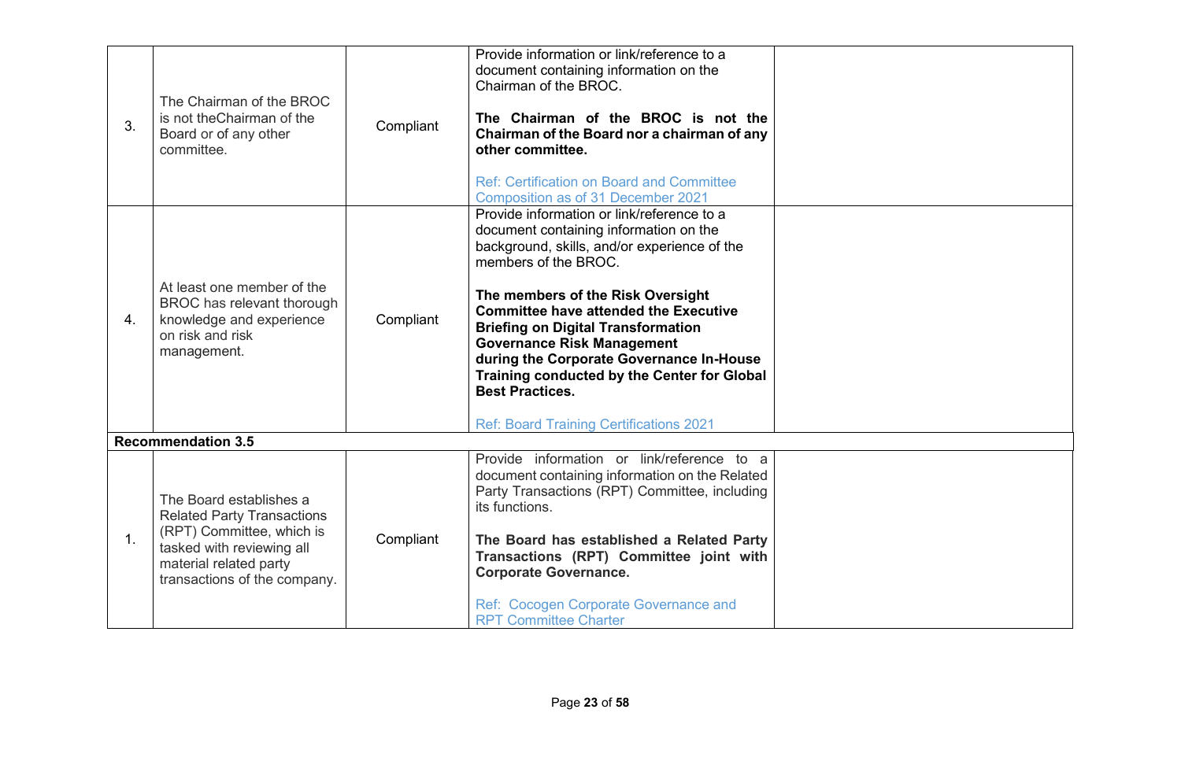| | | | | |
|---|---|---|---|---|
| 3. | The Chairman of the BROC is not theChairman of the Board or of any other committee. | Compliant | Provide information or link/reference to a document containing information on the Chairman of the BROC.<br><br>**The Chairman of the BROC is not the Chairman of the Board nor a chairman of any other committee.**<br><br>Ref: Certification on Board and Committee Composition as of 31 December 2021 | |
| 4. | At least one member of the BROC has relevant thorough knowledge and experience on risk and risk management. | Compliant | Provide information or link/reference to a document containing information on the background, skills, and/or experience of the members of the BROC.<br><br>**The members of the Risk Oversight Committee have attended the Executive Briefing on Digital Transformation Governance Risk Management during the Corporate Governance In-House Training conducted by the Center for Global Best Practices.**<br><br>Ref: Board Training Certifications 2021 | |
| **Recommendation 3.5** | | | | |
| 1. | The Board establishes a Related Party Transactions (RPT) Committee, which is tasked with reviewing all material related party transactions of the company. | Compliant | Provide information or link/reference to a document containing information on the Related Party Transactions (RPT) Committee, including its functions.<br><br>**The Board has established a Related Party Transactions (RPT) Committee joint with Corporate Governance.**<br><br>Ref: Cocogen Corporate Governance and RPT Committee Charter | |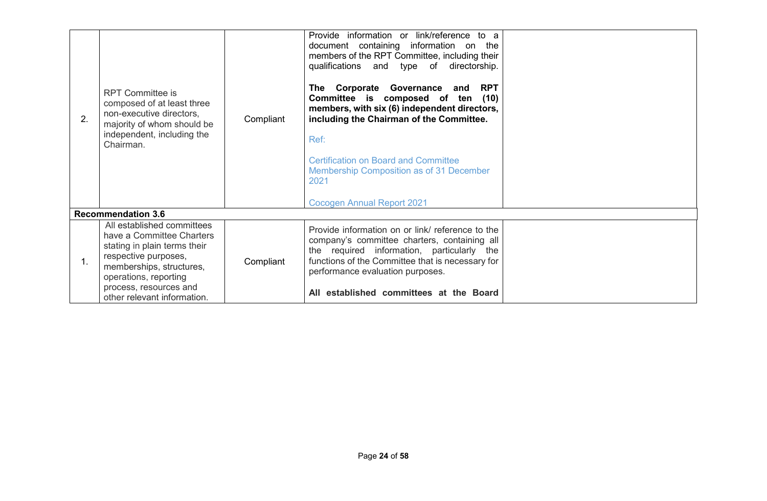| | | | | |
|---|---|---|---|---|
| 2. | RPT Committee is composed of at least three non-executive directors, majority of whom should be independent, including the Chairman. | Compliant | Provide information or link/reference to a document containing information on the members of the RPT Committee, including their qualifications and type of directorship.<br><br>**The Corporate Governance and RPT Committee is composed of ten (10) members, with six (6) independent directors, including the Chairman of the Committee.**<br><br>Ref:<br><br>Certification on Board and Committee Membership Composition as of 31 December 2021<br><br>Cocogen Annual Report 2021 | |
| **Recommendation 3.6** | | | | |
| 1. | All established committees have a Committee Charters stating in plain terms their respective purposes, memberships, structures, operations, reporting process, resources and other relevant information. | Compliant | Provide information on or link/ reference to the company's committee charters, containing all the required information, particularly the functions of the Committee that is necessary for performance evaluation purposes.<br><br>**All established committees at the Board** | |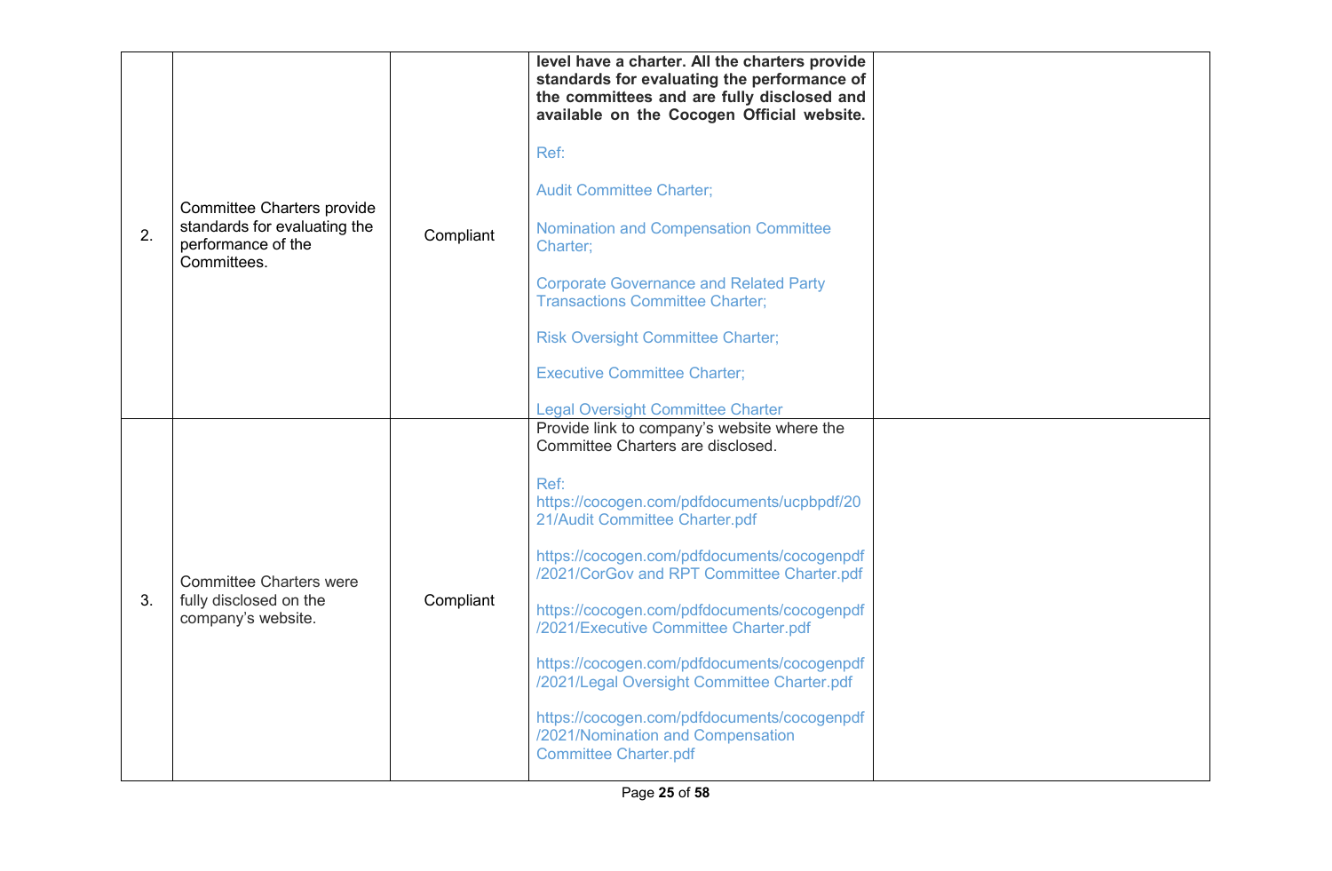| | | | | |
|---|---|---|---|---|
| 2. | Committee Charters provide standards for evaluating the performance of the Committees. | Compliant | **level have a charter. All the charters provide standards for evaluating the performance of the committees and are fully disclosed and available on the Cocogen Official website.**<br><br>Ref:<br><br>Audit Committee Charter;<br><br>Nomination and Compensation Committee Charter;<br><br>Corporate Governance and Related Party Transactions Committee Charter;<br><br>Risk Oversight Committee Charter;<br><br>Executive Committee Charter;<br><br>Legal Oversight Committee Charter | |
| 3. | Committee Charters were fully disclosed on the company's website. | Compliant | Provide link to company's website where the Committee Charters are disclosed.<br><br>Ref: https://cocogen.com/pdfdocuments/ucpbpdf/2021/Audit Committee Charter.pdf<br><br>https://cocogen.com/pdfdocuments/cocogenpdf/2021/CorGov and RPT Committee Charter.pdf<br><br>https://cocogen.com/pdfdocuments/cocogenpdf/2021/Executive Committee Charter.pdf<br><br>https://cocogen.com/pdfdocuments/cocogenpdf/2021/Legal Oversight Committee Charter.pdf<br><br>https://cocogen.com/pdfdocuments/cocogenpdf/2021/Nomination and Compensation Committee Charter.pdf | |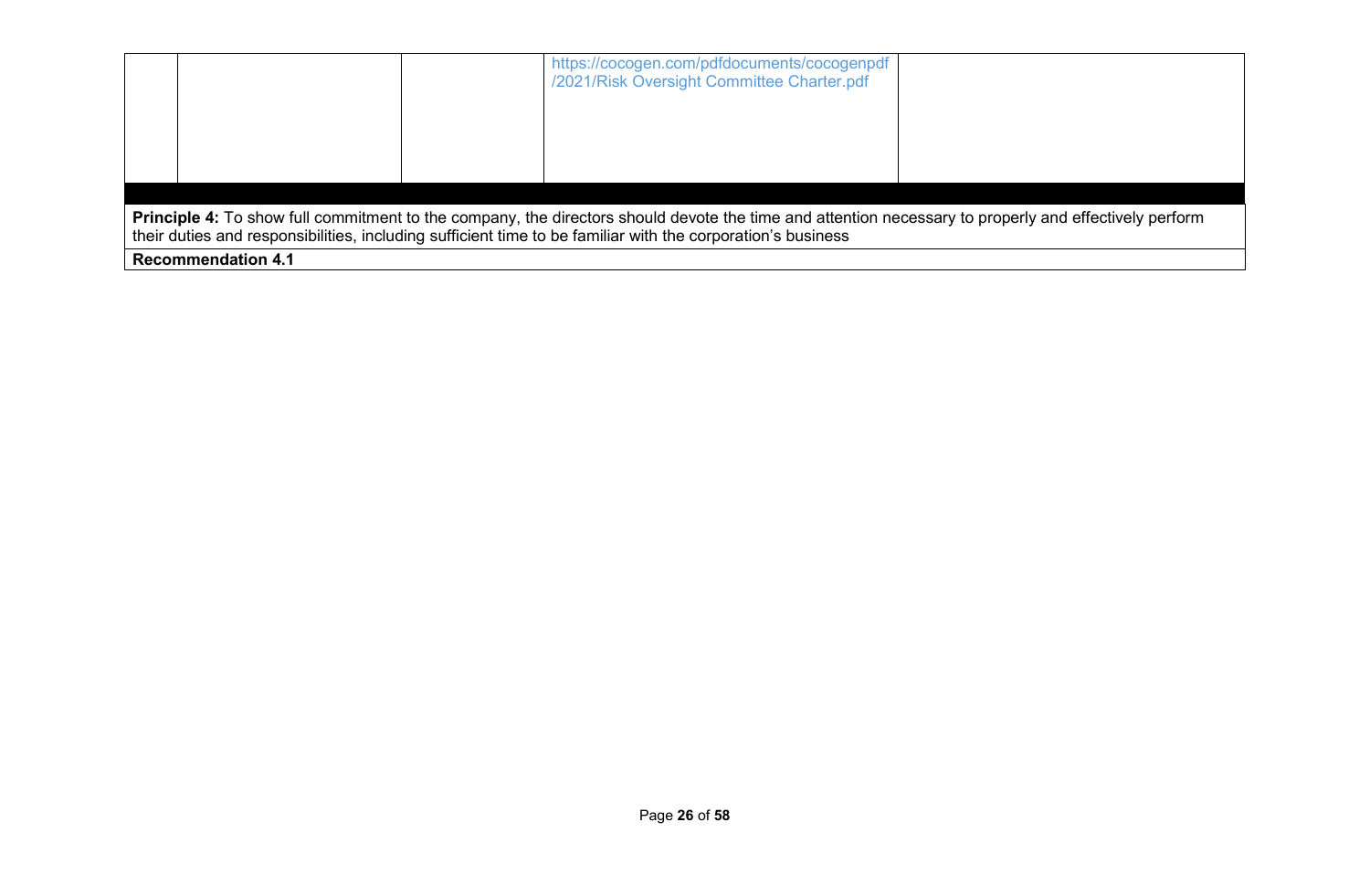| | | | https://cocogen.com/pdfdocuments/cocogenpdf/2021/Risk Oversight Committee Charter.pdf | |
|---|---|---|---|---|

**Principle 4:** To show full commitment to the company, the directors should devote the time and attention necessary to properly and effectively perform their duties and responsibilities, including sufficient time to be familiar with the corporation's business

**Recommendation 4.1**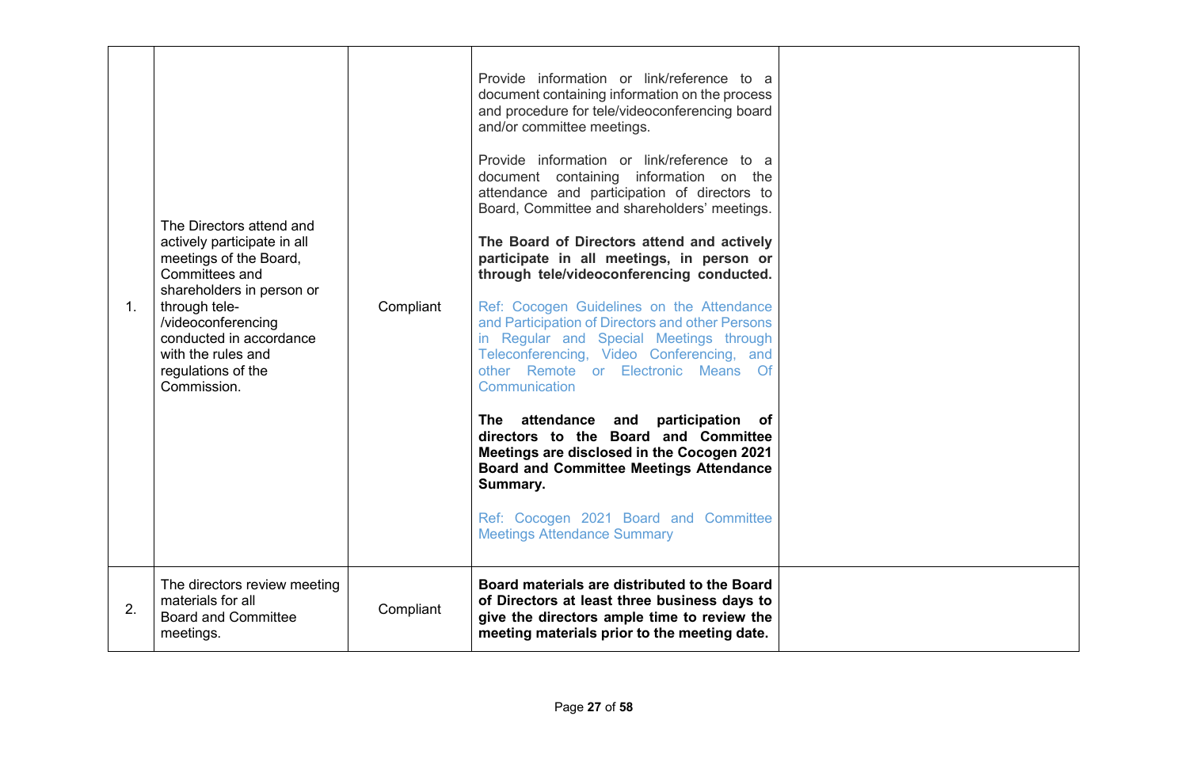| | | | | |
|---|---|---|---|---|
| 1. | The Directors attend and actively participate in all meetings of the Board, Committees and shareholders in person or through tele-/videoconferencing conducted in accordance with the rules and regulations of the Commission. | Compliant | Provide information or link/reference to a document containing information on the process and procedure for tele/videoconferencing board and/or committee meetings.<br><br>Provide information or link/reference to a document containing information on the attendance and participation of directors to Board, Committee and shareholders' meetings.<br><br>**The Board of Directors attend and actively participate in all meetings, in person or through tele/videoconferencing conducted.**<br><br>Ref: Cocogen Guidelines on the Attendance and Participation of Directors and other Persons in Regular and Special Meetings through Teleconferencing, Video Conferencing, and other Remote or Electronic Means Of Communication<br><br>**The attendance and participation of directors to the Board and Committee Meetings are disclosed in the Cocogen 2021 Board and Committee Meetings Attendance Summary.**<br><br>Ref: Cocogen 2021 Board and Committee Meetings Attendance Summary | |
| 2. | The directors review meeting materials for all Board and Committee meetings. | Compliant | **Board materials are distributed to the Board of Directors at least three business days to give the directors ample time to review the meeting materials prior to the meeting date.** | |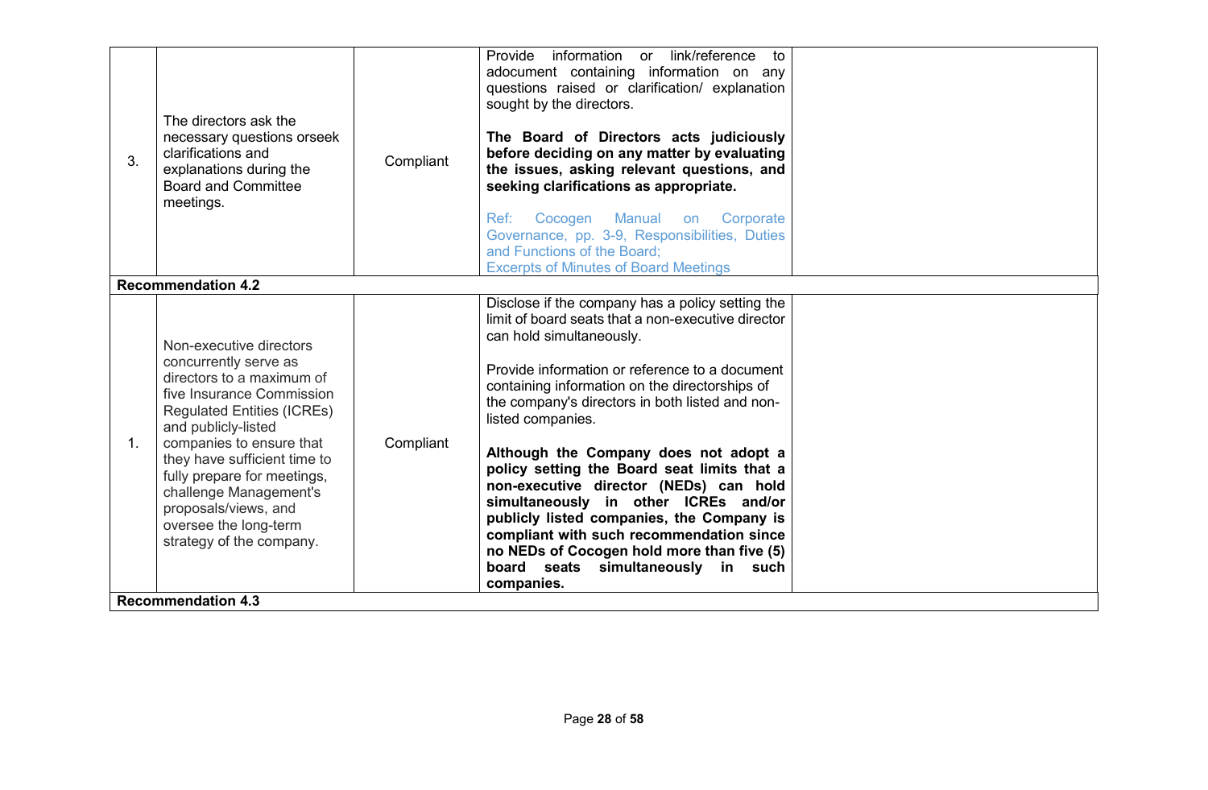| | | | | |
|---|---|---|---|---|
| 3. | The directors ask the necessary questions orseek clarifications and explanations during the Board and Committee meetings. | Compliant | Provide information or link/reference to adocument containing information on any questions raised or clarification/ explanation sought by the directors.<br><br>**The Board of Directors acts judiciously before deciding on any matter by evaluating the issues, asking relevant questions, and seeking clarifications as appropriate.**<br><br>Ref: Cocogen Manual on Corporate Governance, pp. 3-9, Responsibilities, Duties and Functions of the Board;<br>Excerpts of Minutes of Board Meetings | |
| **Recommendation 4.2** | | | | |
| 1. | Non-executive directors concurrently serve as directors to a maximum of five Insurance Commission Regulated Entities (ICREs) and publicly-listed companies to ensure that they have sufficient time to fully prepare for meetings, challenge Management's proposals/views, and oversee the long-term strategy of the company. | Compliant | Disclose if the company has a policy setting the limit of board seats that a non-executive director can hold simultaneously.<br><br>Provide information or reference to a document containing information on the directorships of the company's directors in both listed and non-listed companies.<br><br>**Although the Company does not adopt a policy setting the Board seat limits that a non-executive director (NEDs) can hold simultaneously in other ICREs and/or publicly listed companies, the Company is compliant with such recommendation since no NEDs of Cocogen hold more than five (5) board seats simultaneously in such companies.** | |
| **Recommendation 4.3** | | | | |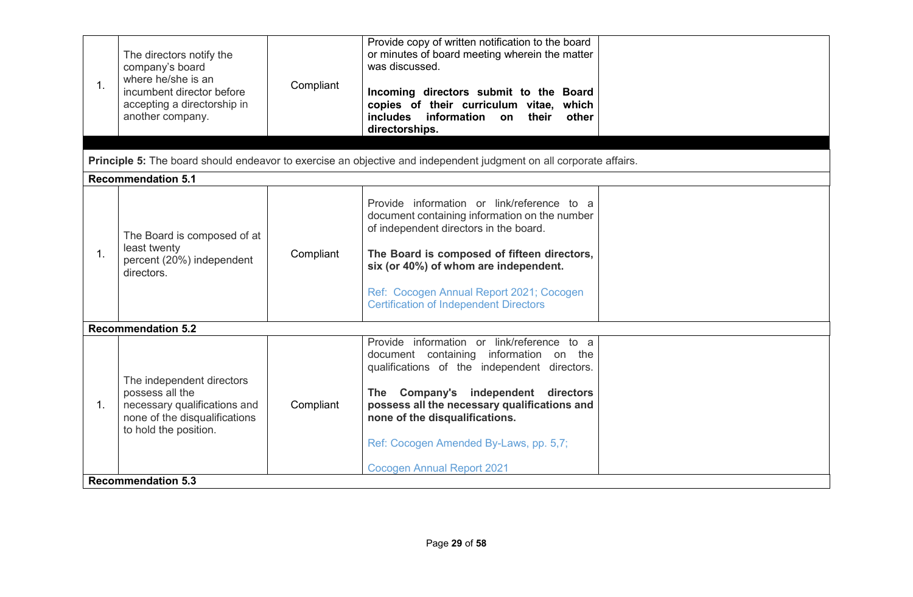| | | | | |
|---|---|---|---|---|
| 1. | The directors notify the company's board where he/she is an incumbent director before accepting a directorship in another company. | Compliant | Provide copy of written notification to the board or minutes of board meeting wherein the matter was discussed.<br><br>**Incoming directors submit to the Board copies of their curriculum vitae, which includes information on their other directorships.** | |

**Principle 5:** The board should endeavor to exercise an objective and independent judgment on all corporate affairs.

**Recommendation 5.1**

| | | | | |
|---|---|---|---|---|
| 1. | The Board is composed of at least twenty percent (20%) independent directors. | Compliant | Provide information or link/reference to a document containing information on the number of independent directors in the board.<br><br>**The Board is composed of fifteen directors, six (or 40%) of whom are independent.**<br><br>Ref: Cocogen Annual Report 2021; Cocogen Certification of Independent Directors | |

**Recommendation 5.2**

| | | | | |
|---|---|---|---|---|
| 1. | The independent directors possess all the necessary qualifications and none of the disqualifications to hold the position. | Compliant | Provide information or link/reference to a document containing information on the qualifications of the independent directors.<br><br>**The Company's independent directors possess all the necessary qualifications and none of the disqualifications.**<br><br>Ref: Cocogen Amended By-Laws, pp. 5,7;<br><br>Cocogen Annual Report 2021 | |

**Recommendation 5.3**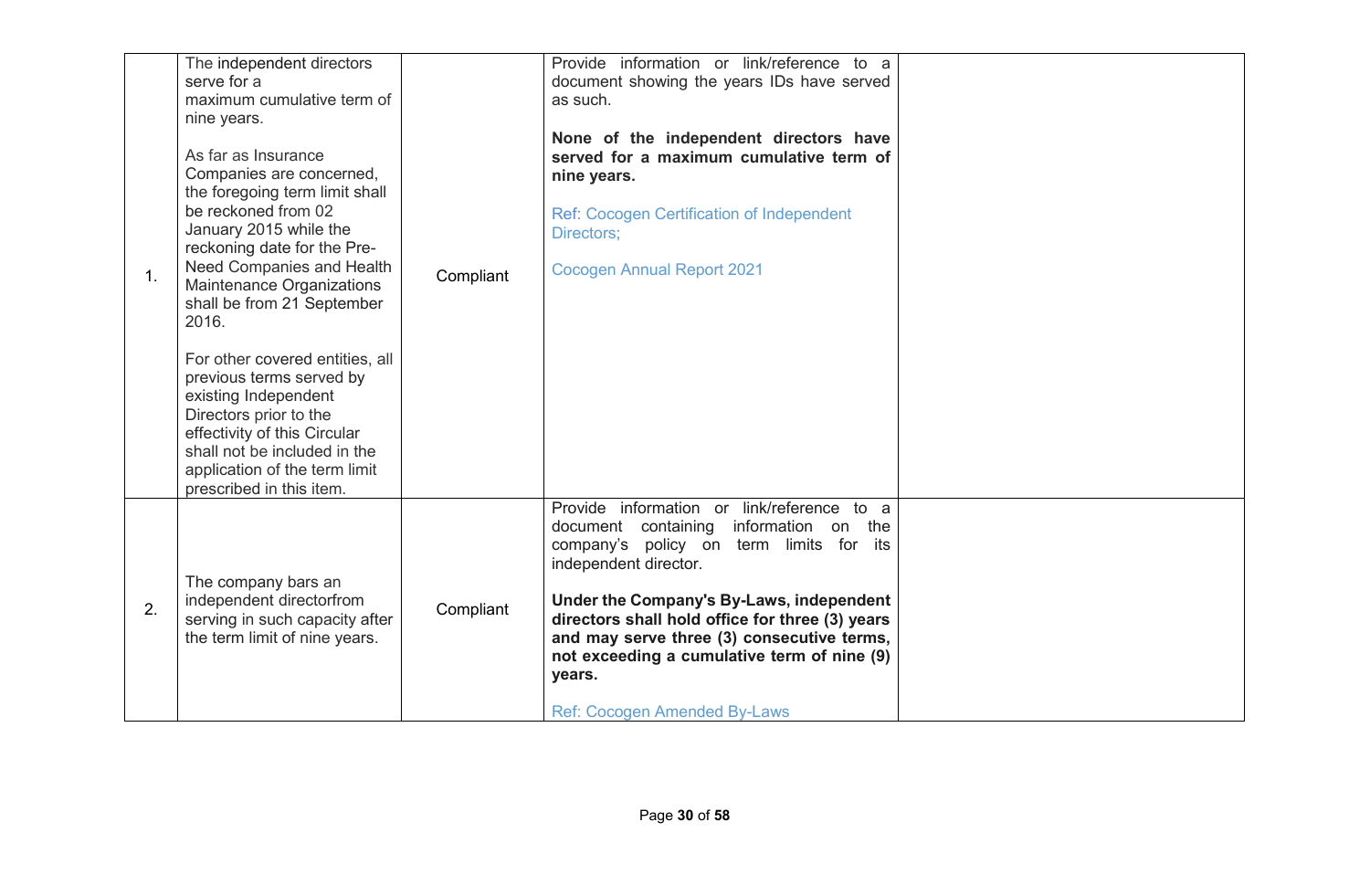| | | | | |
|---|---|---|---|---|
| 1. | The independent directors serve for a maximum cumulative term of nine years.<br><br>As far as Insurance Companies are concerned, the foregoing term limit shall be reckoned from 02 January 2015 while the reckoning date for the Pre-Need Companies and Health Maintenance Organizations shall be from 21 September 2016.<br><br>For other covered entities, all previous terms served by existing Independent Directors prior to the effectivity of this Circular shall not be included in the application of the term limit prescribed in this item. | Compliant | Provide information or link/reference to a document showing the years IDs have served as such.<br><br>**None of the independent directors have served for a maximum cumulative term of nine years.**<br><br>Ref: Cocogen Certification of Independent Directors;<br><br>Cocogen Annual Report 2021 | |
| 2. | The company bars an independent directorfrom serving in such capacity after the term limit of nine years. | Compliant | Provide information or link/reference to a document containing information on the company's policy on term limits for its independent director.<br><br>**Under the Company's By-Laws, independent directors shall hold office for three (3) years and may serve three (3) consecutive terms, not exceeding a cumulative term of nine (9) years.**<br><br>Ref: Cocogen Amended By-Laws | |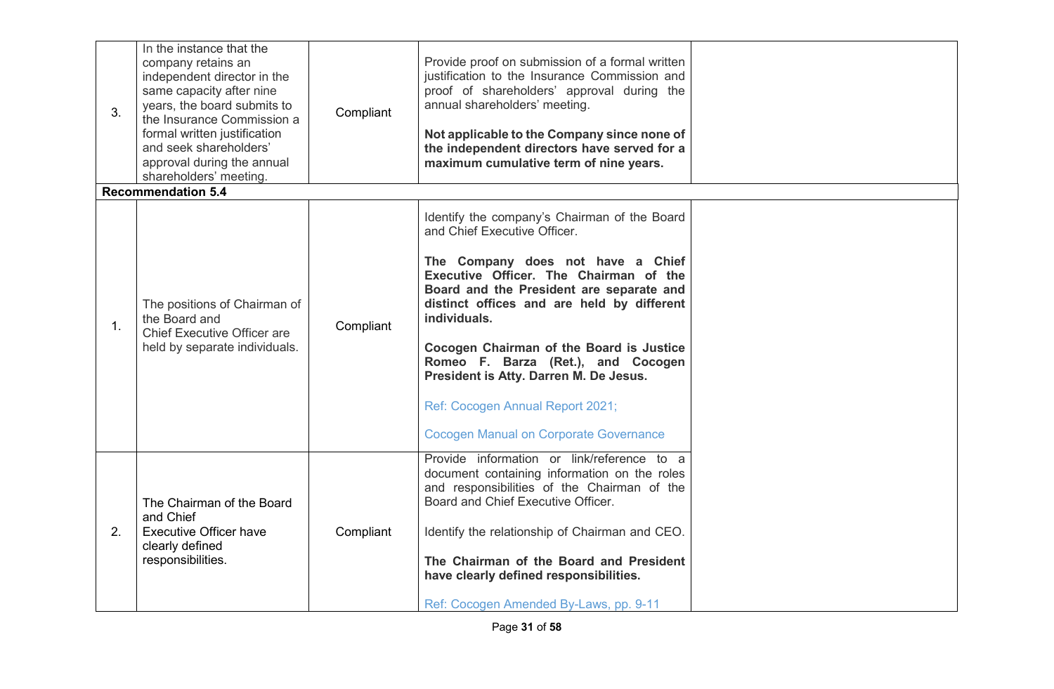| | | | | |
|---|---|---|---|---|
| 3. | In the instance that the company retains an independent director in the same capacity after nine years, the board submits to the Insurance Commission a formal written justification and seek shareholders' approval during the annual shareholders' meeting. | Compliant | Provide proof on submission of a formal written justification to the Insurance Commission and proof of shareholders' approval during the annual shareholders' meeting.<br><br>**Not applicable to the Company since none of the independent directors have served for a maximum cumulative term of nine years.** | |
| **Recommendation 5.4** | | | | |
| 1. | The positions of Chairman of the Board and Chief Executive Officer are held by separate individuals. | Compliant | Identify the company's Chairman of the Board and Chief Executive Officer.<br><br>**The Company does not have a Chief Executive Officer. The Chairman of the Board and the President are separate and distinct offices and are held by different individuals.**<br><br>**Cocogen Chairman of the Board is Justice Romeo F. Barza (Ret.), and Cocogen President is Atty. Darren M. De Jesus.**<br><br>Ref: Cocogen Annual Report 2021;<br><br>Cocogen Manual on Corporate Governance | |
| 2. | The Chairman of the Board and Chief Executive Officer have clearly defined responsibilities. | Compliant | Provide information or link/reference to a document containing information on the roles and responsibilities of the Chairman of the Board and Chief Executive Officer.<br><br>Identify the relationship of Chairman and CEO.<br><br>**The Chairman of the Board and President have clearly defined responsibilities.**<br><br>Ref: Cocogen Amended By-Laws, pp. 9-11 | |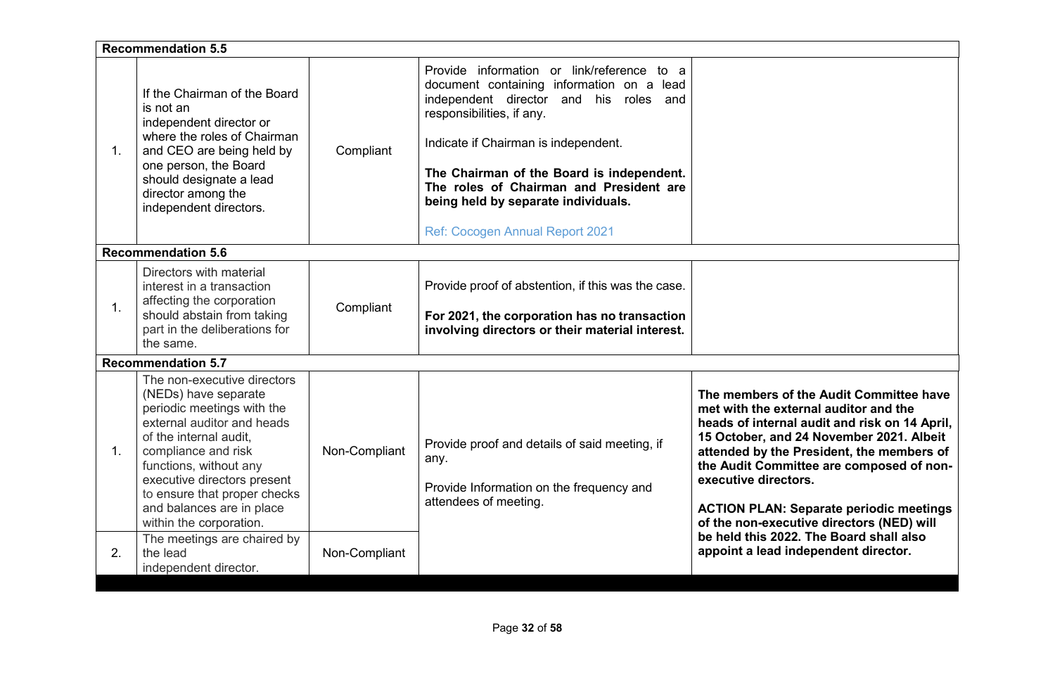| | | | | |
|---|---|---|---|---|
| **Recommendation 5.5** | | | | |
| 1. | If the Chairman of the Board is not an independent director or where the roles of Chairman and CEO are being held by one person, the Board should designate a lead director among the independent directors. | Compliant | Provide information or link/reference to a document containing information on a lead independent director and his roles and responsibilities, if any.<br><br>Indicate if Chairman is independent.<br><br>**The Chairman of the Board is independent. The roles of Chairman and President are being held by separate individuals.**<br><br>Ref: Cocogen Annual Report 2021 | |
| **Recommendation 5.6** | | | | |
| 1. | Directors with material interest in a transaction affecting the corporation should abstain from taking part in the deliberations for the same. | Compliant | Provide proof of abstention, if this was the case.<br><br>**For 2021, the corporation has no transaction involving directors or their material interest.** | |
| **Recommendation 5.7** | | | | |
| 1. | The non-executive directors (NEDs) have separate periodic meetings with the external auditor and heads of the internal audit, compliance and risk functions, without any executive directors present to ensure that proper checks and balances are in place within the corporation. | Non-Compliant | Provide proof and details of said meeting, if any.<br><br>Provide Information on the frequency and attendees of meeting. | **The members of the Audit Committee have met with the external auditor and the heads of internal audit and risk on 14 April, 15 October, and 24 November 2021. Albeit attended by the President, the members of the Audit Committee are composed of non-executive directors.**<br><br>**ACTION PLAN: Separate periodic meetings of the non-executive directors (NED) will be held this 2022. The Board shall also appoint a lead independent director.** |
| 2. | The meetings are chaired by the lead independent director. | Non-Compliant | | |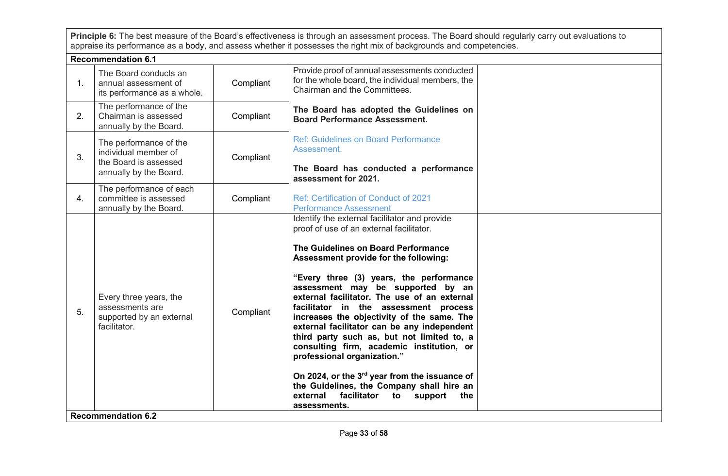**Principle 6:** The best measure of the Board's effectiveness is through an assessment process. The Board should regularly carry out evaluations to appraise its performance as a body, and assess whether it possesses the right mix of backgrounds and competencies.

**Recommendation 6.1**

| | | | | |
|---|---|---|---|---|
| 1. | The Board conducts an annual assessment of its performance as a whole. | Compliant | Provide proof of annual assessments conducted for the whole board, the individual members, the Chairman and the Committees.<br><br>**The Board has adopted the Guidelines on Board Performance Assessment.**<br><br>Ref: Guidelines on Board Performance Assessment.<br><br>**The Board has conducted a performance assessment for 2021.**<br><br>Ref: Certification of Conduct of 2021 Performance Assessment | |
| 2. | The performance of the Chairman is assessed annually by the Board. | Compliant | | |
| 3. | The performance of the individual member of the Board is assessed annually by the Board. | Compliant | | |
| 4. | The performance of each committee is assessed annually by the Board. | Compliant | | |
| 5. | Every three years, the assessments are supported by an external facilitator. | Compliant | Identify the external facilitator and provide proof of use of an external facilitator.<br><br>**The Guidelines on Board Performance Assessment provide for the following:**<br><br>**"Every three (3) years, the performance assessment may be supported by an external facilitator. The use of an external facilitator in the assessment process increases the objectivity of the same. The external facilitator can be any independent third party such as, but not limited to, a consulting firm, academic institution, or professional organization."**<br><br>**On 2024, or the 3rd year from the issuance of the Guidelines, the Company shall hire an external facilitator to support the assessments.** | |

**Recommendation 6.2**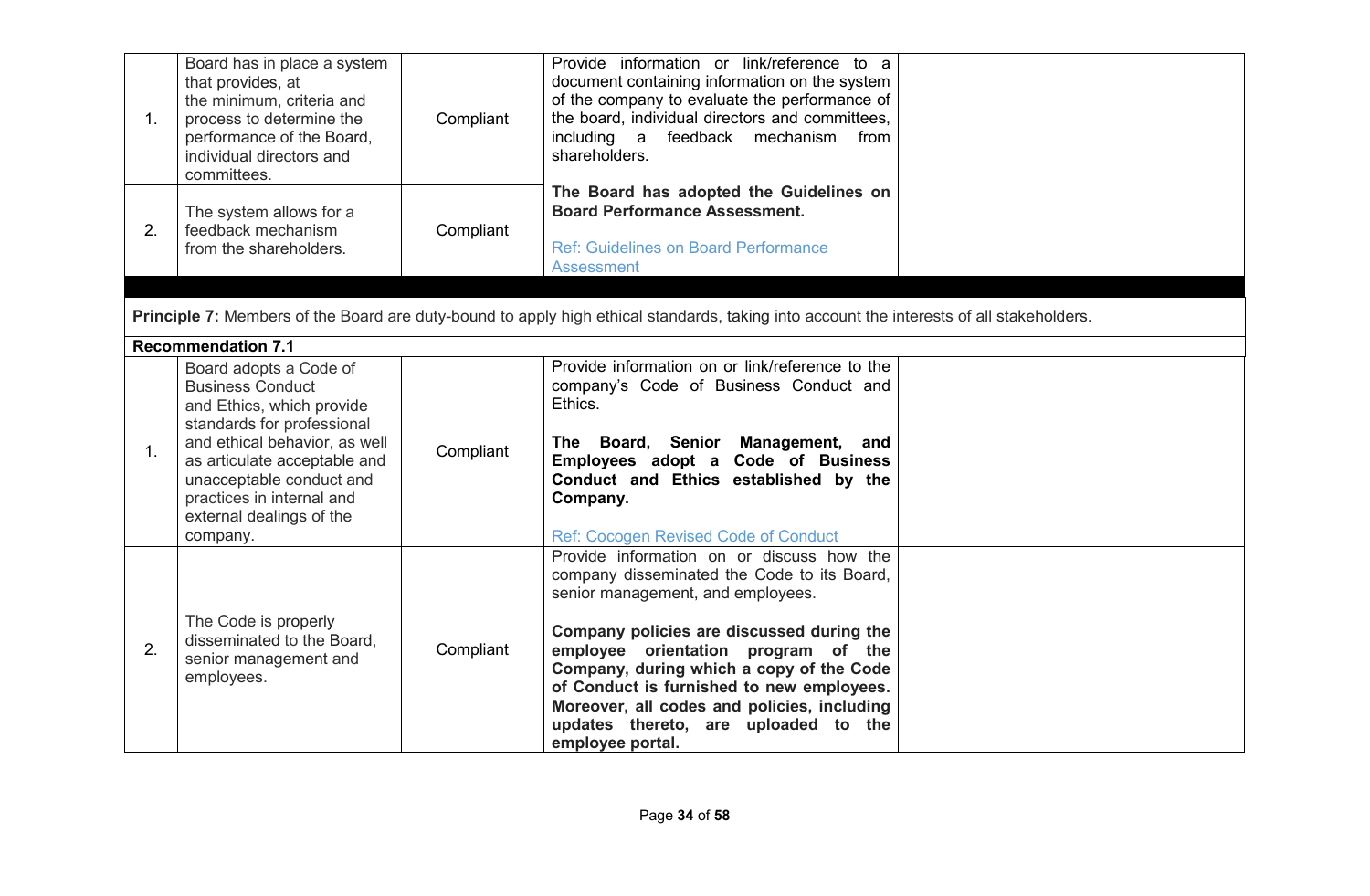| | | | | |
|---|---|---|---|---|
| 1. | Board has in place a system that provides, at the minimum, criteria and process to determine the performance of the Board, individual directors and committees. | Compliant | Provide information or link/reference to a document containing information on the system of the company to evaluate the performance of the board, individual directors and committees, including a feedback mechanism from shareholders.<br><br>**The Board has adopted the Guidelines on Board Performance Assessment.**<br><br>Ref: Guidelines on Board Performance Assessment | |
| 2. | The system allows for a feedback mechanism from the shareholders. | Compliant | | |

**Principle 7:** Members of the Board are duty-bound to apply high ethical standards, taking into account the interests of all stakeholders.

**Recommendation 7.1**

| | | | | |
|---|---|---|---|---|
| 1. | Board adopts a Code of Business Conduct and Ethics, which provide standards for professional and ethical behavior, as well as articulate acceptable and unacceptable conduct and practices in internal and external dealings of the company. | Compliant | Provide information on or link/reference to the company's Code of Business Conduct and Ethics.<br><br>**The Board, Senior Management, and Employees adopt a Code of Business Conduct and Ethics established by the Company.**<br><br>Ref: Cocogen Revised Code of Conduct | |
| 2. | The Code is properly disseminated to the Board, senior management and employees. | Compliant | Provide information on or discuss how the company disseminated the Code to its Board, senior management, and employees.<br><br>**Company policies are discussed during the employee orientation program of the Company, during which a copy of the Code of Conduct is furnished to new employees. Moreover, all codes and policies, including updates thereto, are uploaded to the employee portal.** | |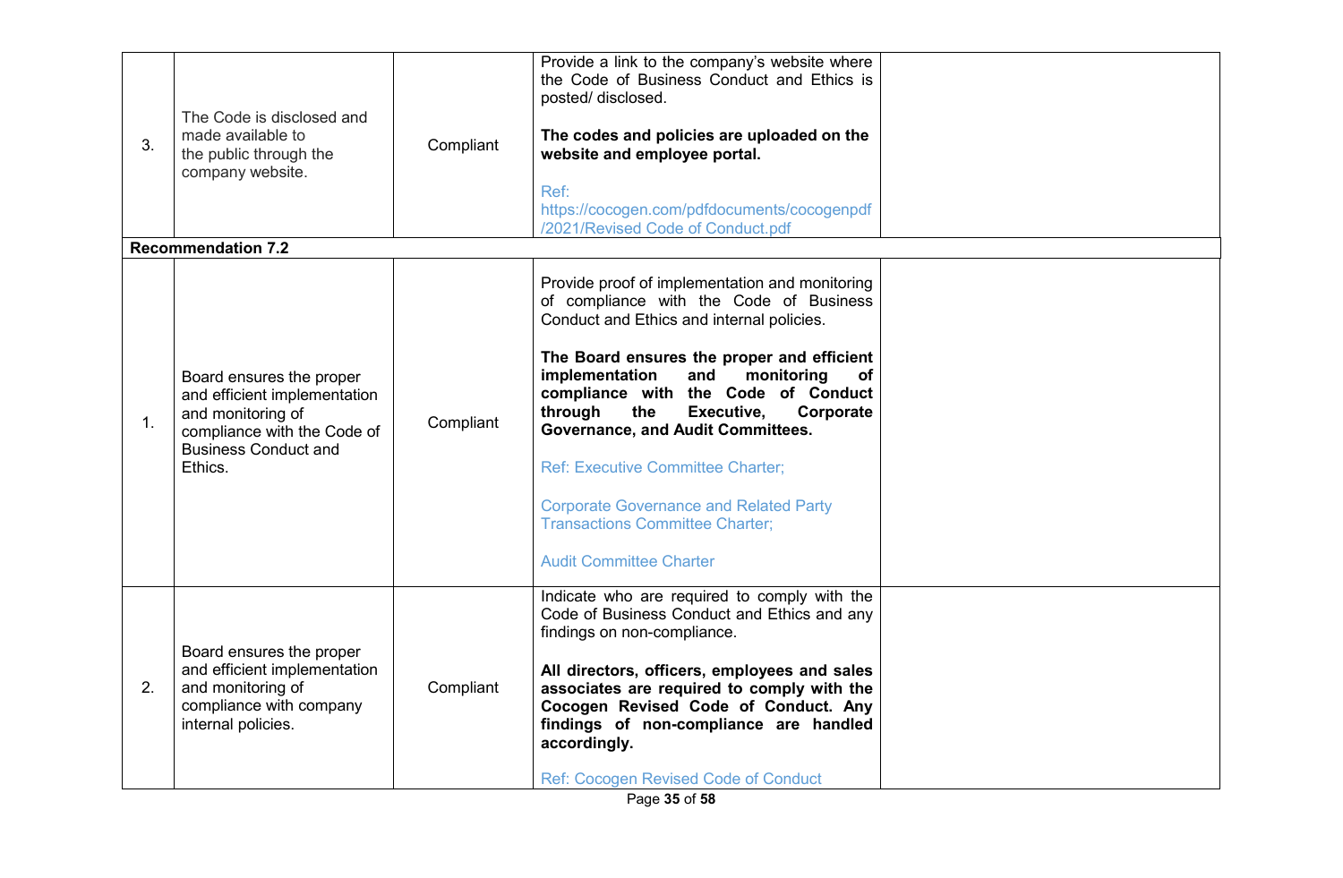| | | | | |
|---|---|---|---|---|
| 3. | The Code is disclosed and made available to the public through the company website. | Compliant | Provide a link to the company's website where the Code of Business Conduct and Ethics is posted/ disclosed.<br><br>**The codes and policies are uploaded on the website and employee portal.**<br><br>Ref: https://cocogen.com/pdfdocuments/cocogenpdf/2021/Revised Code of Conduct.pdf | |
| **Recommendation 7.2** | | | | |
| 1. | Board ensures the proper and efficient implementation and monitoring of compliance with the Code of Business Conduct and Ethics. | Compliant | Provide proof of implementation and monitoring of compliance with the Code of Business Conduct and Ethics and internal policies.<br><br>**The Board ensures the proper and efficient implementation and monitoring of compliance with the Code of Conduct through the Executive, Corporate Governance, and Audit Committees.**<br><br>Ref: Executive Committee Charter;<br><br>Corporate Governance and Related Party Transactions Committee Charter;<br><br>Audit Committee Charter | |
| 2. | Board ensures the proper and efficient implementation and monitoring of compliance with company internal policies. | Compliant | Indicate who are required to comply with the Code of Business Conduct and Ethics and any findings on non-compliance.<br><br>**All directors, officers, employees and sales associates are required to comply with the Cocogen Revised Code of Conduct. Any findings of non-compliance are handled accordingly.**<br><br>Ref: Cocogen Revised Code of Conduct | |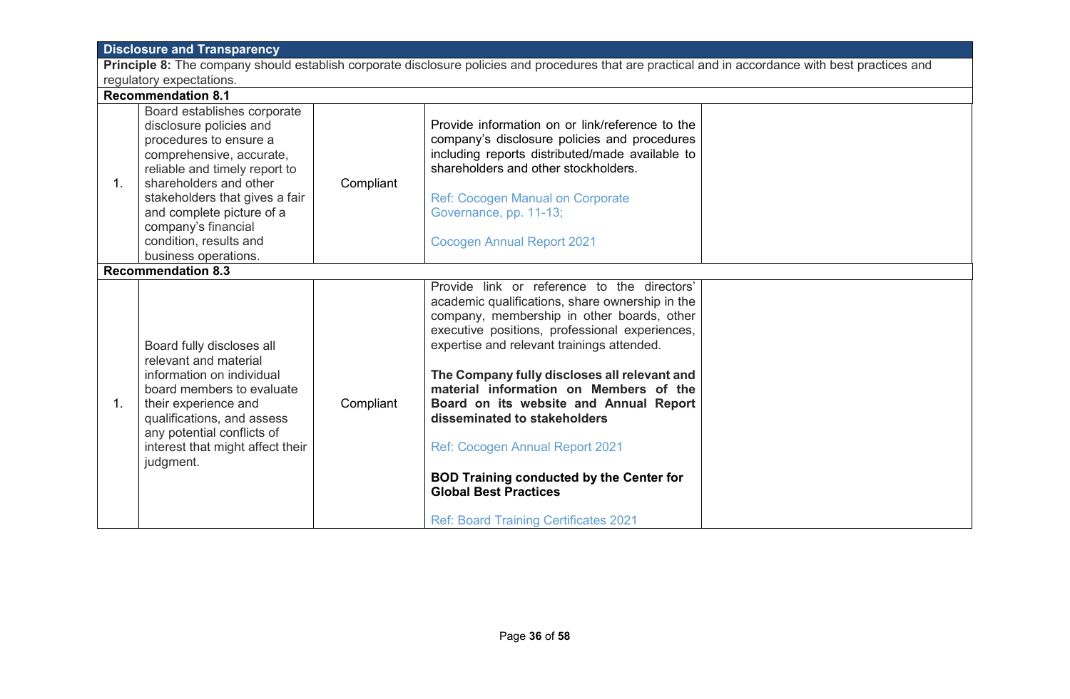| **Disclosure and Transparency** | | | | |
|---|---|---|---|---|
| **Principle 8:** The company should establish corporate disclosure policies and procedures that are practical and in accordance with best practices and regulatory expectations. | | | | |
| **Recommendation 8.1** | | | | |
| 1. | Board establishes corporate disclosure policies and procedures to ensure a comprehensive, accurate, reliable and timely report to shareholders and other stakeholders that gives a fair and complete picture of a company's financial condition, results and business operations. | Compliant | Provide information on or link/reference to the company's disclosure policies and procedures including reports distributed/made available to shareholders and other stockholders.<br><br>Ref: Cocogen Manual on Corporate Governance, pp. 11-13;<br><br>Cocogen Annual Report 2021 | |
| **Recommendation 8.3** | | | | |
| 1. | Board fully discloses all relevant and material information on individual board members to evaluate their experience and qualifications, and assess any potential conflicts of interest that might affect their judgment. | Compliant | Provide link or reference to the directors' academic qualifications, share ownership in the company, membership in other boards, other executive positions, professional experiences, expertise and relevant trainings attended.<br><br>**The Company fully discloses all relevant and material information on Members of the Board on its website and Annual Report disseminated to stakeholders**<br><br>Ref: Cocogen Annual Report 2021<br><br>**BOD Training conducted by the Center for Global Best Practices**<br><br>Ref: Board Training Certificates 2021 | |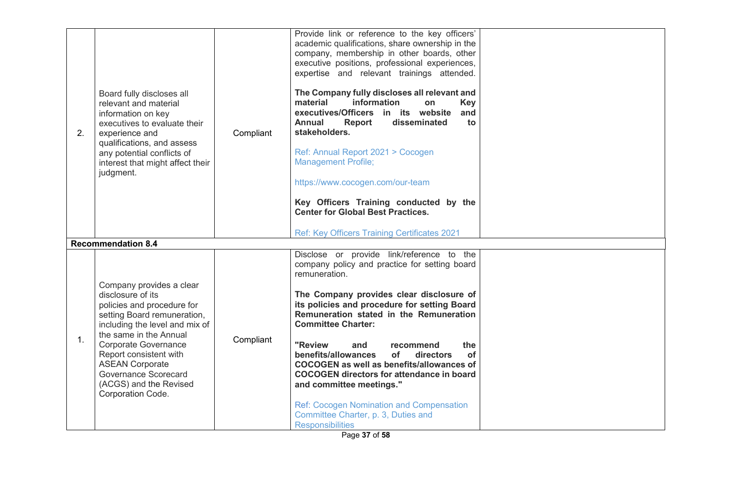| | | | | |
|---|---|---|---|---|
| 2. | Board fully discloses all relevant and material information on key executives to evaluate their experience and qualifications, and assess any potential conflicts of interest that might affect their judgment. | Compliant | Provide link or reference to the key officers' academic qualifications, share ownership in the company, membership in other boards, other executive positions, professional experiences, expertise and relevant trainings attended.<br><br>**The Company fully discloses all relevant and material information on Key executives/Officers in its website and Annual Report disseminated to stakeholders.**<br><br>Ref: Annual Report 2021 > Cocogen Management Profile;<br><br>https://www.cocogen.com/our-team<br><br>**Key Officers Training conducted by the Center for Global Best Practices.**<br><br>Ref: Key Officers Training Certificates 2021 | |
| **Recommendation 8.4** | | | | |
| 1. | Company provides a clear disclosure of its policies and procedure for setting Board remuneration, including the level and mix of the same in the Annual Corporate Governance Report consistent with ASEAN Corporate Governance Scorecard (ACGS) and the Revised Corporation Code. | Compliant | Disclose or provide link/reference to the company policy and practice for setting board remuneration.<br><br>**The Company provides clear disclosure of its policies and procedure for setting Board Remuneration stated in the Remuneration Committee Charter:**<br><br>**"Review and recommend the benefits/allowances of directors of COCOGEN as well as benefits/allowances of COCOGEN directors for attendance in board and committee meetings."**<br><br>Ref: Cocogen Nomination and Compensation Committee Charter, p. 3, Duties and Responsibilities | |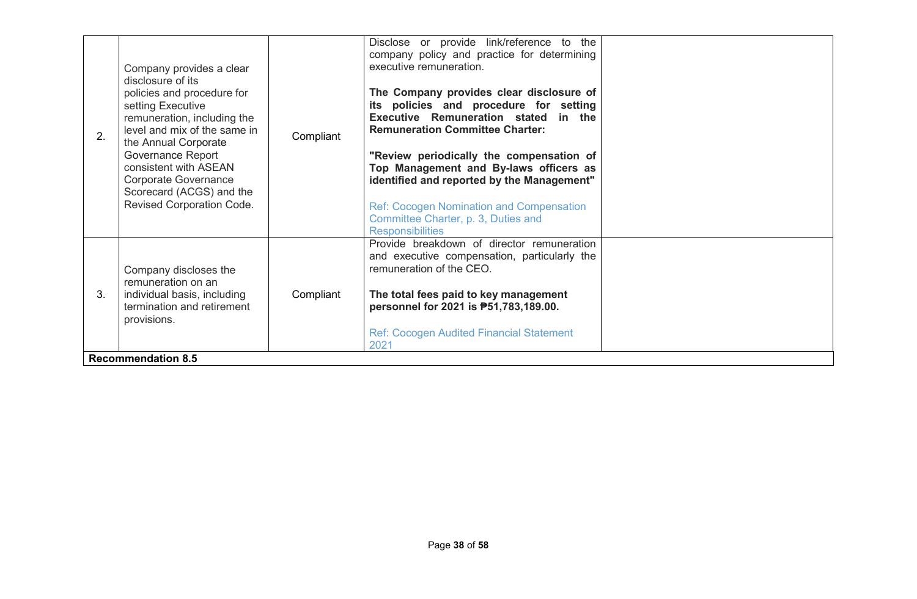| | | | | |
|---|---|---|---|---|
| 2. | Company provides a clear disclosure of its policies and procedure for setting Executive remuneration, including the level and mix of the same in the Annual Corporate Governance Report consistent with ASEAN Corporate Governance Scorecard (ACGS) and the Revised Corporation Code. | Compliant | Disclose or provide link/reference to the company policy and practice for determining executive remuneration.<br><br>**The Company provides clear disclosure of its policies and procedure for setting Executive Remuneration stated in the Remuneration Committee Charter:**<br><br>**"Review periodically the compensation of Top Management and By-laws officers as identified and reported by the Management"**<br><br>Ref: Cocogen Nomination and Compensation Committee Charter, p. 3, Duties and Responsibilities | |
| 3. | Company discloses the remuneration on an individual basis, including termination and retirement provisions. | Compliant | Provide breakdown of director remuneration and executive compensation, particularly the remuneration of the CEO.<br><br>**The total fees paid to key management personnel for 2021 is ₱51,783,189.00.**<br><br>Ref: Cocogen Audited Financial Statement 2021 | |
| **Recommendation 8.5** | | | | |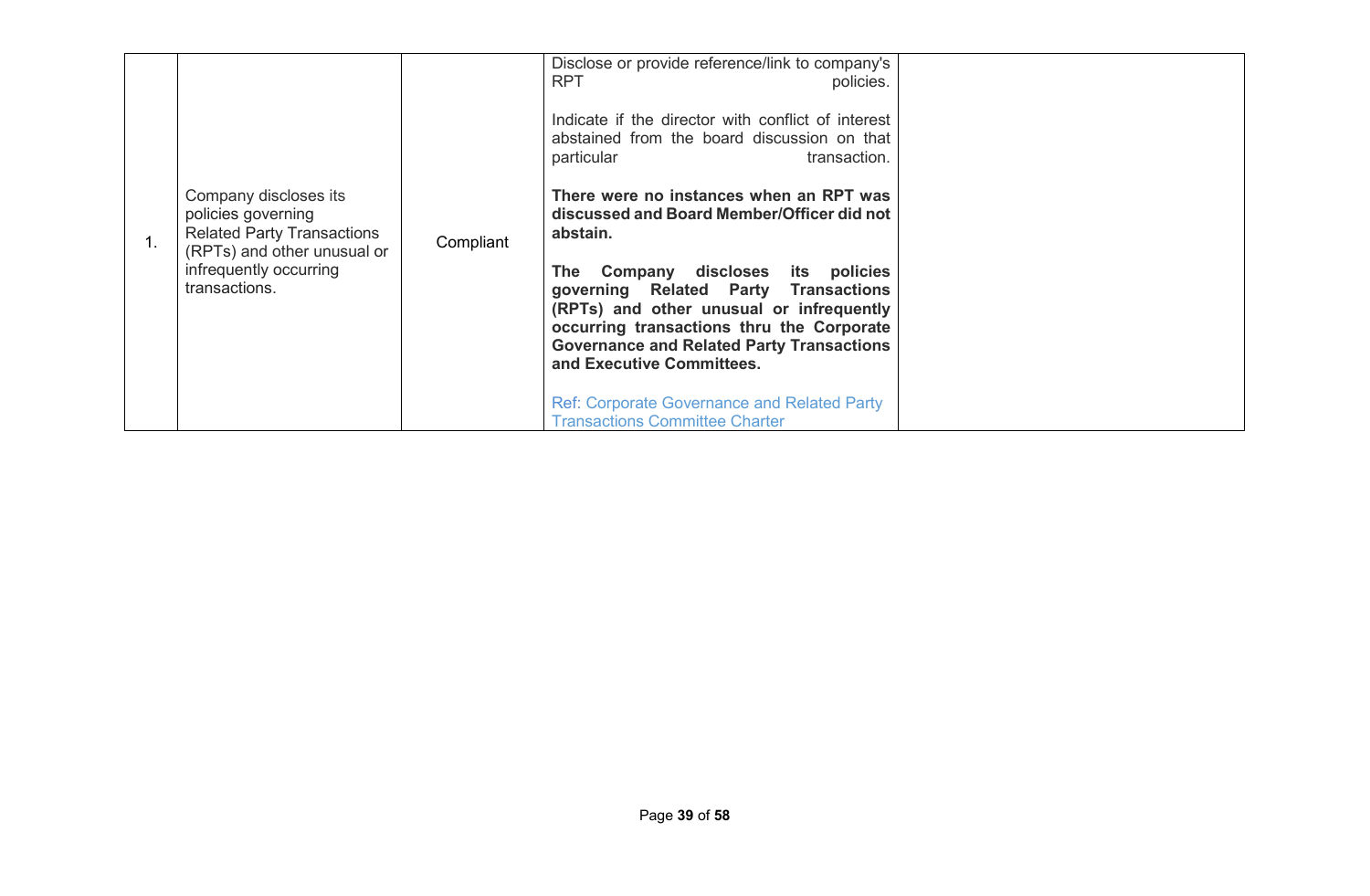| | | | | |
|---|---|---|---|---|
| 1. | Company discloses its policies governing Related Party Transactions (RPTs) and other unusual or infrequently occurring transactions. | Compliant | Disclose or provide reference/link to company's RPT policies.<br><br>Indicate if the director with conflict of interest abstained from the board discussion on that particular transaction.<br><br>**There were no instances when an RPT was discussed and Board Member/Officer did not abstain.**<br><br>**The Company discloses its policies governing Related Party Transactions (RPTs) and other unusual or infrequently occurring transactions thru the Corporate Governance and Related Party Transactions and Executive Committees.**<br><br>Ref: Corporate Governance and Related Party Transactions Committee Charter | |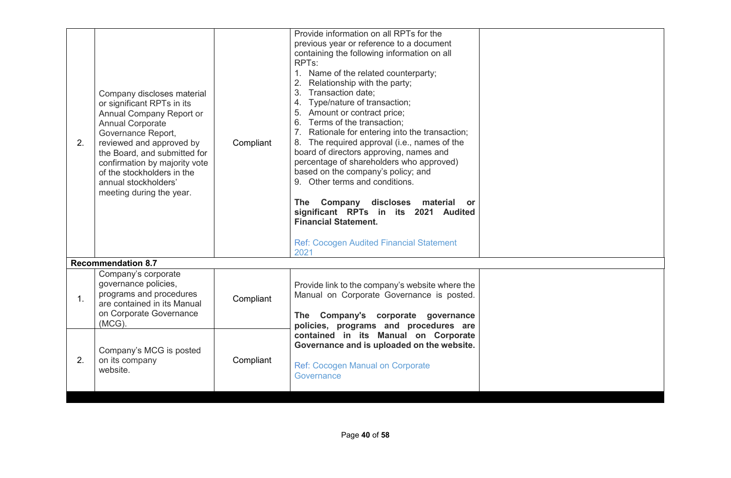| | | | | |
|---|---|---|---|---|
| 2. | Company discloses material or significant RPTs in its Annual Company Report or Annual Corporate Governance Report, reviewed and approved by the Board, and submitted for confirmation by majority vote of the stockholders in the annual stockholders' meeting during the year. | Compliant | Provide information on all RPTs for the previous year or reference to a document containing the following information on all RPTs:<br>1. Name of the related counterparty;<br>2. Relationship with the party;<br>3. Transaction date;<br>4. Type/nature of transaction;<br>5. Amount or contract price;<br>6. Terms of the transaction;<br>7. Rationale for entering into the transaction;<br>8. The required approval (i.e., names of the board of directors approving, names and percentage of shareholders who approved) based on the company's policy; and<br>9. Other terms and conditions.<br><br>**The Company discloses material or significant RPTs in its 2021 Audited Financial Statement.**<br><br>Ref: Cocogen Audited Financial Statement 2021 | |
| **Recommendation 8.7** | | | | |
| 1. | Company's corporate governance policies, programs and procedures are contained in its Manual on Corporate Governance (MCG). | Compliant | Provide link to the company's website where the Manual on Corporate Governance is posted.<br><br>**The Company's corporate governance policies, programs and procedures are contained in its Manual on Corporate Governance and is uploaded on the website.**<br><br>Ref: Cocogen Manual on Corporate Governance | |
| 2. | Company's MCG is posted on its company website. | Compliant | | |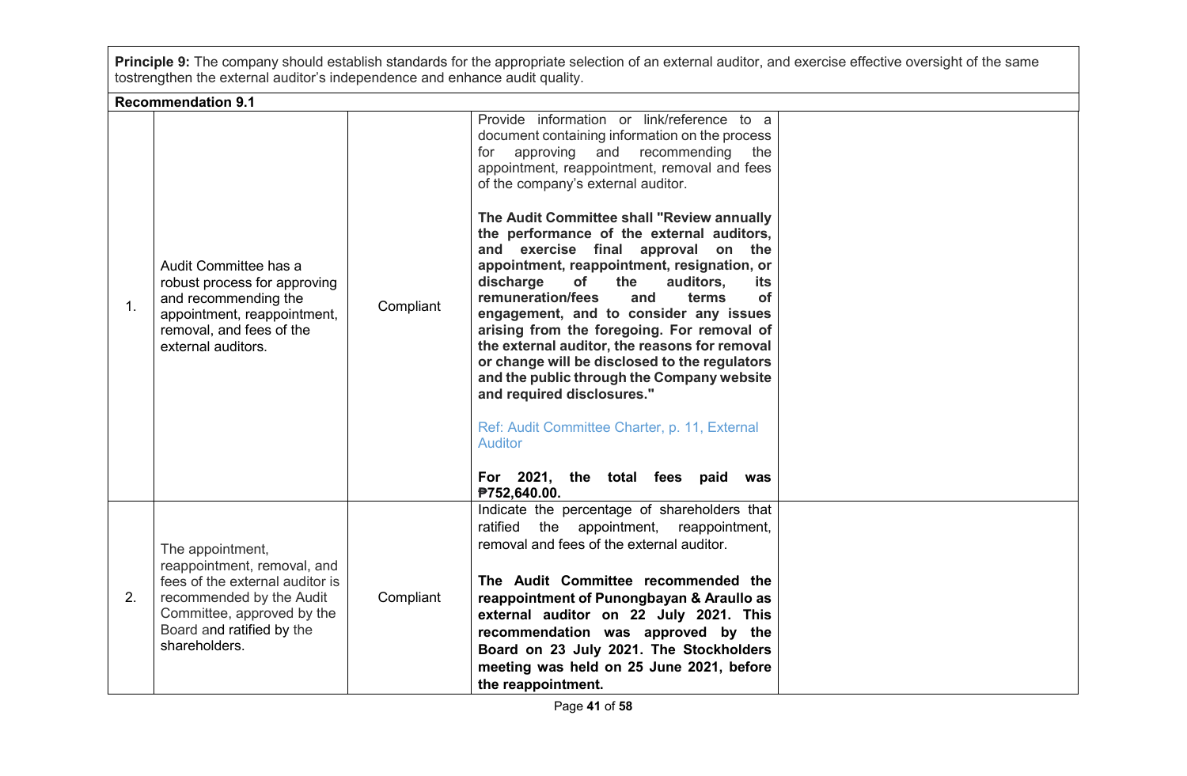**Principle 9:** The company should establish standards for the appropriate selection of an external auditor, and exercise effective oversight of the same tostrengthen the external auditor's independence and enhance audit quality.

**Recommendation 9.1**

| | | | | |
|---|---|---|---|---|
| 1. | Audit Committee has a robust process for approving and recommending the appointment, reappointment, removal, and fees of the external auditors. | Compliant | Provide information or link/reference to a document containing information on the process for approving and recommending the appointment, reappointment, removal and fees of the company's external auditor.<br><br>**The Audit Committee shall "Review annually the performance of the external auditors, and exercise final approval on the appointment, reappointment, resignation, or discharge of the auditors, its remuneration/fees and terms of engagement, and to consider any issues arising from the foregoing. For removal of the external auditor, the reasons for removal or change will be disclosed to the regulators and the public through the Company website and required disclosures."**<br><br>Ref: Audit Committee Charter, p. 11, External Auditor<br><br>**For 2021, the total fees paid was ₱752,640.00.** | |
| 2. | The appointment, reappointment, removal, and fees of the external auditor is recommended by the Audit Committee, approved by the Board and ratified by the shareholders. | Compliant | Indicate the percentage of shareholders that ratified the appointment, reappointment, removal and fees of the external auditor.<br><br>**The Audit Committee recommended the reappointment of Punongbayan & Araullo as external auditor on 22 July 2021. This recommendation was approved by the Board on 23 July 2021. The Stockholders meeting was held on 25 June 2021, before the reappointment.** | |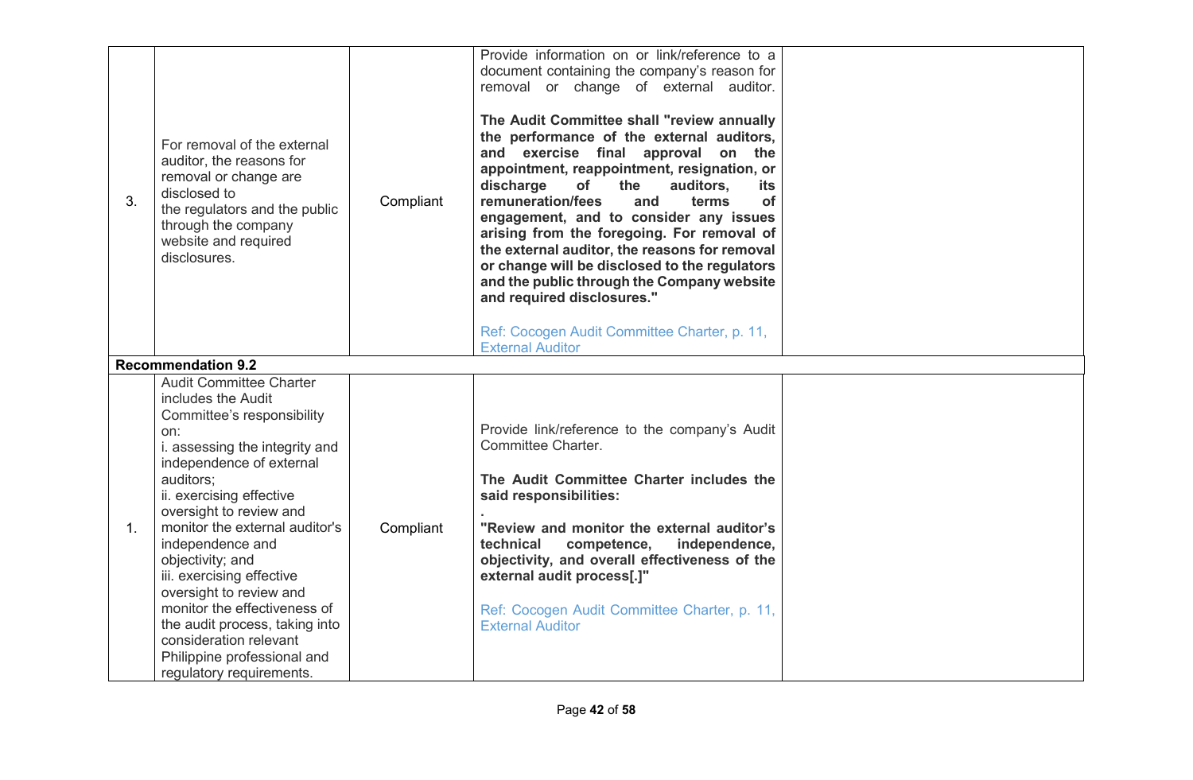| | | | | |
|---|---|---|---|---|
| 3. | For removal of the external auditor, the reasons for removal or change are disclosed to the regulators and the public through the company website and required disclosures. | Compliant | Provide information on or link/reference to a document containing the company's reason for removal or change of external auditor.<br><br>**The Audit Committee shall "review annually the performance of the external auditors, and exercise final approval on the appointment, reappointment, resignation, or discharge of the auditors, its remuneration/fees and terms of engagement, and to consider any issues arising from the foregoing. For removal of the external auditor, the reasons for removal or change will be disclosed to the regulators and the public through the Company website and required disclosures."**<br><br>Ref: Cocogen Audit Committee Charter, p. 11, External Auditor | |
| **Recommendation 9.2** | | | | |
| 1. | Audit Committee Charter includes the Audit Committee's responsibility on:<br>i. assessing the integrity and independence of external auditors;<br>ii. exercising effective oversight to review and monitor the external auditor's independence and objectivity; and<br>iii. exercising effective oversight to review and monitor the effectiveness of the audit process, taking into consideration relevant Philippine professional and regulatory requirements. | Compliant | Provide link/reference to the company's Audit Committee Charter.<br><br>**The Audit Committee Charter includes the said responsibilities:**<br><br>**.**<br>**"Review and monitor the external auditor's technical competence, independence, objectivity, and overall effectiveness of the external audit process[.]"**<br><br>Ref: Cocogen Audit Committee Charter, p. 11, External Auditor | |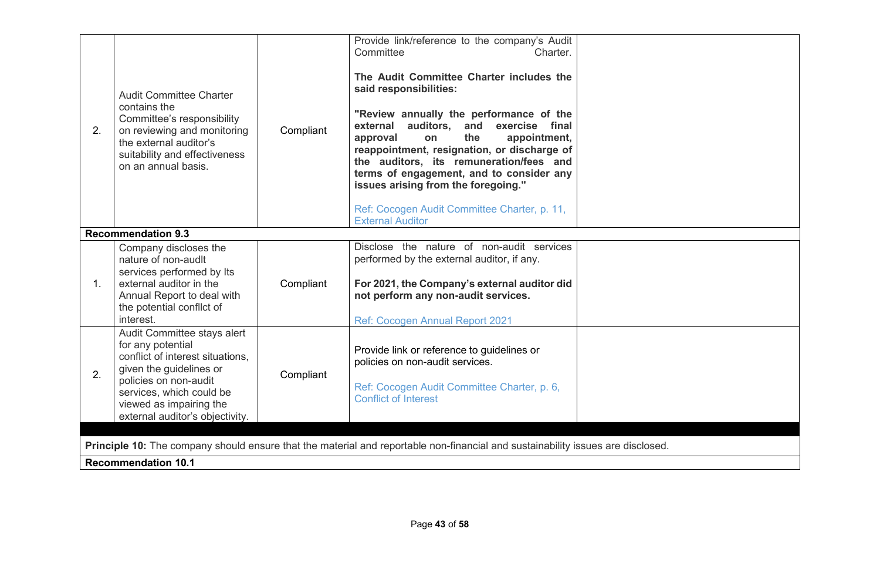| | | | | |
|---|---|---|---|---|
| 2. | Audit Committee Charter contains the Committee's responsibility on reviewing and monitoring the external auditor's suitability and effectiveness on an annual basis. | Compliant | Provide link/reference to the company's Audit Committee Charter.<br><br>**The Audit Committee Charter includes the said responsibilities:**<br><br>**"Review annually the performance of the external auditors, and exercise final approval on the appointment, reappointment, resignation, or discharge of the auditors, its remuneration/fees and terms of engagement, and to consider any issues arising from the foregoing."**<br><br>Ref: Cocogen Audit Committee Charter, p. 11, External Auditor | |
| **Recommendation 9.3** | | | | |
| 1. | Company discloses the nature of non-audlt services performed by Its external auditor in the Annual Report to deal with the potential confllct of interest. | Compliant | Disclose the nature of non-audit services performed by the external auditor, if any.<br><br>**For 2021, the Company's external auditor did not perform any non-audit services.**<br><br>Ref: Cocogen Annual Report 2021 | |
| 2. | Audit Committee stays alert for any potential conflict of interest situations, given the guidelines or policies on non-audit services, which could be viewed as impairing the external auditor's objectivity. | Compliant | Provide link or reference to guidelines or policies on non-audit services.<br><br>Ref: Cocogen Audit Committee Charter, p. 6, Conflict of Interest | |
| | | | | |
| **Principle 10:** The company should ensure that the material and reportable non-financial and sustainability issues are disclosed. | | | | |
| **Recommendation 10.1** | | | | |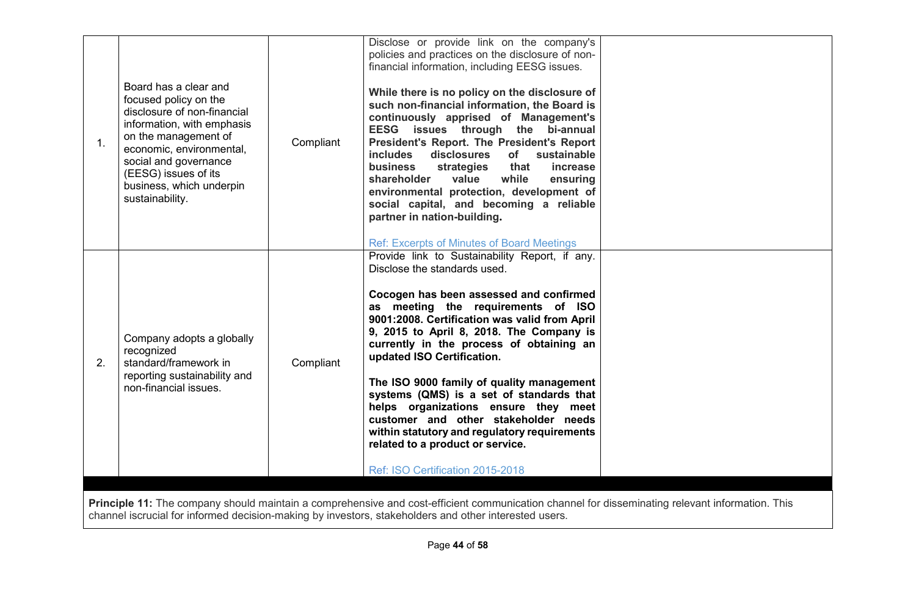| | | | | |
|---|---|---|---|---|
| 1. | Board has a clear and focused policy on the disclosure of non-financial information, with emphasis on the management of economic, environmental, social and governance (EESG) issues of its business, which underpin sustainability. | Compliant | Disclose or provide link on the company's policies and practices on the disclosure of non-financial information, including EESG issues.<br><br>**While there is no policy on the disclosure of such non-financial information, the Board is continuously apprised of Management's EESG issues through the bi-annual President's Report. The President's Report includes disclosures of sustainable business strategies that increase shareholder value while ensuring environmental protection, development of social capital, and becoming a reliable partner in nation-building.**<br><br>Ref: Excerpts of Minutes of Board Meetings | |
| 2. | Company adopts a globally recognized standard/framework in reporting sustainability and non-financial issues. | Compliant | Provide link to Sustainability Report, if any. Disclose the standards used.<br><br>**Cocogen has been assessed and confirmed as meeting the requirements of ISO 9001:2008. Certification was valid from April 9, 2015 to April 8, 2018. The Company is currently in the process of obtaining an updated ISO Certification.**<br><br>**The ISO 9000 family of quality management systems (QMS) is a set of standards that helps organizations ensure they meet customer and other stakeholder needs within statutory and regulatory requirements related to a product or service.**<br><br>Ref: ISO Certification 2015-2018 | |

**Principle 11:** The company should maintain a comprehensive and cost-efficient communication channel for disseminating relevant information. This channel iscrucial for informed decision-making by investors, stakeholders and other interested users.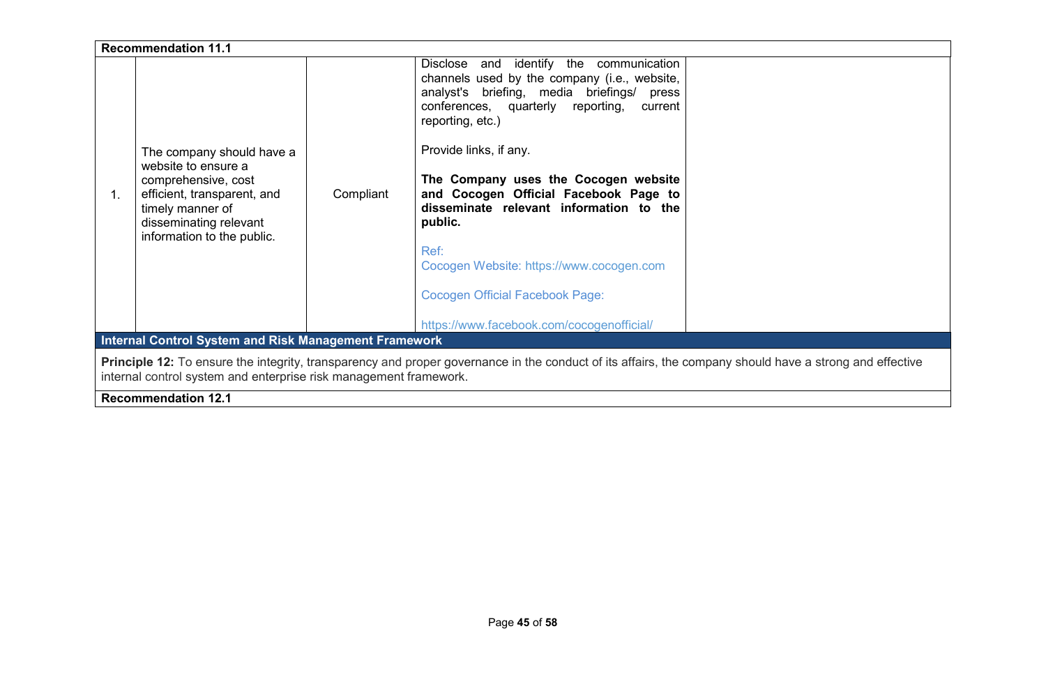| | | | | |
|---|---|---|---|---|
| **Recommendation 11.1** | | | | |
| 1. | The company should have a website to ensure a comprehensive, cost efficient, transparent, and timely manner of disseminating relevant information to the public. | Compliant | Disclose and identify the communication channels used by the company (i.e., website, analyst's briefing, media briefings/ press conferences, quarterly reporting, current reporting, etc.)<br><br>Provide links, if any.<br><br>**The Company uses the Cocogen website and Cocogen Official Facebook Page to disseminate relevant information to the public.**<br><br>Ref:<br>Cocogen Website: https://www.cocogen.com<br><br>Cocogen Official Facebook Page:<br><br>https://www.facebook.com/cocogenofficial/ | |

**Internal Control System and Risk Management Framework**

**Principle 12:** To ensure the integrity, transparency and proper governance in the conduct of its affairs, the company should have a strong and effective internal control system and enterprise risk management framework.

**Recommendation 12.1**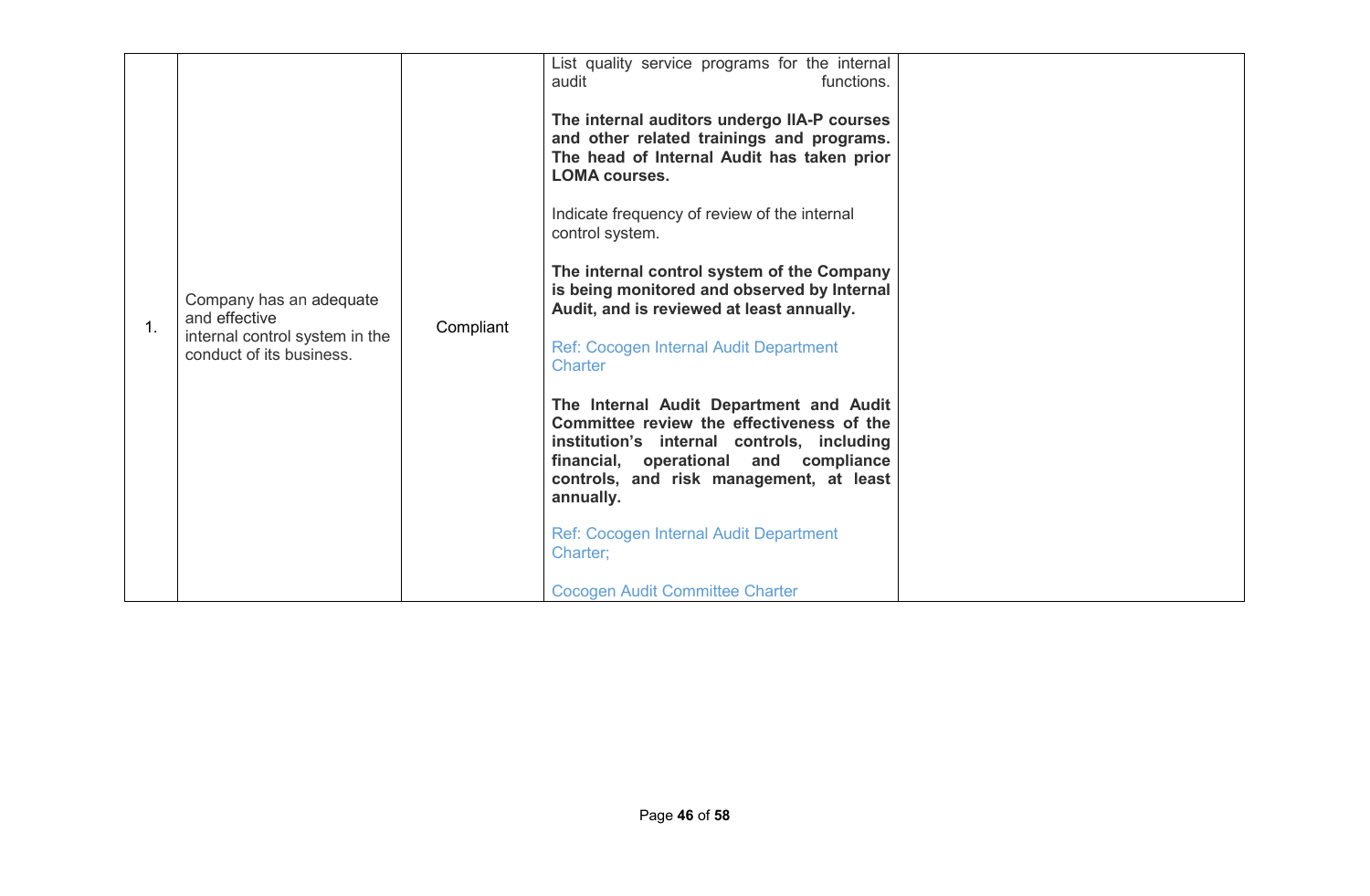| | | | | |
|---|---|---|---|---|
| 1. | Company has an adequate and effective internal control system in the conduct of its business. | Compliant | List quality service programs for the internal audit functions.<br><br>**The internal auditors undergo IIA-P courses and other related trainings and programs. The head of Internal Audit has taken prior LOMA courses.**<br><br>Indicate frequency of review of the internal control system.<br><br>**The internal control system of the Company is being monitored and observed by Internal Audit, and is reviewed at least annually.**<br><br>Ref: Cocogen Internal Audit Department Charter<br><br>**The Internal Audit Department and Audit Committee review the effectiveness of the institution's internal controls, including financial, operational and compliance controls, and risk management, at least annually.**<br><br>Ref: Cocogen Internal Audit Department Charter;<br><br>Cocogen Audit Committee Charter | |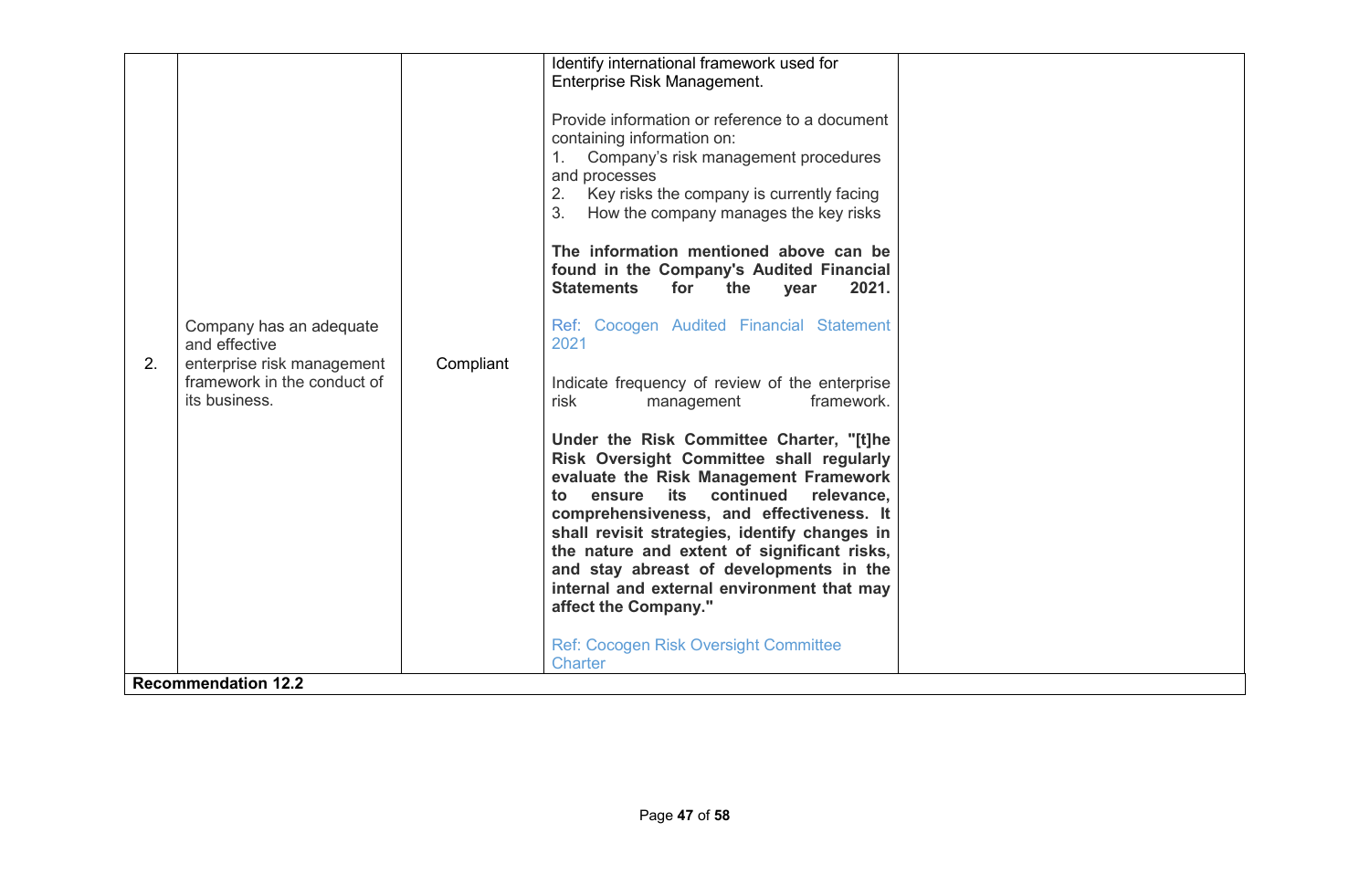| | | | | |
|---|---|---|---|---|
| 2. | Company has an adequate and effective enterprise risk management framework in the conduct of its business. | Compliant | Identify international framework used for Enterprise Risk Management.<br><br>Provide information or reference to a document containing information on:<br>1. Company's risk management procedures and processes<br>2. Key risks the company is currently facing<br>3. How the company manages the key risks<br><br>**The information mentioned above can be found in the Company's Audited Financial Statements for the year 2021.**<br><br>Ref: Cocogen Audited Financial Statement 2021<br><br>Indicate frequency of review of the enterprise risk management framework.<br><br>**Under the Risk Committee Charter, "[t]he Risk Oversight Committee shall regularly evaluate the Risk Management Framework to ensure its continued relevance, comprehensiveness, and effectiveness. It shall revisit strategies, identify changes in the nature and extent of significant risks, and stay abreast of developments in the internal and external environment that may affect the Company."**<br><br>Ref: Cocogen Risk Oversight Committee Charter | |
| **Recommendation 12.2** | | | | |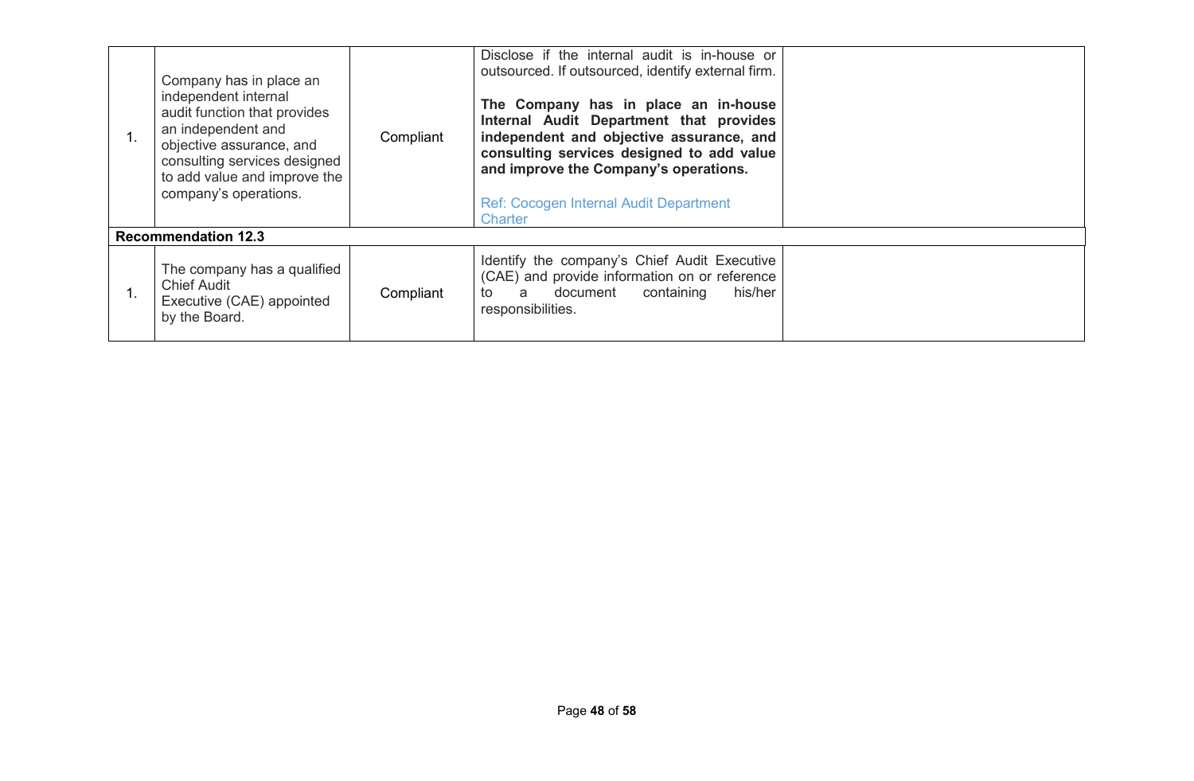| | | | | |
|---|---|---|---|---|
| 1. | Company has in place an independent internal audit function that provides an independent and objective assurance, and consulting services designed to add value and improve the company's operations. | Compliant | Disclose if the internal audit is in-house or outsourced. If outsourced, identify external firm.<br><br>**The Company has in place an in-house Internal Audit Department that provides independent and objective assurance, and consulting services designed to add value and improve the Company's operations.**<br><br>Ref: Cocogen Internal Audit Department Charter | |
| **Recommendation 12.3** | | | | |
| 1. | The company has a qualified Chief Audit Executive (CAE) appointed by the Board. | Compliant | Identify the company's Chief Audit Executive (CAE) and provide information on or reference to a document containing his/her responsibilities. | |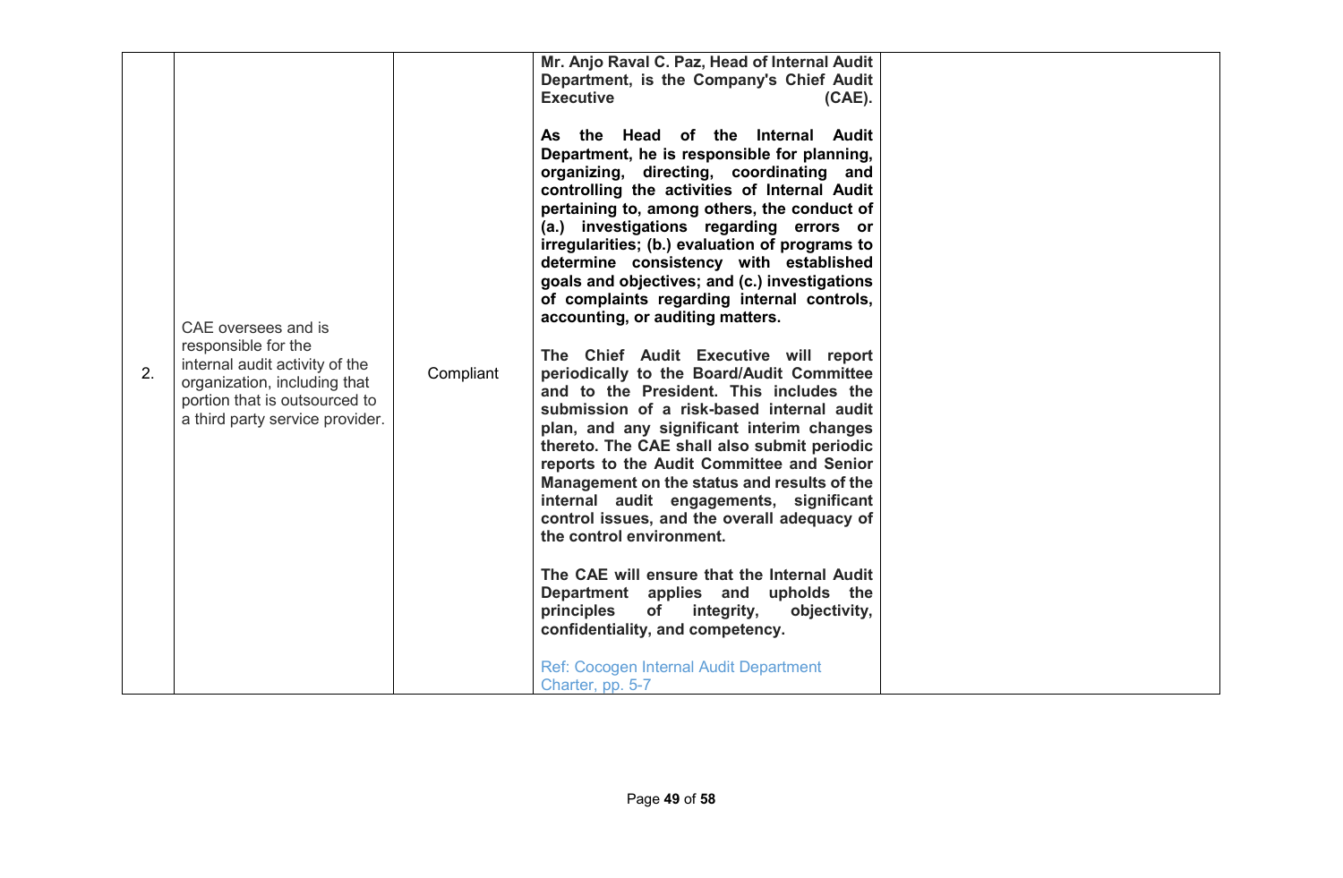| | | | | |
|---|---|---|---|---|
| 2. | CAE oversees and is responsible for the internal audit activity of the organization, including that portion that is outsourced to a third party service provider. | Compliant | **Mr. Anjo Raval C. Paz, Head of Internal Audit Department, is the Company's Chief Audit Executive (CAE).**<br><br>**As the Head of the Internal Audit Department, he is responsible for planning, organizing, directing, coordinating and controlling the activities of Internal Audit pertaining to, among others, the conduct of (a.) investigations regarding errors or irregularities; (b.) evaluation of programs to determine consistency with established goals and objectives; and (c.) investigations of complaints regarding internal controls, accounting, or auditing matters.**<br><br>**The Chief Audit Executive will report periodically to the Board/Audit Committee and to the President. This includes the submission of a risk-based internal audit plan, and any significant interim changes thereto. The CAE shall also submit periodic reports to the Audit Committee and Senior Management on the status and results of the internal audit engagements, significant control issues, and the overall adequacy of the control environment.**<br><br>**The CAE will ensure that the Internal Audit Department applies and upholds the principles of integrity, objectivity, confidentiality, and competency.**<br><br>Ref: Cocogen Internal Audit Department Charter, pp. 5-7 | |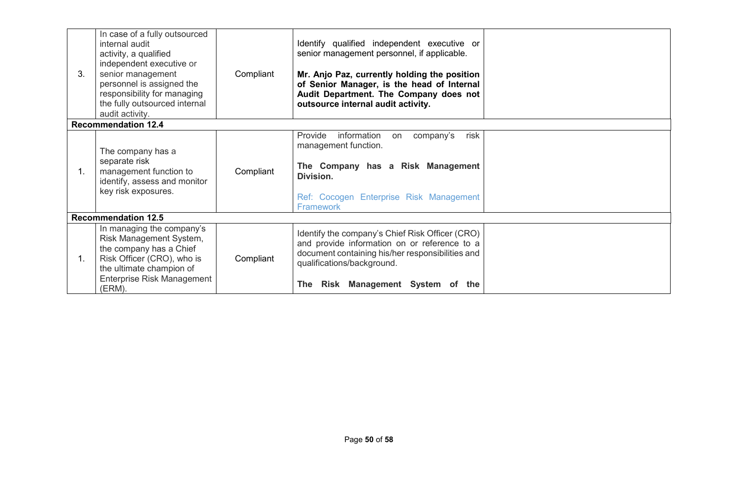| | | | | |
|---|---|---|---|---|
| 3. | In case of a fully outsourced internal audit activity, a qualified independent executive or senior management personnel is assigned the responsibility for managing the fully outsourced internal audit activity. | Compliant | Identify qualified independent executive or senior management personnel, if applicable.<br><br>**Mr. Anjo Paz, currently holding the position of Senior Manager, is the head of Internal Audit Department. The Company does not outsource internal audit activity.** | |
| **Recommendation 12.4** | | | | |
| 1. | The company has a separate risk management function to identify, assess and monitor key risk exposures. | Compliant | Provide information on company's risk management function.<br><br>**The Company has a Risk Management Division.**<br><br>Ref: Cocogen Enterprise Risk Management Framework | |
| **Recommendation 12.5** | | | | |
| 1. | In managing the company's Risk Management System, the company has a Chief Risk Officer (CRO), who is the ultimate champion of Enterprise Risk Management (ERM). | Compliant | Identify the company's Chief Risk Officer (CRO) and provide information on or reference to a document containing his/her responsibilities and qualifications/background.<br><br>**The Risk Management System of the** | |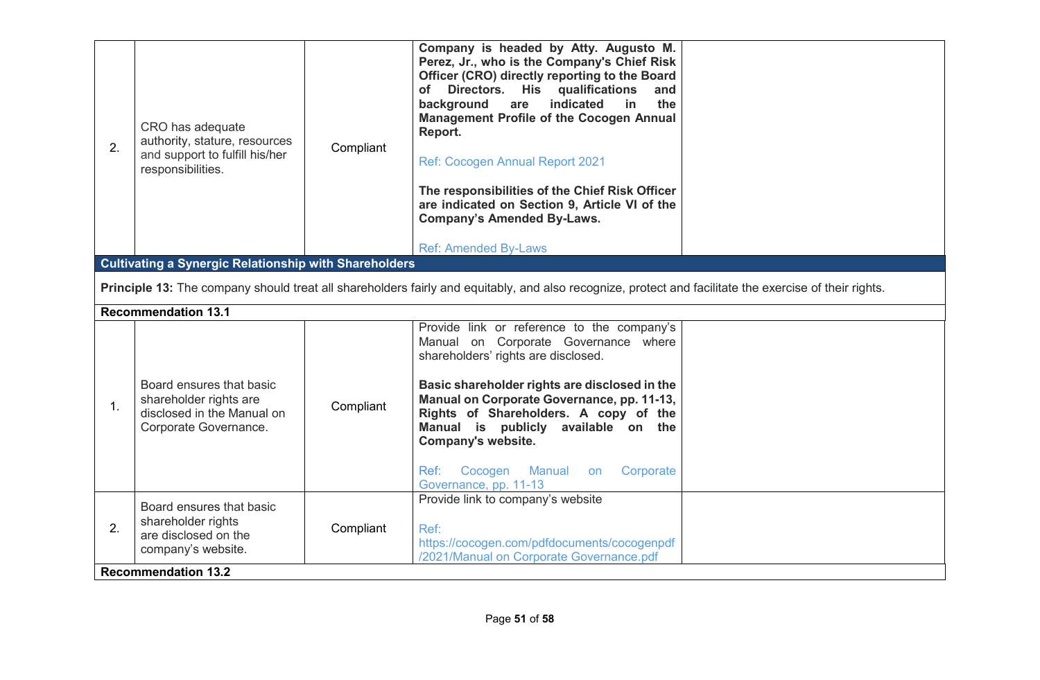| | | | | |
|---|---|---|---|---|
| 2. | CRO has adequate authority, stature, resources and support to fulfill his/her responsibilities. | Compliant | **Company is headed by Atty. Augusto M. Perez, Jr., who is the Company's Chief Risk Officer (CRO) directly reporting to the Board of Directors. His qualifications and background are indicated in the Management Profile of the Cocogen Annual Report.**<br><br>Ref: Cocogen Annual Report 2021<br><br>**The responsibilities of the Chief Risk Officer are indicated on Section 9, Article VI of the Company's Amended By-Laws.**<br><br>Ref: Amended By-Laws | |
| **Cultivating a Synergic Relationship with Shareholders** | | | | |
| **Principle 13:** The company should treat all shareholders fairly and equitably, and also recognize, protect and facilitate the exercise of their rights. | | | | |
| **Recommendation 13.1** | | | | |
| 1. | Board ensures that basic shareholder rights are disclosed in the Manual on Corporate Governance. | Compliant | Provide link or reference to the company's Manual on Corporate Governance where shareholders' rights are disclosed.<br><br>**Basic shareholder rights are disclosed in the Manual on Corporate Governance, pp. 11-13, Rights of Shareholders. A copy of the Manual is publicly available on the Company's website.**<br><br>Ref: Cocogen Manual on Corporate Governance, pp. 11-13 | |
| 2. | Board ensures that basic shareholder rights are disclosed on the company's website. | Compliant | Provide link to company's website<br><br>Ref: https://cocogen.com/pdfdocuments/cocogenpdf/2021/Manual on Corporate Governance.pdf | |
| **Recommendation 13.2** | | | | |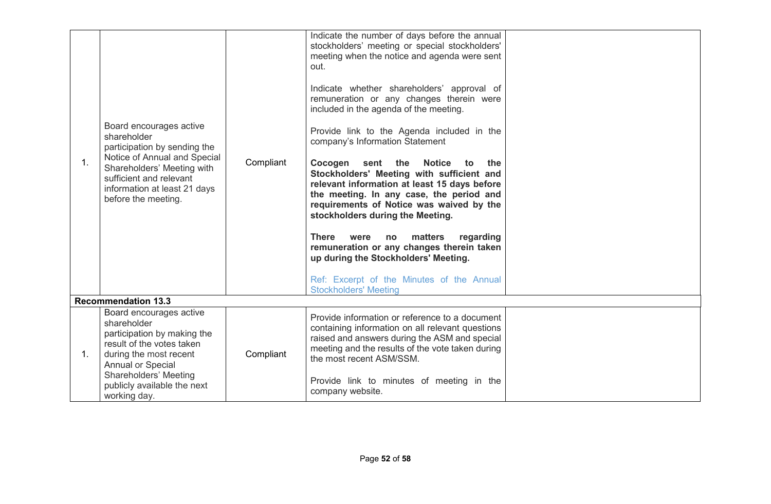| | | | | |
|---|---|---|---|---|
| 1. | Board encourages active shareholder participation by sending the Notice of Annual and Special Shareholders' Meeting with sufficient and relevant information at least 21 days before the meeting. | Compliant | Indicate the number of days before the annual stockholders' meeting or special stockholders' meeting when the notice and agenda were sent out.<br><br>Indicate whether shareholders' approval of remuneration or any changes therein were included in the agenda of the meeting.<br><br>Provide link to the Agenda included in the company's Information Statement<br><br>**Cocogen sent the Notice to the Stockholders' Meeting with sufficient and relevant information at least 15 days before the meeting. In any case, the period and requirements of Notice was waived by the stockholders during the Meeting.**<br><br>**There were no matters regarding remuneration or any changes therein taken up during the Stockholders' Meeting.**<br><br>Ref: Excerpt of the Minutes of the Annual Stockholders' Meeting | |
| **Recommendation 13.3** | | | | |
| 1. | Board encourages active shareholder participation by making the result of the votes taken during the most recent Annual or Special Shareholders' Meeting publicly available the next working day. | Compliant | Provide information or reference to a document containing information on all relevant questions raised and answers during the ASM and special meeting and the results of the vote taken during the most recent ASM/SSM.<br><br>Provide link to minutes of meeting in the company website. | |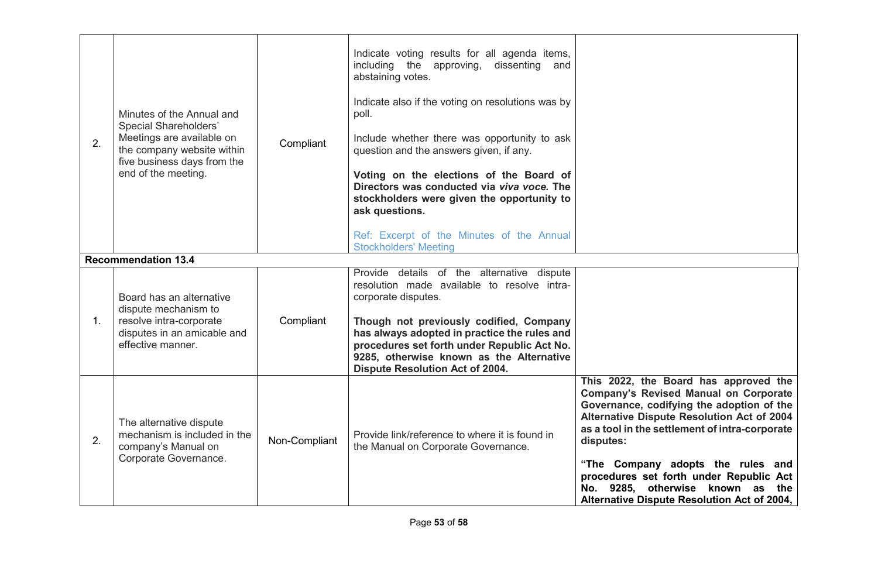| | | | | |
|---|---|---|---|---|
| 2. | Minutes of the Annual and Special Shareholders' Meetings are available on the company website within five business days from the end of the meeting. | Compliant | Indicate voting results for all agenda items, including the approving, dissenting and abstaining votes.<br><br>Indicate also if the voting on resolutions was by poll.<br><br>Include whether there was opportunity to ask question and the answers given, if any.<br><br>**Voting on the elections of the Board of Directors was conducted via *viva voce.* The stockholders were given the opportunity to ask questions.**<br><br>Ref: Excerpt of the Minutes of the Annual Stockholders' Meeting | |
| **Recommendation 13.4** | | | | |
| 1. | Board has an alternative dispute mechanism to resolve intra-corporate disputes in an amicable and effective manner. | Compliant | Provide details of the alternative dispute resolution made available to resolve intra-corporate disputes.<br><br>**Though not previously codified, Company has always adopted in practice the rules and procedures set forth under Republic Act No. 9285, otherwise known as the Alternative Dispute Resolution Act of 2004.** | |
| 2. | The alternative dispute mechanism is included in the company's Manual on Corporate Governance. | Non-Compliant | Provide link/reference to where it is found in the Manual on Corporate Governance. | **This 2022, the Board has approved the Company's Revised Manual on Corporate Governance, codifying the adoption of the Alternative Dispute Resolution Act of 2004 as a tool in the settlement of intra-corporate disputes:**<br><br>**"The Company adopts the rules and procedures set forth under Republic Act No. 9285, otherwise known as the Alternative Dispute Resolution Act of 2004,** |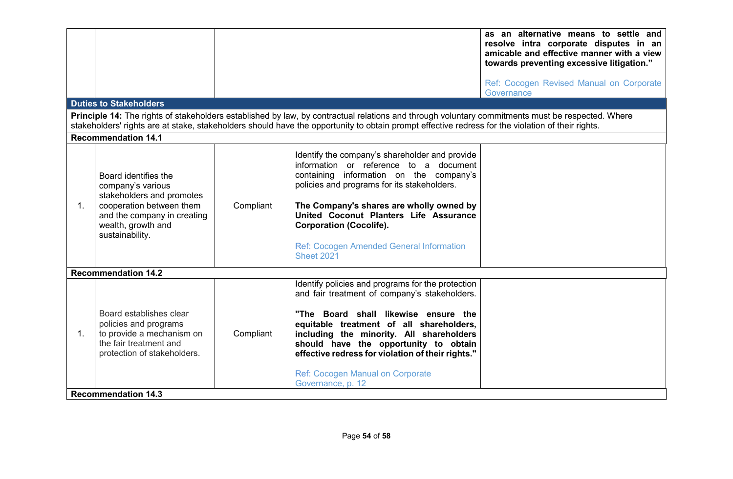| | | | | |
|---|---|---|---|---|
| | | | | **as an alternative means to settle and resolve intra corporate disputes in an amicable and effective manner with a view towards preventing excessive litigation."** <br><br> Ref: Cocogen Revised Manual on Corporate Governance |
| **Duties to Stakeholders** | | | | |
| **Principle 14:** The rights of stakeholders established by law, by contractual relations and through voluntary commitments must be respected. Where stakeholders' rights are at stake, stakeholders should have the opportunity to obtain prompt effective redress for the violation of their rights. | | | | |
| **Recommendation 14.1** | | | | |
| 1. | Board identifies the company's various stakeholders and promotes cooperation between them and the company in creating wealth, growth and sustainability. | Compliant | Identify the company's shareholder and provide information or reference to a document containing information on the company's policies and programs for its stakeholders. <br><br> **The Company's shares are wholly owned by United Coconut Planters Life Assurance Corporation (Cocolife).** <br><br> Ref: Cocogen Amended General Information Sheet 2021 | |
| **Recommendation 14.2** | | | | |
| 1. | Board establishes clear policies and programs to provide a mechanism on the fair treatment and protection of stakeholders. | Compliant | Identify policies and programs for the protection and fair treatment of company's stakeholders. <br><br> **"The Board shall likewise ensure the equitable treatment of all shareholders, including the minority. All shareholders should have the opportunity to obtain effective redress for violation of their rights."** <br><br> Ref: Cocogen Manual on Corporate Governance, p. 12 | |
| **Recommendation 14.3** | | | | |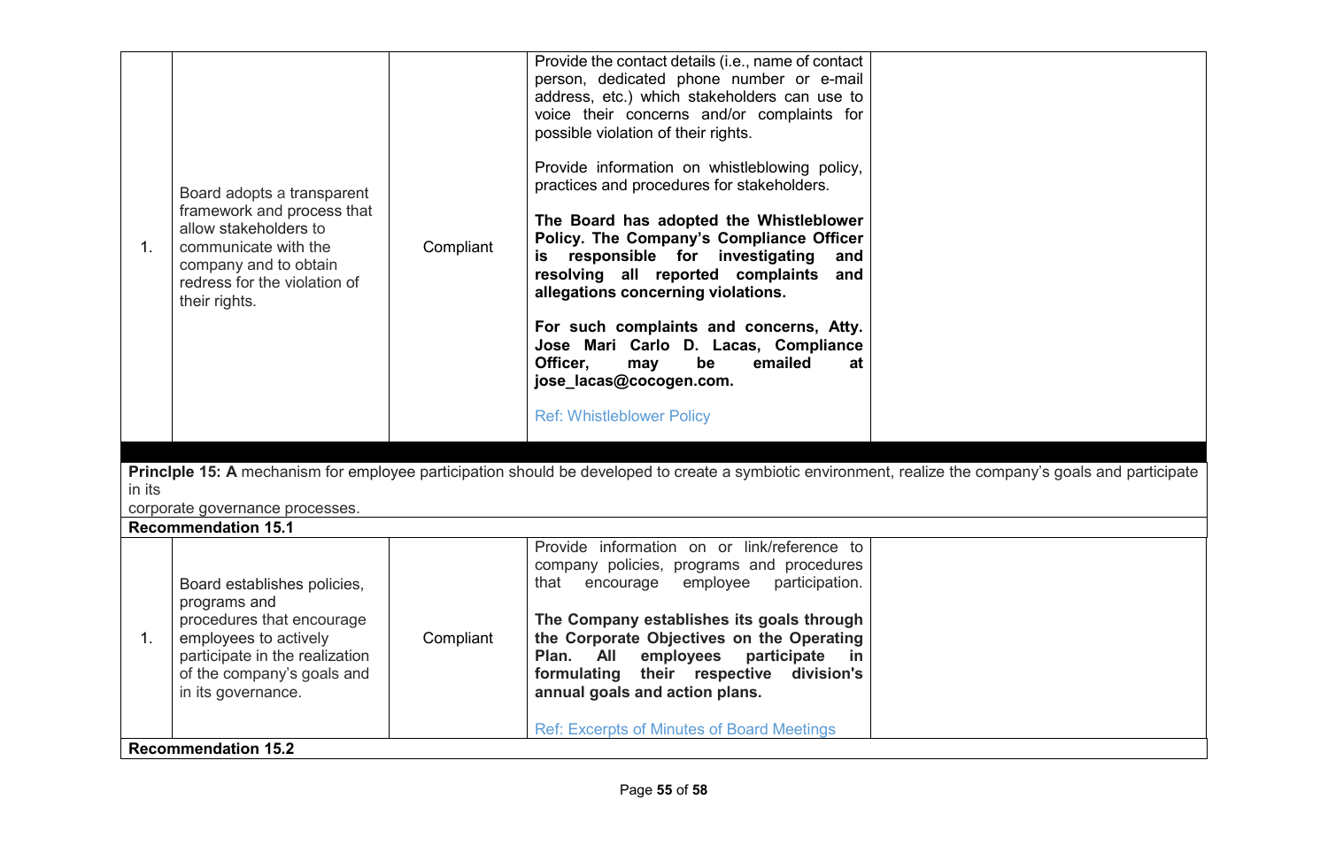| | | | | |
|---|---|---|---|---|
| 1. | Board adopts a transparent framework and process that allow stakeholders to communicate with the company and to obtain redress for the violation of their rights. | Compliant | Provide the contact details (i.e., name of contact person, dedicated phone number or e-mail address, etc.) which stakeholders can use to voice their concerns and/or complaints for possible violation of their rights.<br><br>Provide information on whistleblowing policy, practices and procedures for stakeholders.<br><br>**The Board has adopted the Whistleblower Policy. The Company's Compliance Officer is responsible for investigating and resolving all reported complaints and allegations concerning violations.**<br><br>**For such complaints and concerns, Atty. Jose Mari Carlo D. Lacas, Compliance Officer, may be emailed at jose_lacas@cocogen.com.**<br><br>Ref: Whistleblower Policy | |

**Princlple 15: A** mechanism for employee participation should be developed to create a symbiotic environment, realize the company's goals and participate in its corporate governance processes.

**Recommendation 15.1**

| | | | | |
|---|---|---|---|---|
| 1. | Board establishes policies, programs and procedures that encourage employees to actively participate in the realization of the company's goals and in its governance. | Compliant | Provide information on or link/reference to company policies, programs and procedures that encourage employee participation.<br><br>**The Company establishes its goals through the Corporate Objectives on the Operating Plan. All employees participate in formulating their respective division's annual goals and action plans.**<br><br>Ref: Excerpts of Minutes of Board Meetings | |

**Recommendation 15.2**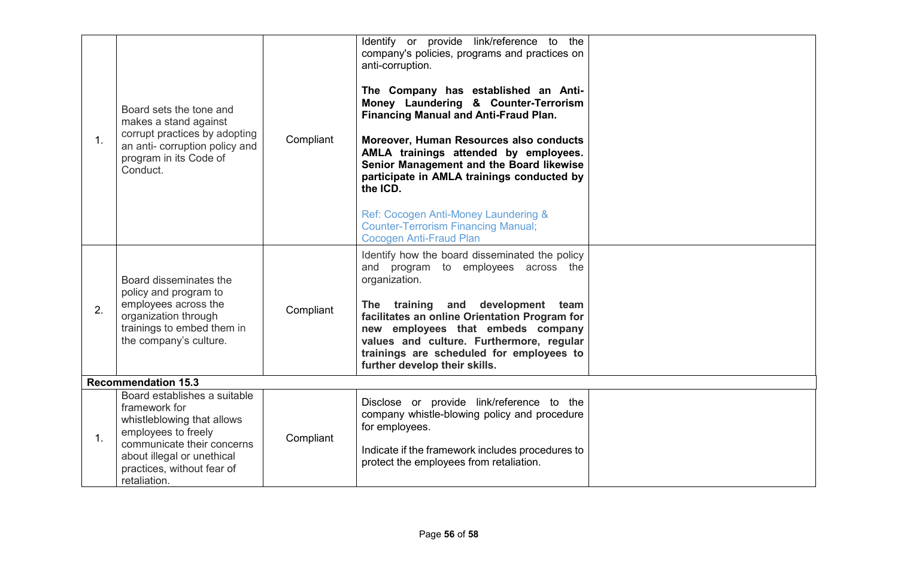| | | | | |
|---|---|---|---|---|
| 1. | Board sets the tone and makes a stand against corrupt practices by adopting an anti- corruption policy and program in its Code of Conduct. | Compliant | Identify or provide link/reference to the company's policies, programs and practices on anti-corruption.<br><br>**The Company has established an Anti-Money Laundering & Counter-Terrorism Financing Manual and Anti-Fraud Plan.**<br><br>**Moreover, Human Resources also conducts AMLA trainings attended by employees. Senior Management and the Board likewise participate in AMLA trainings conducted by the ICD.**<br><br>Ref: Cocogen Anti-Money Laundering & Counter-Terrorism Financing Manual; Cocogen Anti-Fraud Plan | |
| 2. | Board disseminates the policy and program to employees across the organization through trainings to embed them in the company's culture. | Compliant | Identify how the board disseminated the policy and program to employees across the organization.<br><br>**The training and development team facilitates an online Orientation Program for new employees that embeds company values and culture. Furthermore, regular trainings are scheduled for employees to further develop their skills.** | |
| **Recommendation 15.3** | | | | |
| 1. | Board establishes a suitable framework for whistleblowing that allows employees to freely communicate their concerns about illegal or unethical practices, without fear of retaliation. | Compliant | Disclose or provide link/reference to the company whistle-blowing policy and procedure for employees.<br><br>Indicate if the framework includes procedures to protect the employees from retaliation. | |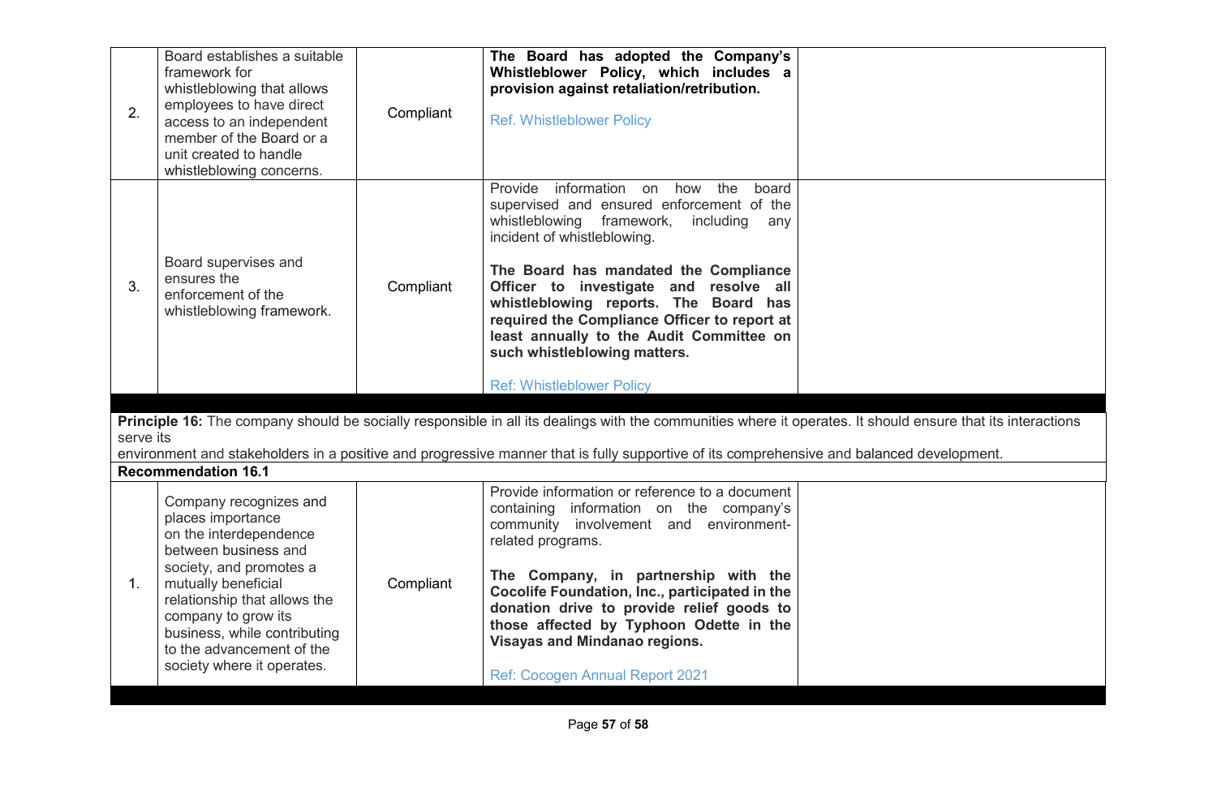| | | | | |
|---|---|---|---|---|
| 2. | Board establishes a suitable framework for whistleblowing that allows employees to have direct access to an independent member of the Board or a unit created to handle whistleblowing concerns. | Compliant | **The Board has adopted the Company's Whistleblower Policy, which includes a provision against retaliation/retribution.**<br><br>Ref. Whistleblower Policy | |
| 3. | Board supervises and ensures the enforcement of the whistleblowing framework. | Compliant | Provide information on how the board supervised and ensured enforcement of the whistleblowing framework, including any incident of whistleblowing.<br><br>**The Board has mandated the Compliance Officer to investigate and resolve all whistleblowing reports. The Board has required the Compliance Officer to report at least annually to the Audit Committee on such whistleblowing matters.**<br><br>Ref: Whistleblower Policy | |

**Principle 16:** The company should be socially responsible in all its dealings with the communities where it operates. It should ensure that its interactions serve its environment and stakeholders in a positive and progressive manner that is fully supportive of its comprehensive and balanced development.

**Recommendation 16.1**

| | | | | |
|---|---|---|---|---|
| 1. | Company recognizes and places importance on the interdependence between business and society, and promotes a mutually beneficial relationship that allows the company to grow its business, while contributing to the advancement of the society where it operates. | Compliant | Provide information or reference to a document containing information on the company's community involvement and environment-related programs.<br><br>**The Company, in partnership with the Cocolife Foundation, Inc., participated in the donation drive to provide relief goods to those affected by Typhoon Odette in the Visayas and Mindanao regions.**<br><br>Ref: Cocogen Annual Report 2021 | |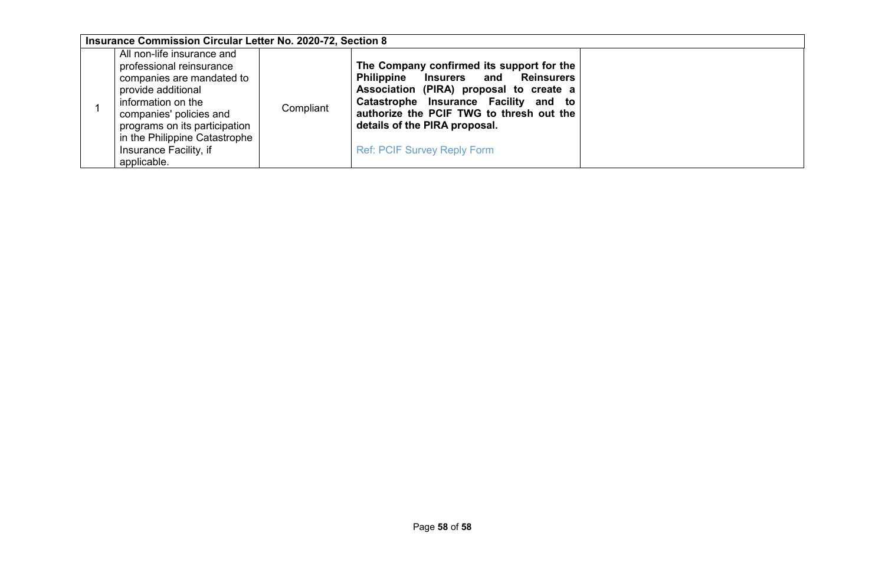| Insurance Commission Circular Letter No. 2020-72, Section 8 | | | | |
|---|---|---|---|---|
| 1 | All non-life insurance and professional reinsurance companies are mandated to provide additional information on the companies' policies and programs on its participation in the Philippine Catastrophe Insurance Facility, if applicable. | Compliant | **The Company confirmed its support for the Philippine Insurers and Reinsurers Association (PIRA) proposal to create a Catastrophe Insurance Facility and to authorize the PCIF TWG to thresh out the details of the PIRA proposal.**<br><br>Ref: PCIF Survey Reply Form | |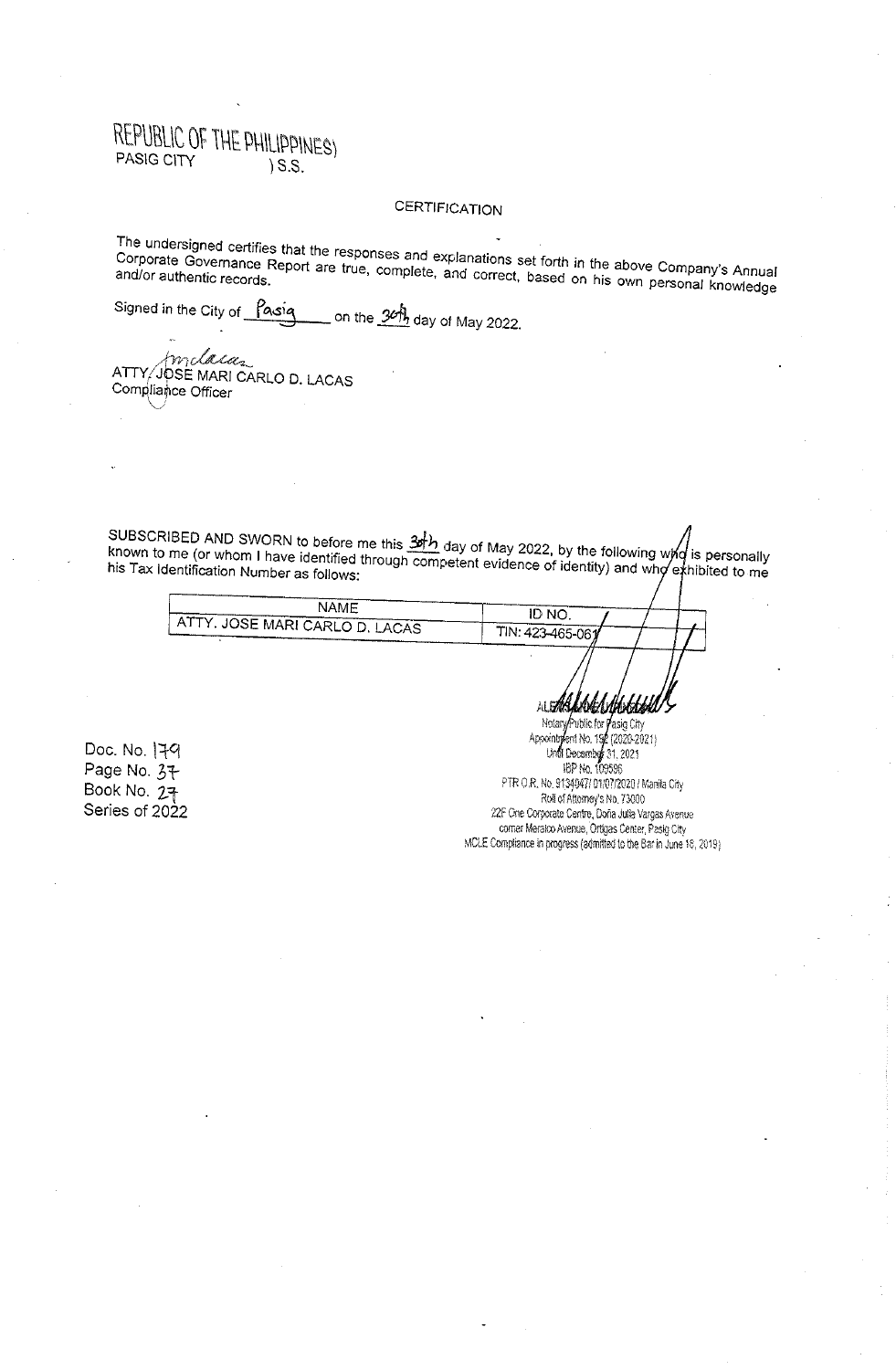REPUBLIC OF THE PHILIPPINES)
PASIG CITY ) S.S.

CERTIFICATION

The undersigned certifies that the responses and explanations set forth in the above Company's Annual Corporate Governance Report are true, complete, and correct, based on his own personal knowledge and/or authentic records.

Signed in the City of Pasig on the 30th day of May 2022.

ATTY. JOSE MARI CARLO D. LACAS
Compliance Officer

SUBSCRIBED AND SWORN to before me this 30th day of May 2022, by the following who is personally known to me (or whom I have identified through competent evidence of identity) and who exhibited to me his Tax Identification Number as follows:

| NAME | ID NO. |
|---|---|
| ATTY. JOSE MARI CARLO D. LACAS | TIN: 423-465-061 |

Notary Public for Pasig City
Appointment No. 152 (2020-2021)
Until December 31, 2021
IBP No. 109596
PTR O.R. No. 9134947/ 01/07/2020 / Manila City
Roll of Attorney's No. 73000
22F One Corporate Centre, Doña Julia Vargas Avenue
corner Meralco Avenue, Ortigas Center, Pasig City
MCLE Compliance in progress (admitted to the Bar in June 18, 2019)

Doc. No. 179
Page No. 37
Book No. 27
Series of 2022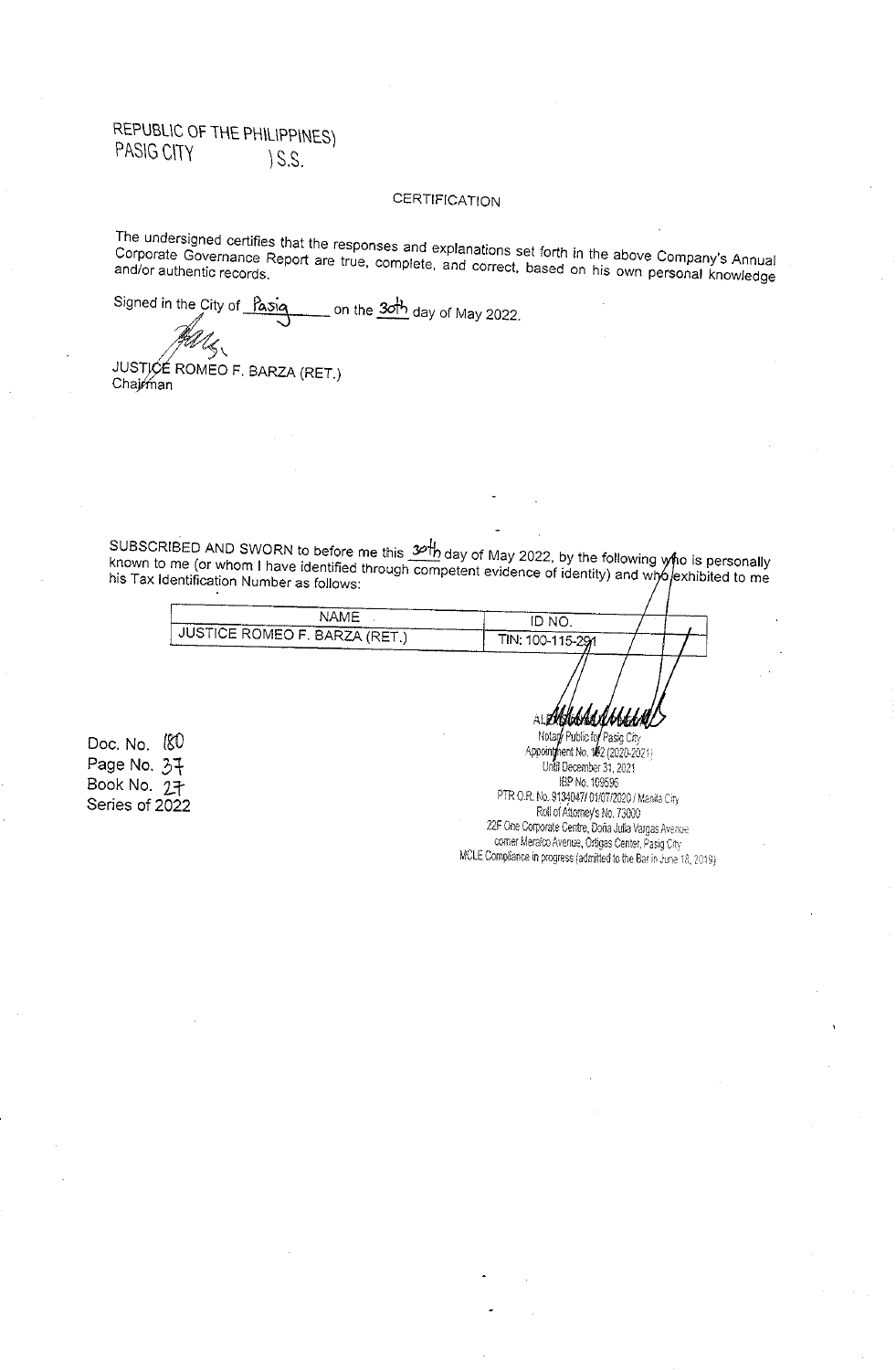REPUBLIC OF THE PHILIPPINES)
PASIG CITY ) S.S.

## CERTIFICATION

The undersigned certifies that the responses and explanations set forth in the above Company's Annual Corporate Governance Report are true, complete, and correct, based on his own personal knowledge and/or authentic records.

Signed in the City of Pasig on the 30th day of May 2022.

JUSTICE ROMEO F. BARZA (RET.)
Chairman

SUBSCRIBED AND SWORN to before me this 30th day of May 2022, by the following who is personally known to me (or whom I have identified through competent evidence of identity) and who exhibited to me his Tax Identification Number as follows:

| NAME | ID NO. |
| --- | --- |
| JUSTICE ROMEO F. BARZA (RET.) | TIN: 100-115-291 |

Notary Public for Pasig City
Appointment No. 182 (2020-2021)
Until December 31, 2021
IBP No. 109596
PTR O.R. No. 9134047/ 01/07/2020 / Manila City
Roll of Attorney's No. 73000
22F One Corporate Centre, Doña Julia Vargas Avenue
corner Meralco Avenue, Ortigas Center, Pasig City
MCLE Compliance in progress (admitted to the Bar in June 18, 2019)

Doc. No. 180
Page No. 37
Book No. 27
Series of 2022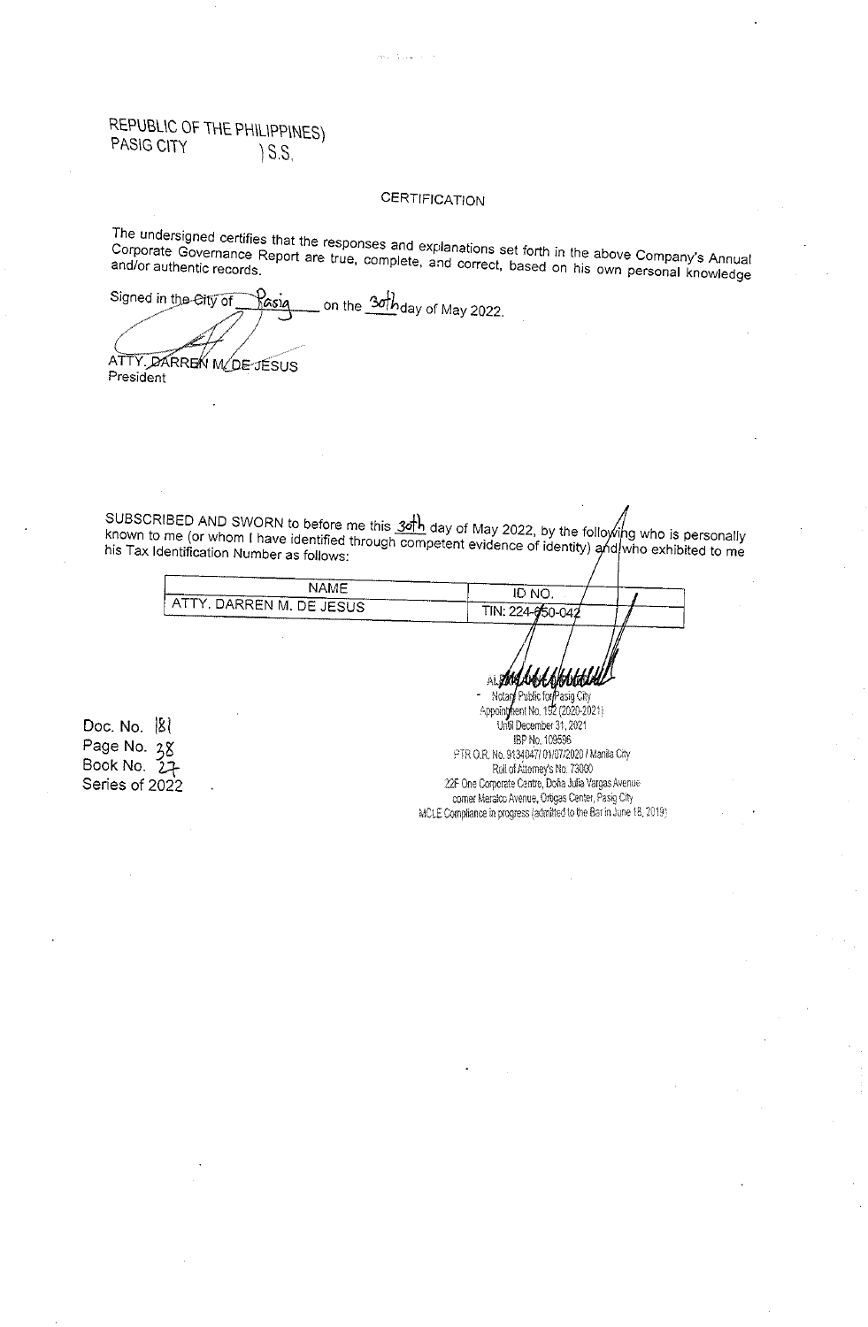REPUBLIC OF THE PHILIPPINES)
PASIG CITY ) S.S.

CERTIFICATION

The undersigned certifies that the responses and explanations set forth in the above Company's Annual Corporate Governance Report are true, complete, and correct, based on his own personal knowledge and/or authentic records.

Signed in the City of Pasig on the 30th day of May 2022.

ATTY. DARREN M. DE JESUS
President

SUBSCRIBED AND SWORN to before me this 30th day of May 2022, by the following who is personally known to me (or whom I have identified through competent evidence of identity) and who exhibited to me his Tax Identification Number as follows:

| NAME | ID NO. |
| --- | --- |
| ATTY. DARREN M. DE JESUS | TIN: 224-650-042 |

Notary Public for Pasig City
Appointment No. 192 (2020-2021)
Until December 31, 2021
IBP No. 109596
PTR O.R. No. 9134047/ 01/07/2020 / Manila City
Roll of Attorney's No. 73080
22F One Corporate Centre, Doña Julia Vargas Avenue
corner Meralco Avenue, Ortigas Center, Pasig City
MCLE Compliance in progress (admitted to the Bar in June 18, 2019)

Doc. No. 181
Page No. 38
Book No. 27
Series of 2022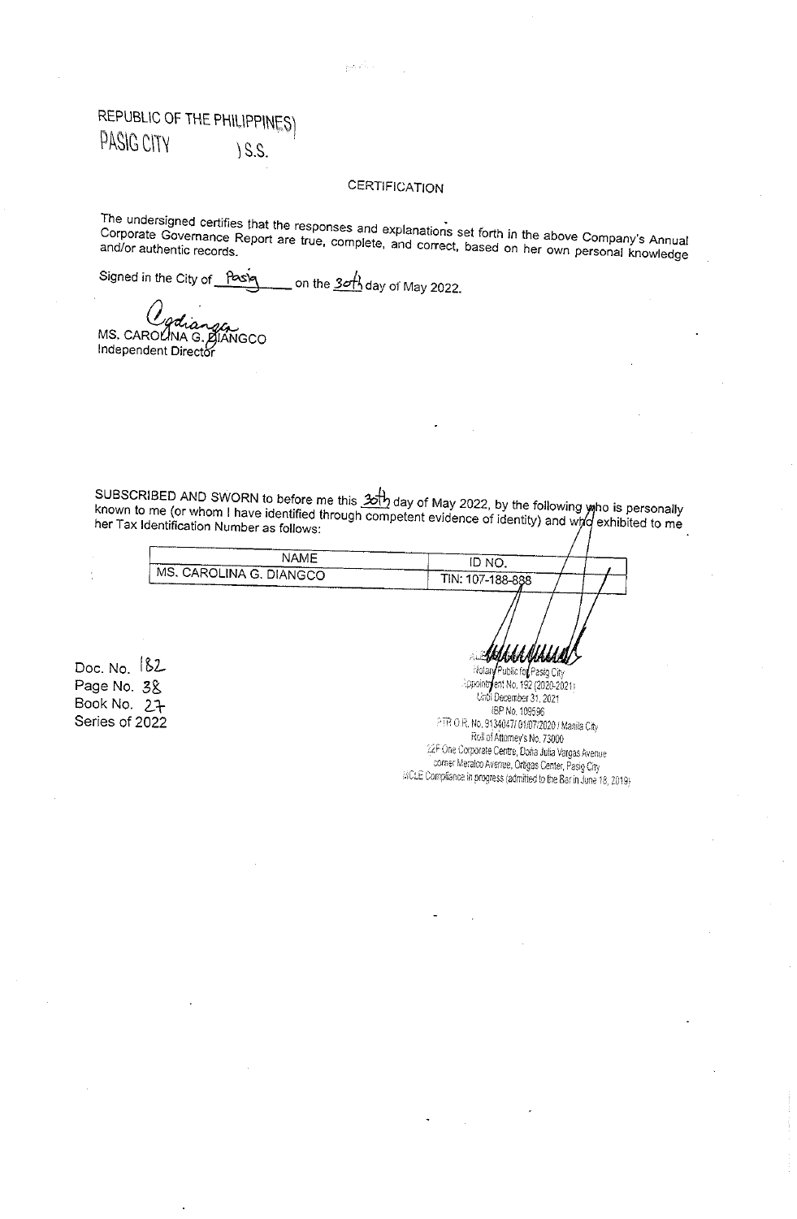REPUBLIC OF THE PHILIPPINES)
PASIG CITY ) S.S.

CERTIFICATION

The undersigned certifies that the responses and explanations set forth in the above Company's Annual Corporate Governance Report are true, complete, and correct, based on her own personal knowledge and/or authentic records.

Signed in the City of Pasig on the 30th day of May 2022.

MS. CAROLINA G. DIANGCO
Independent Director

SUBSCRIBED AND SWORN to before me this 30th day of May 2022, by the following who is personally known to me (or whom I have identified through competent evidence of identity) and who exhibited to me her Tax Identification Number as follows:

| NAME | ID NO. |
|---|---|
| MS. CAROLINA G. DIANGCO | TIN: 107-188-888 |

Notary Public for Pasig City
Appointment No. 192 (2020-2021)
Until December 31, 2021
IBP No. 109596
PTR O.R. No. 9134047/ 01/07/2020 / Manila City
Roll of Attorney's No. 73000
22F One Corporate Centre, Doña Julia Vargas Avenue
corner Meralco Avenue, Ortigas Center, Pasig City
MCLE Compliance in progress (admitted to the Bar in June 18, 2019)

Doc. No. 182
Page No. 38
Book No. 27
Series of 2022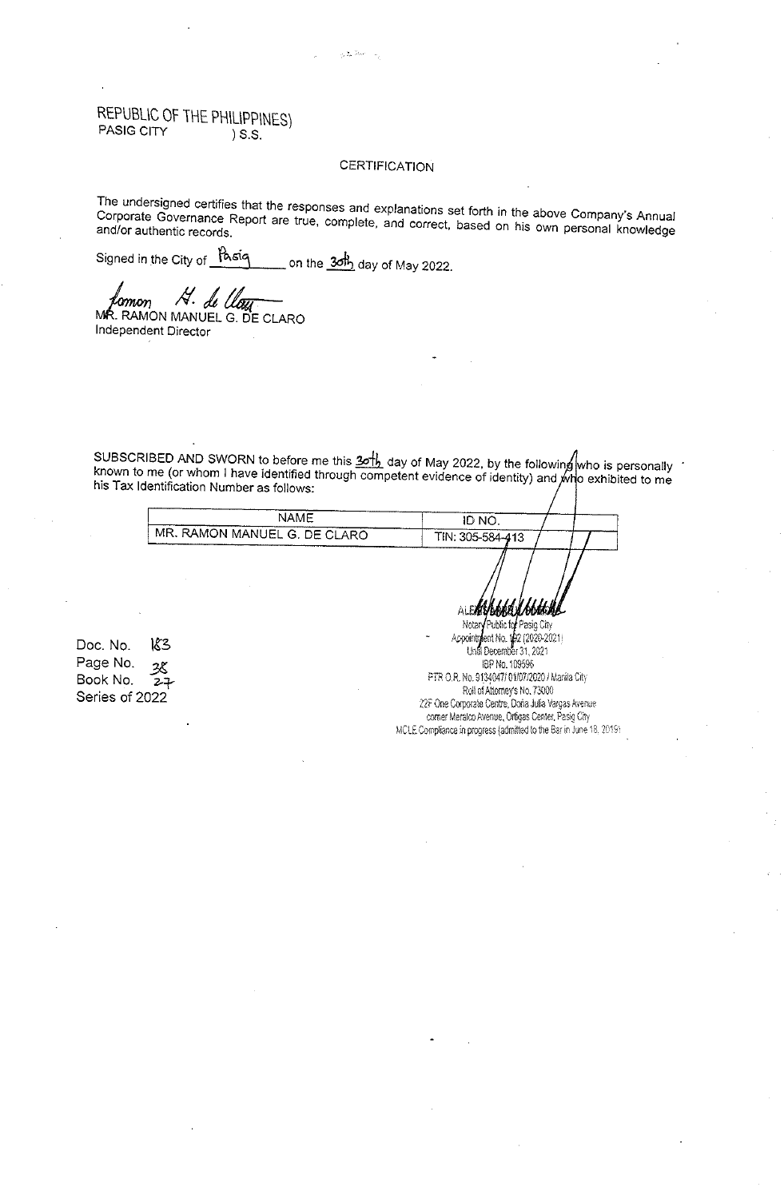REPUBLIC OF THE PHILIPPINES)
PASIG CITY ) S.S.

CERTIFICATION

The undersigned certifies that the responses and explanations set forth in the above Company's Annual Corporate Governance Report are true, complete, and correct, based on his own personal knowledge and/or authentic records.

Signed in the City of Pasig on the 30th day of May 2022.

MR. RAMON MANUEL G. DE CLARO
Independent Director

SUBSCRIBED AND SWORN to before me this 30th day of May 2022, by the following who is personally known to me (or whom I have identified through competent evidence of identity) and who exhibited to me his Tax Identification Number as follows:

| NAME | ID NO. |
|---|---|
| MR. RAMON MANUEL G. DE CLARO | TIN: 305-584-413 |

Notary Public for Pasig City
Appointment No. 182 (2020-2021)
Until December 31, 2021
IBP No. 109596
PTR O.R. No. 9134047/ 01/07/2020 / Manila City
Roll of Attorney's No. 73000
22F One Corporate Centre, Doña Julia Vargas Avenue
corner Meralco Avenue, Ortigas Center, Pasig City
MCLE Compliance in progress (admitted to the Bar in June 18, 2019)

Doc. No. 183
Page No. 38
Book No. 27
Series of 2022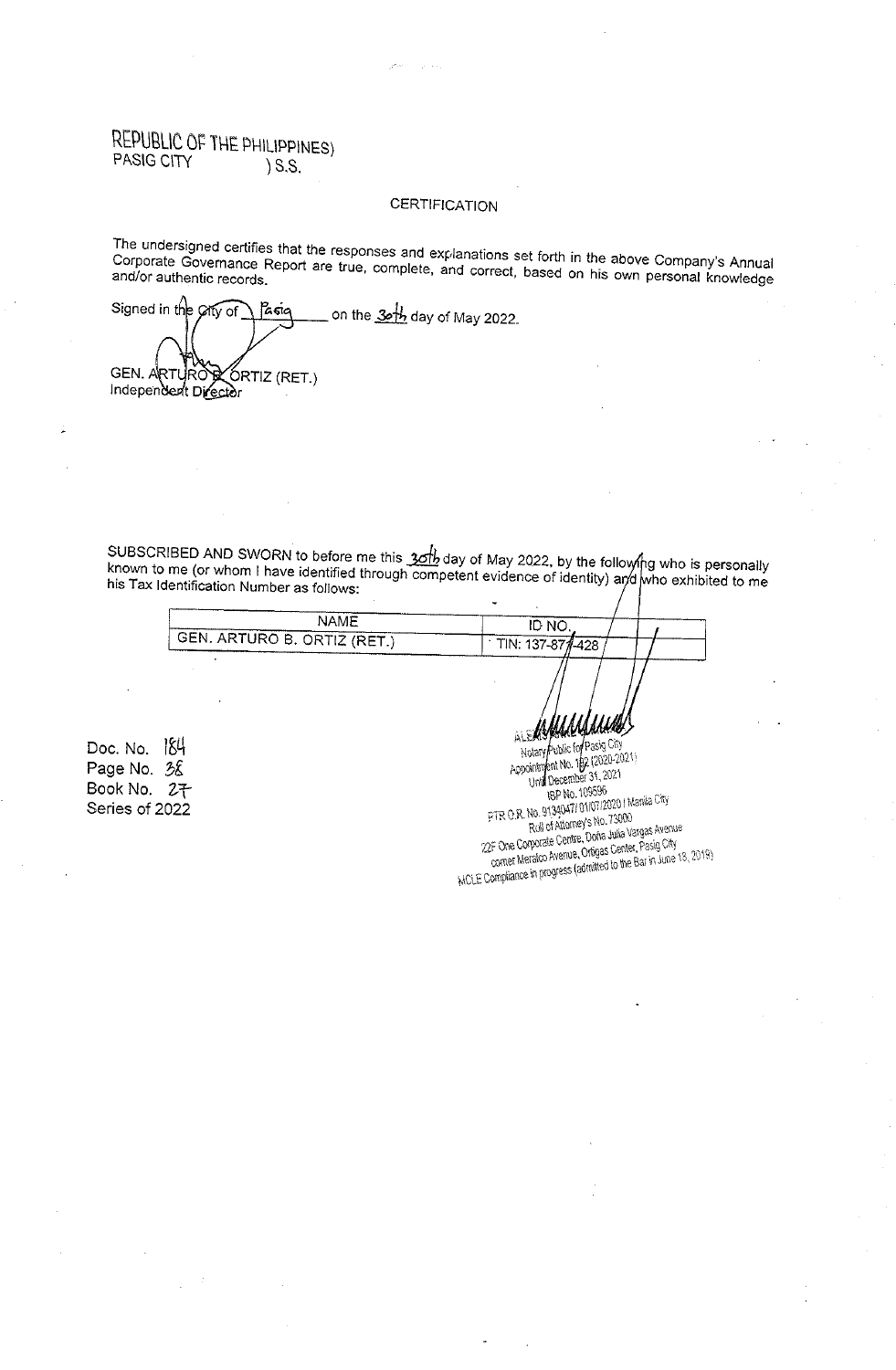REPUBLIC OF THE PHILIPPINES)
PASIG CITY ) S.S.

CERTIFICATION

The undersigned certifies that the responses and explanations set forth in the above Company's Annual Corporate Governance Report are true, complete, and correct, based on his own personal knowledge and/or authentic records.

Signed in the City of Pasig on the 30th day of May 2022.

GEN. ARTURO B. ORTIZ (RET.)
Independent Director

SUBSCRIBED AND SWORN to before me this 30th day of May 2022, by the following who is personally known to me (or whom I have identified through competent evidence of identity) and who exhibited to me his Tax Identification Number as follows:

| NAME | ID NO. |
|---|---|
| GEN. ARTURO B. ORTIZ (RET.) | TIN: 137-871-428 |

Doc. No. 184
Page No. 38
Book No. 27
Series of 2022

Notary Public for Pasig City
Appointment No. 182 (2020-2021)
Until December 31, 2021
IBP No. 109596
PTR O.R. No. 9134047/ 01/07/2020 / Manila City
Roll of Attorney's No. 73000
22F One Corporate Centre, Doña Julia Vargas Avenue
corner Meralco Avenue, Ortigas Center, Pasig City
MCLE Compliance in progress (admitted to the Bar in June 13, 2019)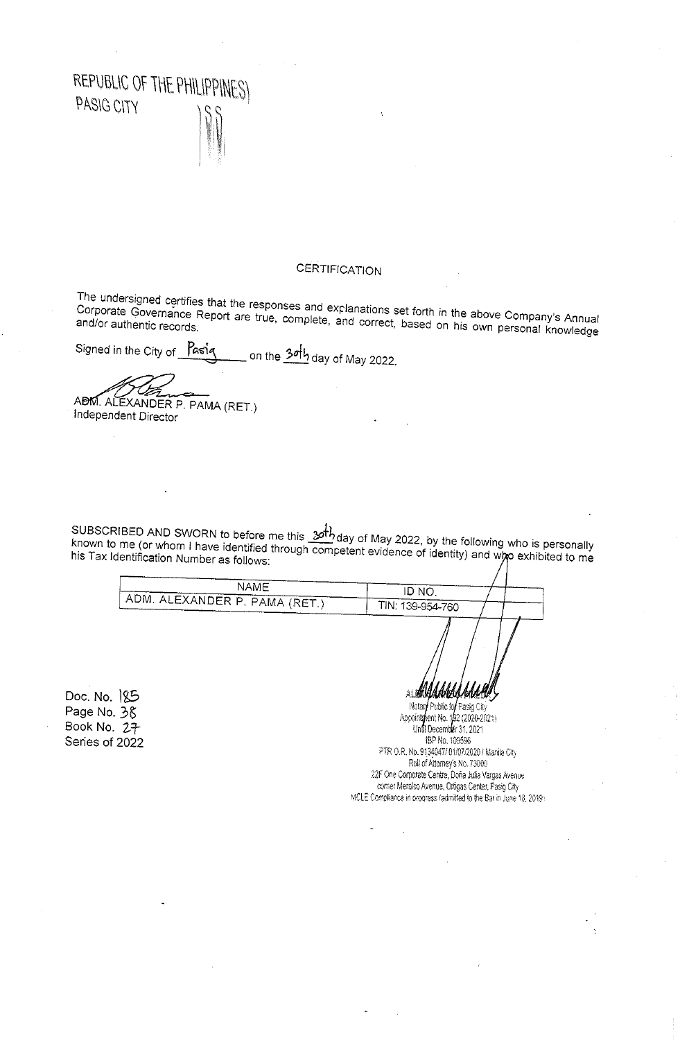REPUBLIC OF THE PHILIPPINES)
PASIG CITY ) S.S.

## CERTIFICATION

The undersigned certifies that the responses and explanations set forth in the above Company's Annual Corporate Governance Report are true, complete, and correct, based on his own personal knowledge and/or authentic records.

Signed in the City of Pasig on the 30th day of May 2022.

ADM. ALEXANDER P. PAMA (RET.)
Independent Director

SUBSCRIBED AND SWORN to before me this 30th day of May 2022, by the following who is personally known to me (or whom I have identified through competent evidence of identity) and who exhibited to me his Tax Identification Number as follows:

| NAME | ID NO. |
|---|---|
| ADM. ALEXANDER P. PAMA (RET.) | TIN: 139-954-760 |

Doc. No. 185
Page No. 38
Book No. 27
Series of 2022

Notary Public for Pasig City
Appointment No. 132 (2020-2021)
Until December 31, 2021
IBP No. 109596
PTR O.R. No. 9134047/ 01/07/2020 / Manila City
Roll of Attorney's No. 73000
22F One Corporate Centre, Doña Julia Vargas Avenue
corner Meralco Avenue, Ortigas Center, Pasig City
MCLE Compliance in progress (admitted to the Bar in June 18, 2019)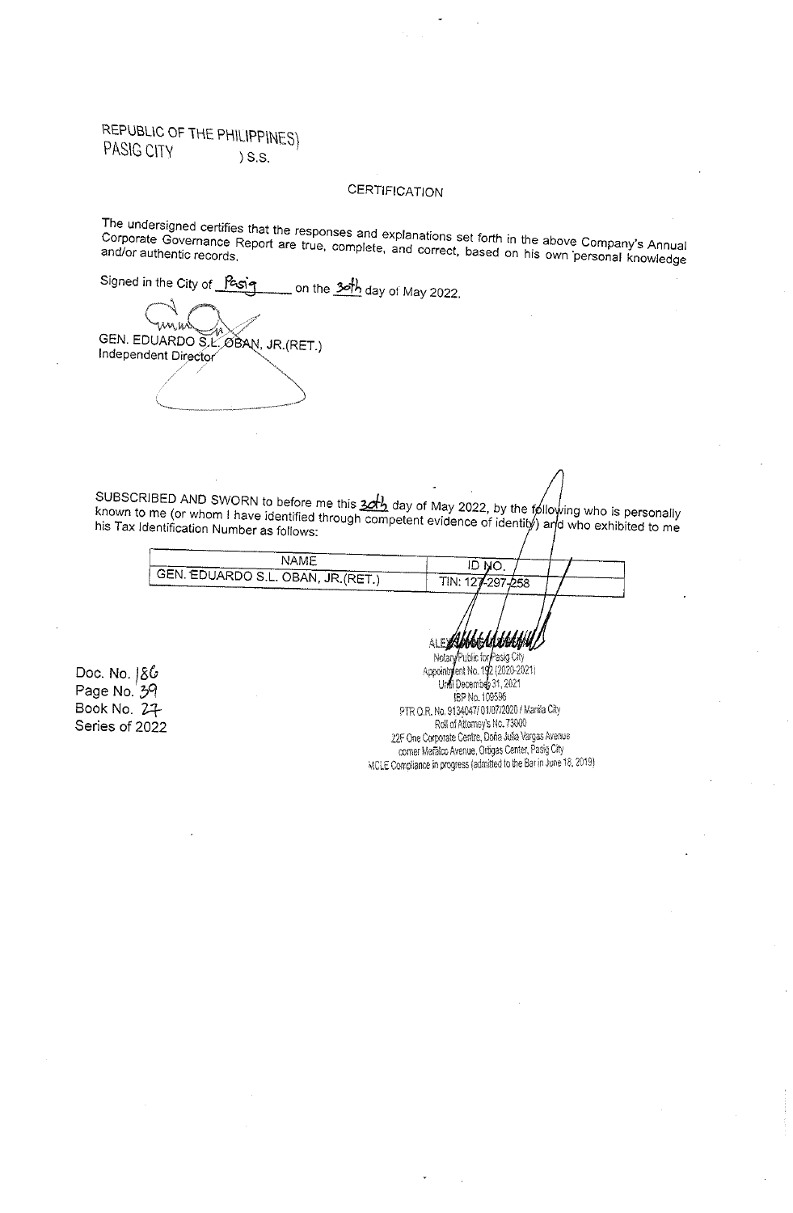REPUBLIC OF THE PHILIPPINES)
PASIG CITY ) S.S.

CERTIFICATION

The undersigned certifies that the responses and explanations set forth in the above Company's Annual Corporate Governance Report are true, complete, and correct, based on his own personal knowledge and/or authentic records.

Signed in the City of Pasig on the 30th day of May 2022.

GEN. EDUARDO S.L. OBAN, JR.(RET.)
Independent Director

SUBSCRIBED AND SWORN to before me this 30th day of May 2022, by the following who is personally known to me (or whom I have identified through competent evidence of identity) and who exhibited to me his Tax Identification Number as follows:

| NAME | ID NO. |
|---|---|
| GEN. EDUARDO S.L. OBAN, JR.(RET.) | TIN: 127-297-258 |

ALEX
Notary Public for Pasig City
Appointment No. 192 (2020-2021)
Until December 31, 2021
IBP No. 109596
PTR O.R. No. 9134047/ 01/07/2020 / Manila City
Roll of Attorney's No. 73300
22F One Corporate Centre, Doña Julia Vargas Avenue
corner Meralco Avenue, Ortigas Center, Pasig City
MCLE Compliance in progress (admitted to the Bar in June 18, 2019)

Doc. No. 186
Page No. 39
Book No. 27
Series of 2022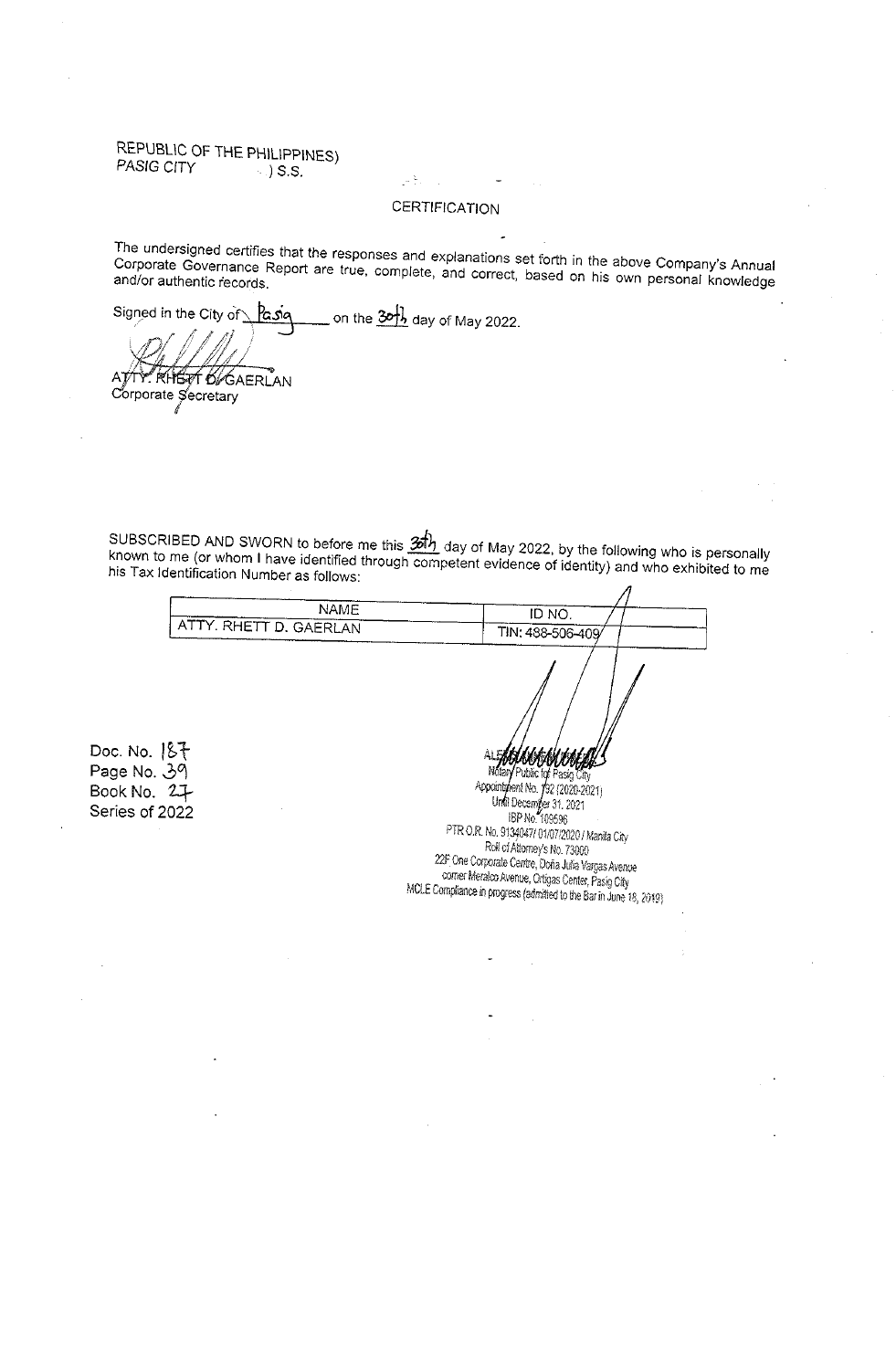REPUBLIC OF THE PHILIPPINES)
PASIG CITY ) S.S.

CERTIFICATION

The undersigned certifies that the responses and explanations set forth in the above Company's Annual Corporate Governance Report are true, complete, and correct, based on his own personal knowledge and/or authentic records.

Signed in the City of Pasig on the 30th day of May 2022.

ATTY. RHETT D. GAERLAN
Corporate Secretary

SUBSCRIBED AND SWORN to before me this 30th day of May 2022, by the following who is personally known to me (or whom I have identified through competent evidence of identity) and who exhibited to me his Tax Identification Number as follows:

| NAME | ID NO. |
|---|---|
| ATTY. RHETT D. GAERLAN | TIN: 488-506-409 |

Doc. No. 187
Page No. 39
Book No. 27
Series of 2022

Notary Public for Pasig City
Appointment No. 192 (2020-2021)
Until December 31, 2021
IBP No. 109596
PTR O.R. No. 9134047/ 01/07/2020 / Manila City
Roll of Attorney's No. 73000
22F One Corporate Centre, Doña Julia Vargas Avenue
corner Meralco Avenue, Ortigas Center, Pasig City
MCLE Compliance in progress (admitted to the Bar in June 18, 2019)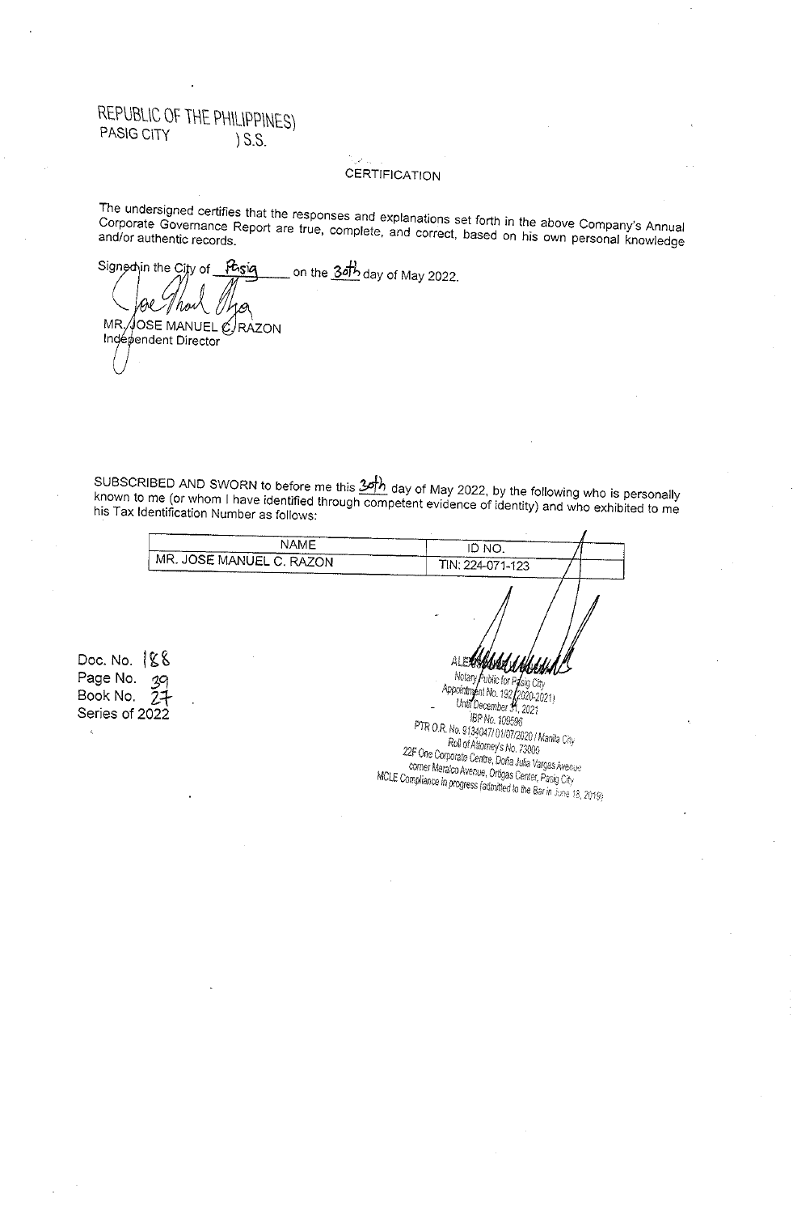REPUBLIC OF THE PHILIPPINES)
PASIG CITY ) S.S.

## CERTIFICATION

The undersigned certifies that the responses and explanations set forth in the above Company's Annual Corporate Governance Report are true, complete, and correct, based on his own personal knowledge and/or authentic records.

Signed in the City of Pasig on the 30th day of May 2022.

MR. JOSE MANUEL C. RAZON
Independent Director

SUBSCRIBED AND SWORN to before me this 30th day of May 2022, by the following who is personally known to me (or whom I have identified through competent evidence of identity) and who exhibited to me his Tax Identification Number as follows:

| NAME | ID NO. |
|---|---|
| MR. JOSE MANUEL C. RAZON | TIN: 224-071-123 |

Doc. No. 188
Page No. 39
Book No. 27
Series of 2022

ALE
Notary Public for Pasig City
Appointment No. 192 (2020-2021)
Until December 31, 2021
IBP No. 109596
PTR O.R. No. 9134047/ 01/07/2020 / Manila City
Roll of Attorney's No. 73000
22F One Corporate Centre, Doña Julia Vargas Avenue
corner Meralco Avenue, Ortigas Center, Pasig City
MCLE Compliance in progress (admitted to the Bar in June 18, 2019)